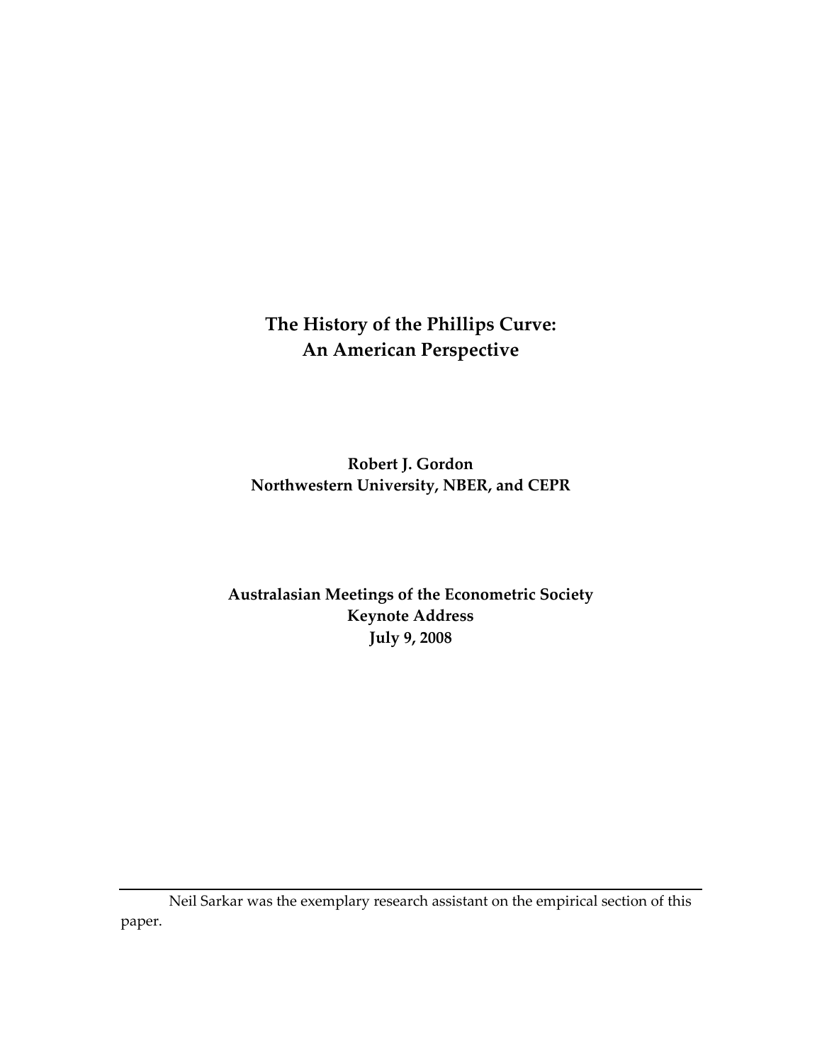# The History of the Phillips Curve: An American Perspective

**Robert J. Gordon**
**Northwestern University, NBER, and CEPR**

**Australasian Meetings of the Econometric Society**
**Keynote Address**
**July 9, 2008**

---

Neil Sarkar was the exemplary research assistant on the empirical section of this paper.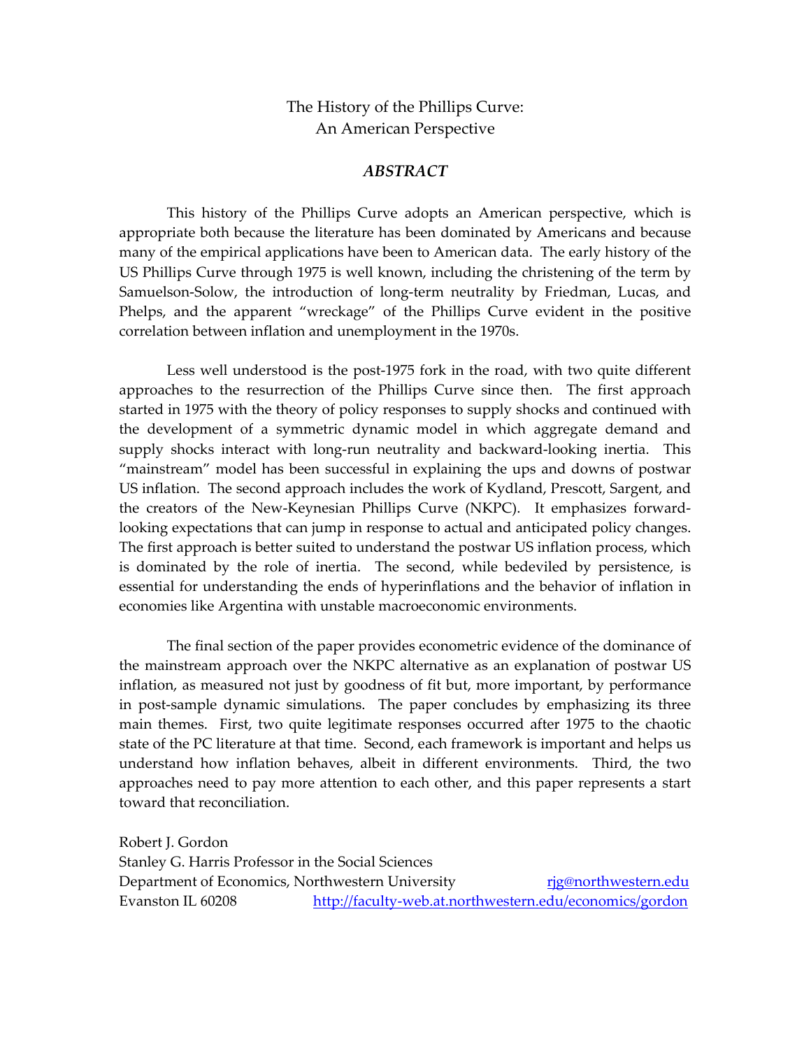# The History of the Phillips Curve: An American Perspective

## *ABSTRACT*

This history of the Phillips Curve adopts an American perspective, which is appropriate both because the literature has been dominated by Americans and because many of the empirical applications have been to American data. The early history of the US Phillips Curve through 1975 is well known, including the christening of the term by Samuelson-Solow, the introduction of long-term neutrality by Friedman, Lucas, and Phelps, and the apparent "wreckage" of the Phillips Curve evident in the positive correlation between inflation and unemployment in the 1970s.

Less well understood is the post-1975 fork in the road, with two quite different approaches to the resurrection of the Phillips Curve since then. The first approach started in 1975 with the theory of policy responses to supply shocks and continued with the development of a symmetric dynamic model in which aggregate demand and supply shocks interact with long-run neutrality and backward-looking inertia. This "mainstream" model has been successful in explaining the ups and downs of postwar US inflation. The second approach includes the work of Kydland, Prescott, Sargent, and the creators of the New-Keynesian Phillips Curve (NKPC). It emphasizes forward-looking expectations that can jump in response to actual and anticipated policy changes. The first approach is better suited to understand the postwar US inflation process, which is dominated by the role of inertia. The second, while bedeviled by persistence, is essential for understanding the ends of hyperinflations and the behavior of inflation in economies like Argentina with unstable macroeconomic environments.

The final section of the paper provides econometric evidence of the dominance of the mainstream approach over the NKPC alternative as an explanation of postwar US inflation, as measured not just by goodness of fit but, more important, by performance in post-sample dynamic simulations. The paper concludes by emphasizing its three main themes. First, two quite legitimate responses occurred after 1975 to the chaotic state of the PC literature at that time. Second, each framework is important and helps us understand how inflation behaves, albeit in different environments. Third, the two approaches need to pay more attention to each other, and this paper represents a start toward that reconciliation.

Robert J. Gordon
Stanley G. Harris Professor in the Social Sciences
Department of Economics, Northwestern University rjg@northwestern.edu
Evanston IL 60208 http://faculty-web.at.northwestern.edu/economics/gordon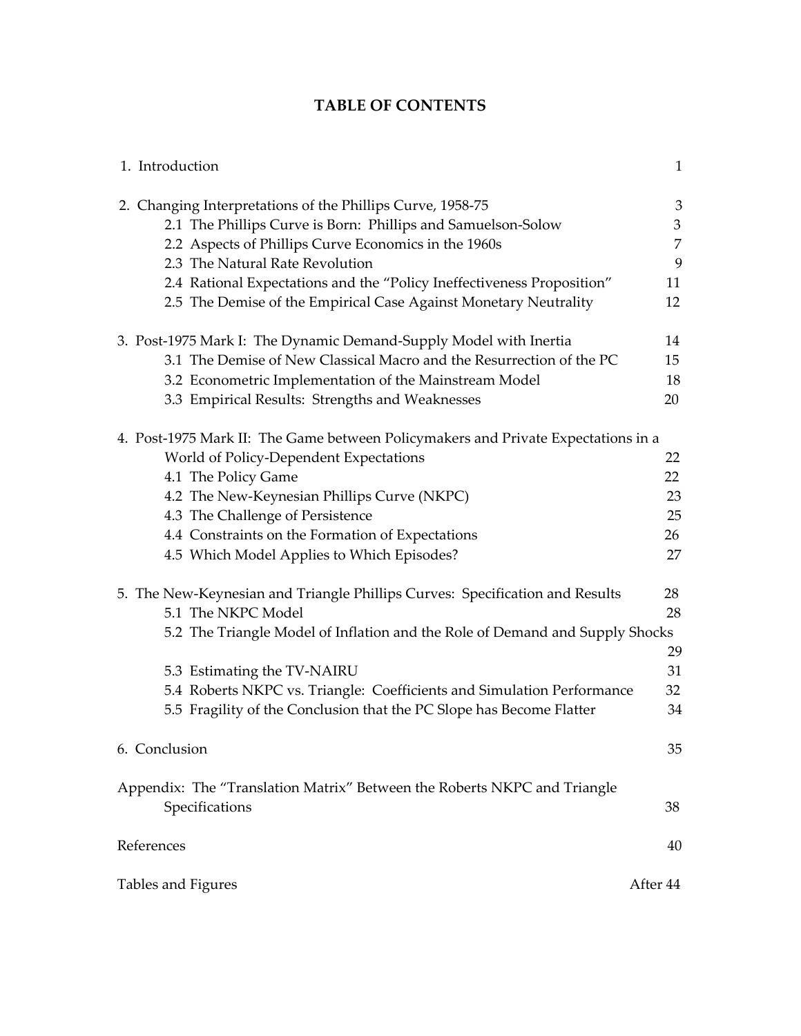# TABLE OF CONTENTS

| | |
|---|---|
| 1. Introduction | 1 |
| 2. Changing Interpretations of the Phillips Curve, 1958-75 | 3 |
| 2.1 The Phillips Curve is Born: Phillips and Samuelson-Solow | 3 |
| 2.2 Aspects of Phillips Curve Economics in the 1960s | 7 |
| 2.3 The Natural Rate Revolution | 9 |
| 2.4 Rational Expectations and the "Policy Ineffectiveness Proposition" | 11 |
| 2.5 The Demise of the Empirical Case Against Monetary Neutrality | 12 |
| 3. Post-1975 Mark I: The Dynamic Demand-Supply Model with Inertia | 14 |
| 3.1 The Demise of New Classical Macro and the Resurrection of the PC | 15 |
| 3.2 Econometric Implementation of the Mainstream Model | 18 |
| 3.3 Empirical Results: Strengths and Weaknesses | 20 |
| 4. Post-1975 Mark II: The Game between Policymakers and Private Expectations in a World of Policy-Dependent Expectations | 22 |
| 4.1 The Policy Game | 22 |
| 4.2 The New-Keynesian Phillips Curve (NKPC) | 23 |
| 4.3 The Challenge of Persistence | 25 |
| 4.4 Constraints on the Formation of Expectations | 26 |
| 4.5 Which Model Applies to Which Episodes? | 27 |
| 5. The New-Keynesian and Triangle Phillips Curves: Specification and Results | 28 |
| 5.1 The NKPC Model | 28 |
| 5.2 The Triangle Model of Inflation and the Role of Demand and Supply Shocks | 29 |
| 5.3 Estimating the TV-NAIRU | 31 |
| 5.4 Roberts NKPC vs. Triangle: Coefficients and Simulation Performance | 32 |
| 5.5 Fragility of the Conclusion that the PC Slope has Become Flatter | 34 |
| 6. Conclusion | 35 |
| Appendix: The "Translation Matrix" Between the Roberts NKPC and Triangle Specifications | 38 |
| References | 40 |
| Tables and Figures | After 44 |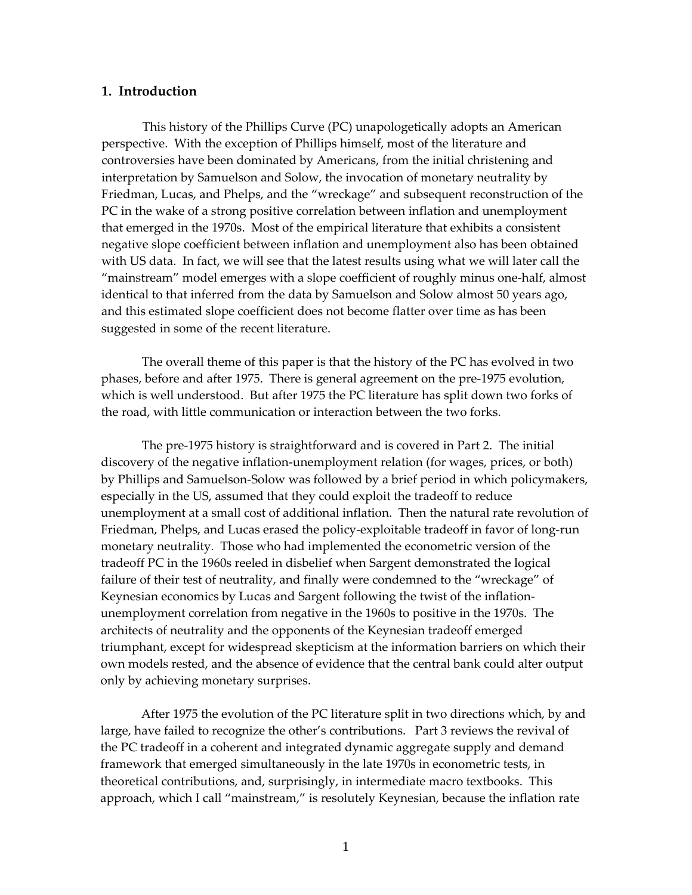## 1. Introduction

This history of the Phillips Curve (PC) unapologetically adopts an American perspective. With the exception of Phillips himself, most of the literature and controversies have been dominated by Americans, from the initial christening and interpretation by Samuelson and Solow, the invocation of monetary neutrality by Friedman, Lucas, and Phelps, and the "wreckage" and subsequent reconstruction of the PC in the wake of a strong positive correlation between inflation and unemployment that emerged in the 1970s. Most of the empirical literature that exhibits a consistent negative slope coefficient between inflation and unemployment also has been obtained with US data. In fact, we will see that the latest results using what we will later call the "mainstream" model emerges with a slope coefficient of roughly minus one-half, almost identical to that inferred from the data by Samuelson and Solow almost 50 years ago, and this estimated slope coefficient does not become flatter over time as has been suggested in some of the recent literature.

The overall theme of this paper is that the history of the PC has evolved in two phases, before and after 1975. There is general agreement on the pre-1975 evolution, which is well understood. But after 1975 the PC literature has split down two forks of the road, with little communication or interaction between the two forks.

The pre-1975 history is straightforward and is covered in Part 2. The initial discovery of the negative inflation-unemployment relation (for wages, prices, or both) by Phillips and Samuelson-Solow was followed by a brief period in which policymakers, especially in the US, assumed that they could exploit the tradeoff to reduce unemployment at a small cost of additional inflation. Then the natural rate revolution of Friedman, Phelps, and Lucas erased the policy-exploitable tradeoff in favor of long-run monetary neutrality. Those who had implemented the econometric version of the tradeoff PC in the 1960s reeled in disbelief when Sargent demonstrated the logical failure of their test of neutrality, and finally were condemned to the "wreckage" of Keynesian economics by Lucas and Sargent following the twist of the inflation-unemployment correlation from negative in the 1960s to positive in the 1970s. The architects of neutrality and the opponents of the Keynesian tradeoff emerged triumphant, except for widespread skepticism at the information barriers on which their own models rested, and the absence of evidence that the central bank could alter output only by achieving monetary surprises.

After 1975 the evolution of the PC literature split in two directions which, by and large, have failed to recognize the other's contributions. Part 3 reviews the revival of the PC tradeoff in a coherent and integrated dynamic aggregate supply and demand framework that emerged simultaneously in the late 1970s in econometric tests, in theoretical contributions, and, surprisingly, in intermediate macro textbooks. This approach, which I call "mainstream," is resolutely Keynesian, because the inflation rate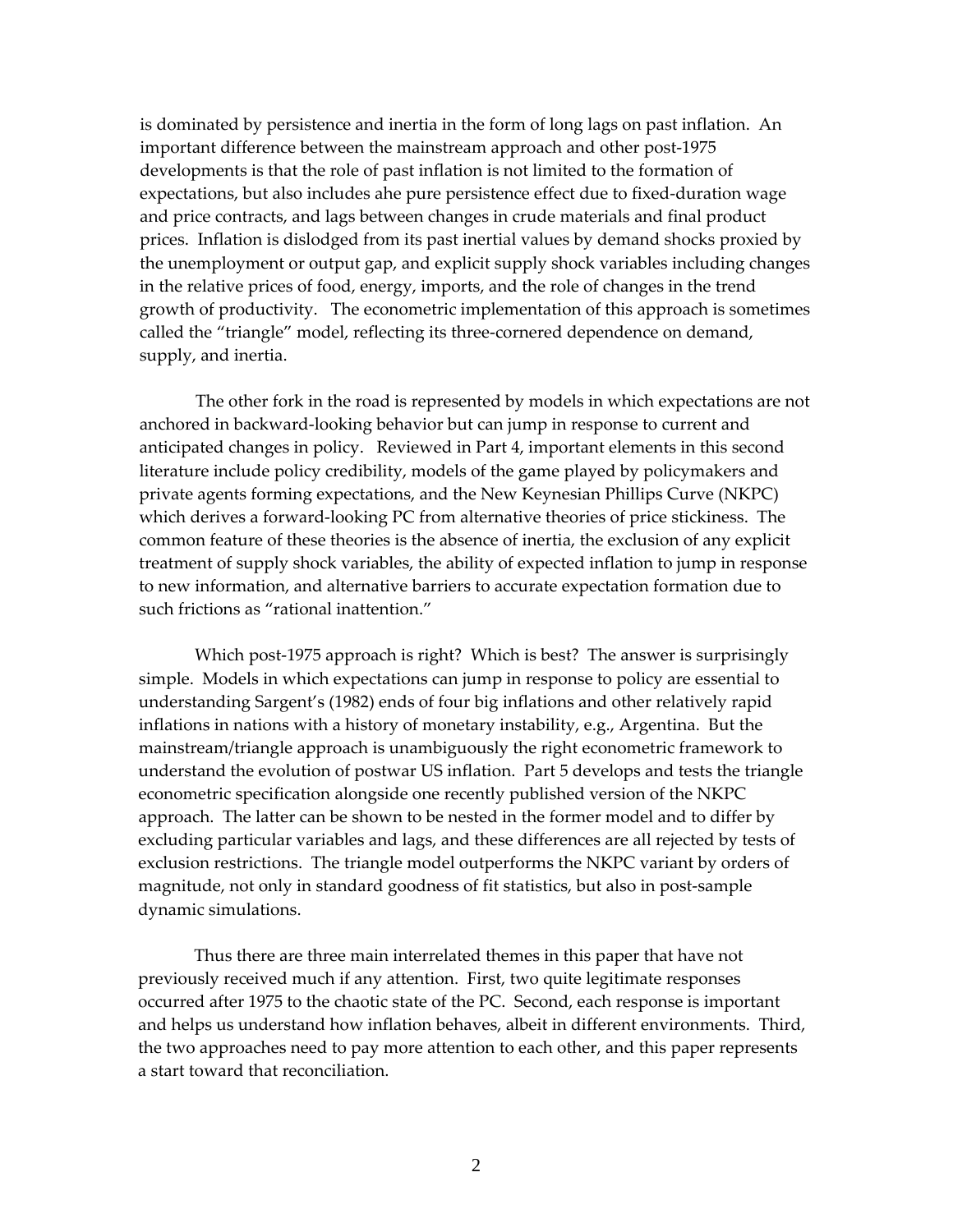is dominated by persistence and inertia in the form of long lags on past inflation. An important difference between the mainstream approach and other post-1975 developments is that the role of past inflation is not limited to the formation of expectations, but also includes ahe pure persistence effect due to fixed-duration wage and price contracts, and lags between changes in crude materials and final product prices. Inflation is dislodged from its past inertial values by demand shocks proxied by the unemployment or output gap, and explicit supply shock variables including changes in the relative prices of food, energy, imports, and the role of changes in the trend growth of productivity. The econometric implementation of this approach is sometimes called the "triangle" model, reflecting its three-cornered dependence on demand, supply, and inertia.

The other fork in the road is represented by models in which expectations are not anchored in backward-looking behavior but can jump in response to current and anticipated changes in policy. Reviewed in Part 4, important elements in this second literature include policy credibility, models of the game played by policymakers and private agents forming expectations, and the New Keynesian Phillips Curve (NKPC) which derives a forward-looking PC from alternative theories of price stickiness. The common feature of these theories is the absence of inertia, the exclusion of any explicit treatment of supply shock variables, the ability of expected inflation to jump in response to new information, and alternative barriers to accurate expectation formation due to such frictions as "rational inattention."

Which post-1975 approach is right? Which is best? The answer is surprisingly simple. Models in which expectations can jump in response to policy are essential to understanding Sargent's (1982) ends of four big inflations and other relatively rapid inflations in nations with a history of monetary instability, e.g., Argentina. But the mainstream/triangle approach is unambiguously the right econometric framework to understand the evolution of postwar US inflation. Part 5 develops and tests the triangle econometric specification alongside one recently published version of the NKPC approach. The latter can be shown to be nested in the former model and to differ by excluding particular variables and lags, and these differences are all rejected by tests of exclusion restrictions. The triangle model outperforms the NKPC variant by orders of magnitude, not only in standard goodness of fit statistics, but also in post-sample dynamic simulations.

Thus there are three main interrelated themes in this paper that have not previously received much if any attention. First, two quite legitimate responses occurred after 1975 to the chaotic state of the PC. Second, each response is important and helps us understand how inflation behaves, albeit in different environments. Third, the two approaches need to pay more attention to each other, and this paper represents a start toward that reconciliation.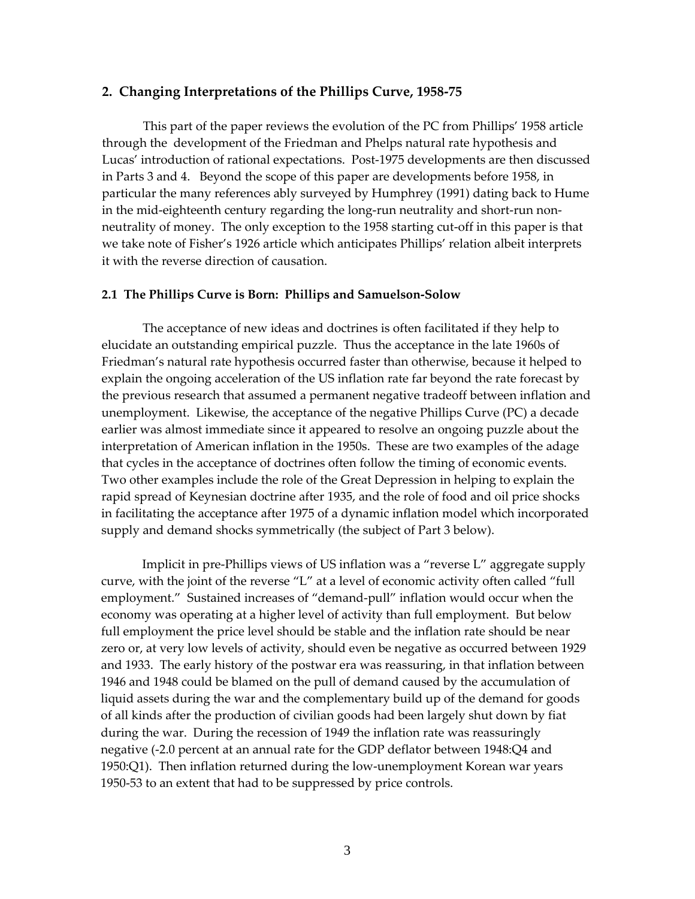## 2. Changing Interpretations of the Phillips Curve, 1958-75

This part of the paper reviews the evolution of the PC from Phillips' 1958 article through the development of the Friedman and Phelps natural rate hypothesis and Lucas' introduction of rational expectations. Post-1975 developments are then discussed in Parts 3 and 4. Beyond the scope of this paper are developments before 1958, in particular the many references ably surveyed by Humphrey (1991) dating back to Hume in the mid-eighteenth century regarding the long-run neutrality and short-run non-neutrality of money. The only exception to the 1958 starting cut-off in this paper is that we take note of Fisher's 1926 article which anticipates Phillips' relation albeit interprets it with the reverse direction of causation.

### 2.1 The Phillips Curve is Born: Phillips and Samuelson-Solow

The acceptance of new ideas and doctrines is often facilitated if they help to elucidate an outstanding empirical puzzle. Thus the acceptance in the late 1960s of Friedman's natural rate hypothesis occurred faster than otherwise, because it helped to explain the ongoing acceleration of the US inflation rate far beyond the rate forecast by the previous research that assumed a permanent negative tradeoff between inflation and unemployment. Likewise, the acceptance of the negative Phillips Curve (PC) a decade earlier was almost immediate since it appeared to resolve an ongoing puzzle about the interpretation of American inflation in the 1950s. These are two examples of the adage that cycles in the acceptance of doctrines often follow the timing of economic events. Two other examples include the role of the Great Depression in helping to explain the rapid spread of Keynesian doctrine after 1935, and the role of food and oil price shocks in facilitating the acceptance after 1975 of a dynamic inflation model which incorporated supply and demand shocks symmetrically (the subject of Part 3 below).

Implicit in pre-Phillips views of US inflation was a "reverse L" aggregate supply curve, with the joint of the reverse "L" at a level of economic activity often called "full employment." Sustained increases of "demand-pull" inflation would occur when the economy was operating at a higher level of activity than full employment. But below full employment the price level should be stable and the inflation rate should be near zero or, at very low levels of activity, should even be negative as occurred between 1929 and 1933. The early history of the postwar era was reassuring, in that inflation between 1946 and 1948 could be blamed on the pull of demand caused by the accumulation of liquid assets during the war and the complementary build up of the demand for goods of all kinds after the production of civilian goods had been largely shut down by fiat during the war. During the recession of 1949 the inflation rate was reassuringly negative (-2.0 percent at an annual rate for the GDP deflator between 1948:Q4 and 1950:Q1). Then inflation returned during the low-unemployment Korean war years 1950-53 to an extent that had to be suppressed by price controls.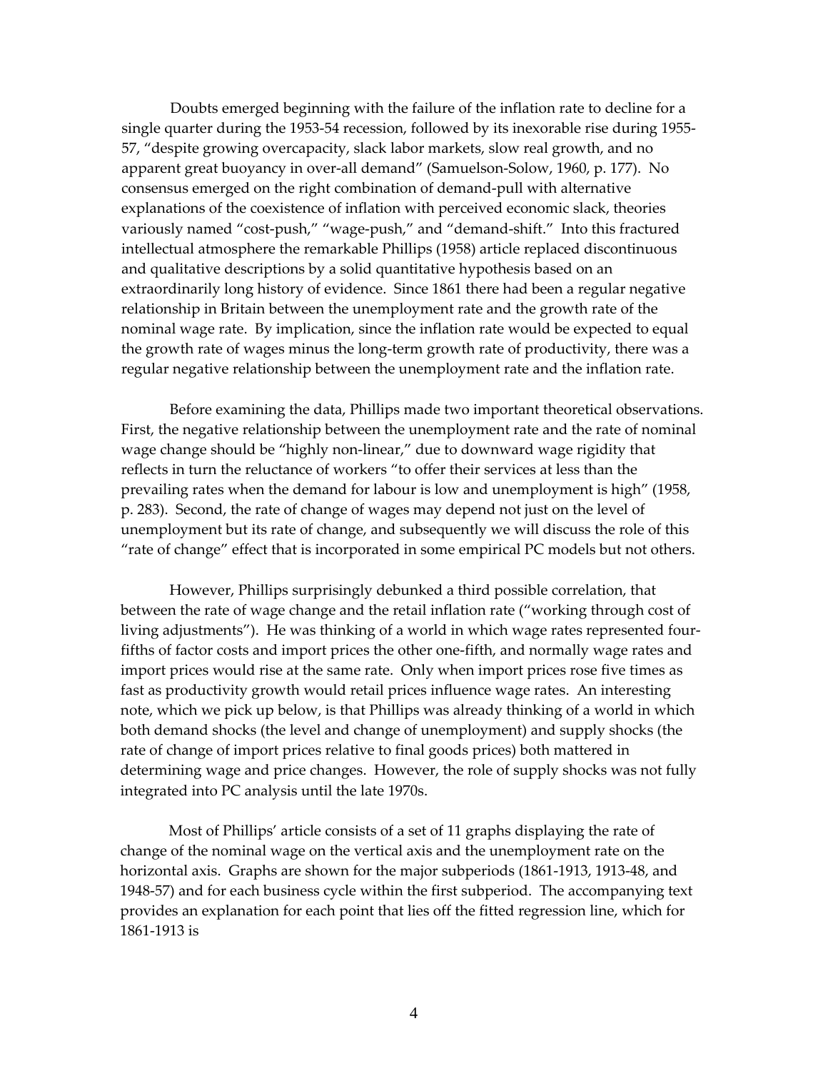Doubts emerged beginning with the failure of the inflation rate to decline for a single quarter during the 1953-54 recession, followed by its inexorable rise during 1955-57, "despite growing overcapacity, slack labor markets, slow real growth, and no apparent great buoyancy in over-all demand" (Samuelson-Solow, 1960, p. 177). No consensus emerged on the right combination of demand-pull with alternative explanations of the coexistence of inflation with perceived economic slack, theories variously named "cost-push," "wage-push," and "demand-shift." Into this fractured intellectual atmosphere the remarkable Phillips (1958) article replaced discontinuous and qualitative descriptions by a solid quantitative hypothesis based on an extraordinarily long history of evidence. Since 1861 there had been a regular negative relationship in Britain between the unemployment rate and the growth rate of the nominal wage rate. By implication, since the inflation rate would be expected to equal the growth rate of wages minus the long-term growth rate of productivity, there was a regular negative relationship between the unemployment rate and the inflation rate.

Before examining the data, Phillips made two important theoretical observations. First, the negative relationship between the unemployment rate and the rate of nominal wage change should be "highly non-linear," due to downward wage rigidity that reflects in turn the reluctance of workers "to offer their services at less than the prevailing rates when the demand for labour is low and unemployment is high" (1958, p. 283). Second, the rate of change of wages may depend not just on the level of unemployment but its rate of change, and subsequently we will discuss the role of this "rate of change" effect that is incorporated in some empirical PC models but not others.

However, Phillips surprisingly debunked a third possible correlation, that between the rate of wage change and the retail inflation rate ("working through cost of living adjustments"). He was thinking of a world in which wage rates represented four-fifths of factor costs and import prices the other one-fifth, and normally wage rates and import prices would rise at the same rate. Only when import prices rose five times as fast as productivity growth would retail prices influence wage rates. An interesting note, which we pick up below, is that Phillips was already thinking of a world in which both demand shocks (the level and change of unemployment) and supply shocks (the rate of change of import prices relative to final goods prices) both mattered in determining wage and price changes. However, the role of supply shocks was not fully integrated into PC analysis until the late 1970s.

Most of Phillips' article consists of a set of 11 graphs displaying the rate of change of the nominal wage on the vertical axis and the unemployment rate on the horizontal axis. Graphs are shown for the major subperiods (1861-1913, 1913-48, and 1948-57) and for each business cycle within the first subperiod. The accompanying text provides an explanation for each point that lies off the fitted regression line, which for 1861-1913 is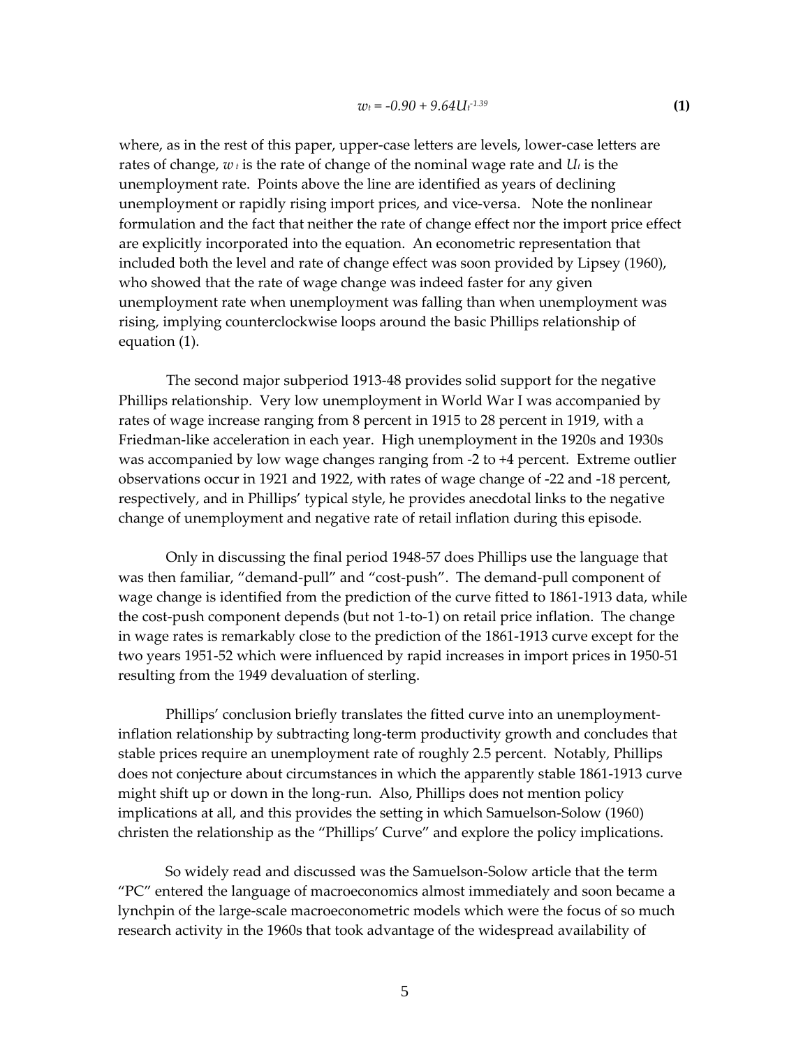$$w_t = -0.90 + 9.64U_t^{-1.39} \quad \textbf{(1)}$$

where, as in the rest of this paper, upper-case letters are levels, lower-case letters are rates of change, $w_t$ is the rate of change of the nominal wage rate and $U_t$ is the unemployment rate. Points above the line are identified as years of declining unemployment or rapidly rising import prices, and vice-versa. Note the nonlinear formulation and the fact that neither the rate of change effect nor the import price effect are explicitly incorporated into the equation. An econometric representation that included both the level and rate of change effect was soon provided by Lipsey (1960), who showed that the rate of wage change was indeed faster for any given unemployment rate when unemployment was falling than when unemployment was rising, implying counterclockwise loops around the basic Phillips relationship of equation (1).

The second major subperiod 1913-48 provides solid support for the negative Phillips relationship. Very low unemployment in World War I was accompanied by rates of wage increase ranging from 8 percent in 1915 to 28 percent in 1919, with a Friedman-like acceleration in each year. High unemployment in the 1920s and 1930s was accompanied by low wage changes ranging from -2 to +4 percent. Extreme outlier observations occur in 1921 and 1922, with rates of wage change of -22 and -18 percent, respectively, and in Phillips' typical style, he provides anecdotal links to the negative change of unemployment and negative rate of retail inflation during this episode.

Only in discussing the final period 1948-57 does Phillips use the language that was then familiar, "demand-pull" and "cost-push". The demand-pull component of wage change is identified from the prediction of the curve fitted to 1861-1913 data, while the cost-push component depends (but not 1-to-1) on retail price inflation. The change in wage rates is remarkably close to the prediction of the 1861-1913 curve except for the two years 1951-52 which were influenced by rapid increases in import prices in 1950-51 resulting from the 1949 devaluation of sterling.

Phillips' conclusion briefly translates the fitted curve into an unemployment-inflation relationship by subtracting long-term productivity growth and concludes that stable prices require an unemployment rate of roughly 2.5 percent. Notably, Phillips does not conjecture about circumstances in which the apparently stable 1861-1913 curve might shift up or down in the long-run. Also, Phillips does not mention policy implications at all, and this provides the setting in which Samuelson-Solow (1960) christen the relationship as the "Phillips' Curve" and explore the policy implications.

So widely read and discussed was the Samuelson-Solow article that the term "PC" entered the language of macroeconomics almost immediately and soon became a lynchpin of the large-scale macroeconometric models which were the focus of so much research activity in the 1960s that took advantage of the widespread availability of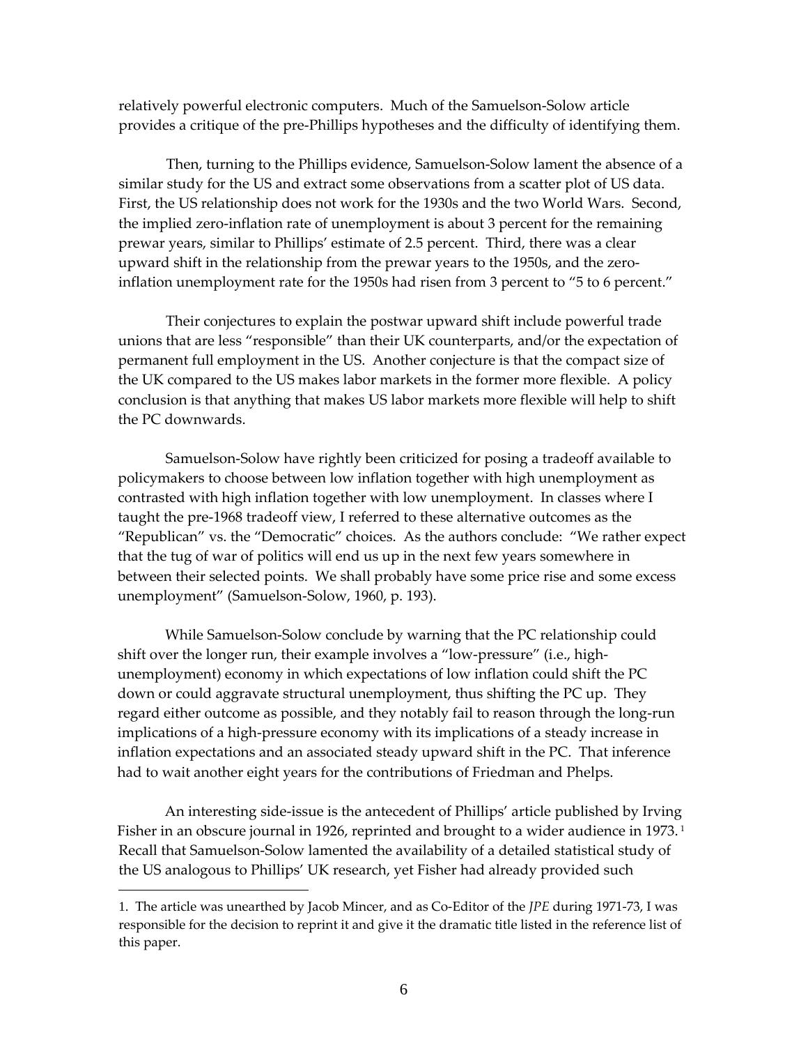relatively powerful electronic computers. Much of the Samuelson-Solow article provides a critique of the pre-Phillips hypotheses and the difficulty of identifying them.

Then, turning to the Phillips evidence, Samuelson-Solow lament the absence of a similar study for the US and extract some observations from a scatter plot of US data. First, the US relationship does not work for the 1930s and the two World Wars. Second, the implied zero-inflation rate of unemployment is about 3 percent for the remaining prewar years, similar to Phillips' estimate of 2.5 percent. Third, there was a clear upward shift in the relationship from the prewar years to the 1950s, and the zero-inflation unemployment rate for the 1950s had risen from 3 percent to "5 to 6 percent."

Their conjectures to explain the postwar upward shift include powerful trade unions that are less "responsible" than their UK counterparts, and/or the expectation of permanent full employment in the US. Another conjecture is that the compact size of the UK compared to the US makes labor markets in the former more flexible. A policy conclusion is that anything that makes US labor markets more flexible will help to shift the PC downwards.

Samuelson-Solow have rightly been criticized for posing a tradeoff available to policymakers to choose between low inflation together with high unemployment as contrasted with high inflation together with low unemployment. In classes where I taught the pre-1968 tradeoff view, I referred to these alternative outcomes as the "Republican" vs. the "Democratic" choices. As the authors conclude: "We rather expect that the tug of war of politics will end us up in the next few years somewhere in between their selected points. We shall probably have some price rise and some excess unemployment" (Samuelson-Solow, 1960, p. 193).

While Samuelson-Solow conclude by warning that the PC relationship could shift over the longer run, their example involves a "low-pressure" (i.e., high-unemployment) economy in which expectations of low inflation could shift the PC down or could aggravate structural unemployment, thus shifting the PC up. They regard either outcome as possible, and they notably fail to reason through the long-run implications of a high-pressure economy with its implications of a steady increase in inflation expectations and an associated steady upward shift in the PC. That inference had to wait another eight years for the contributions of Friedman and Phelps.

An interesting side-issue is the antecedent of Phillips' article published by Irving Fisher in an obscure journal in 1926, reprinted and brought to a wider audience in 1973.[1] Recall that Samuelson-Solow lamented the availability of a detailed statistical study of the US analogous to Phillips' UK research, yet Fisher had already provided such

---

1. The article was unearthed by Jacob Mincer, and as Co-Editor of the *JPE* during 1971-73, I was responsible for the decision to reprint it and give it the dramatic title listed in the reference list of this paper.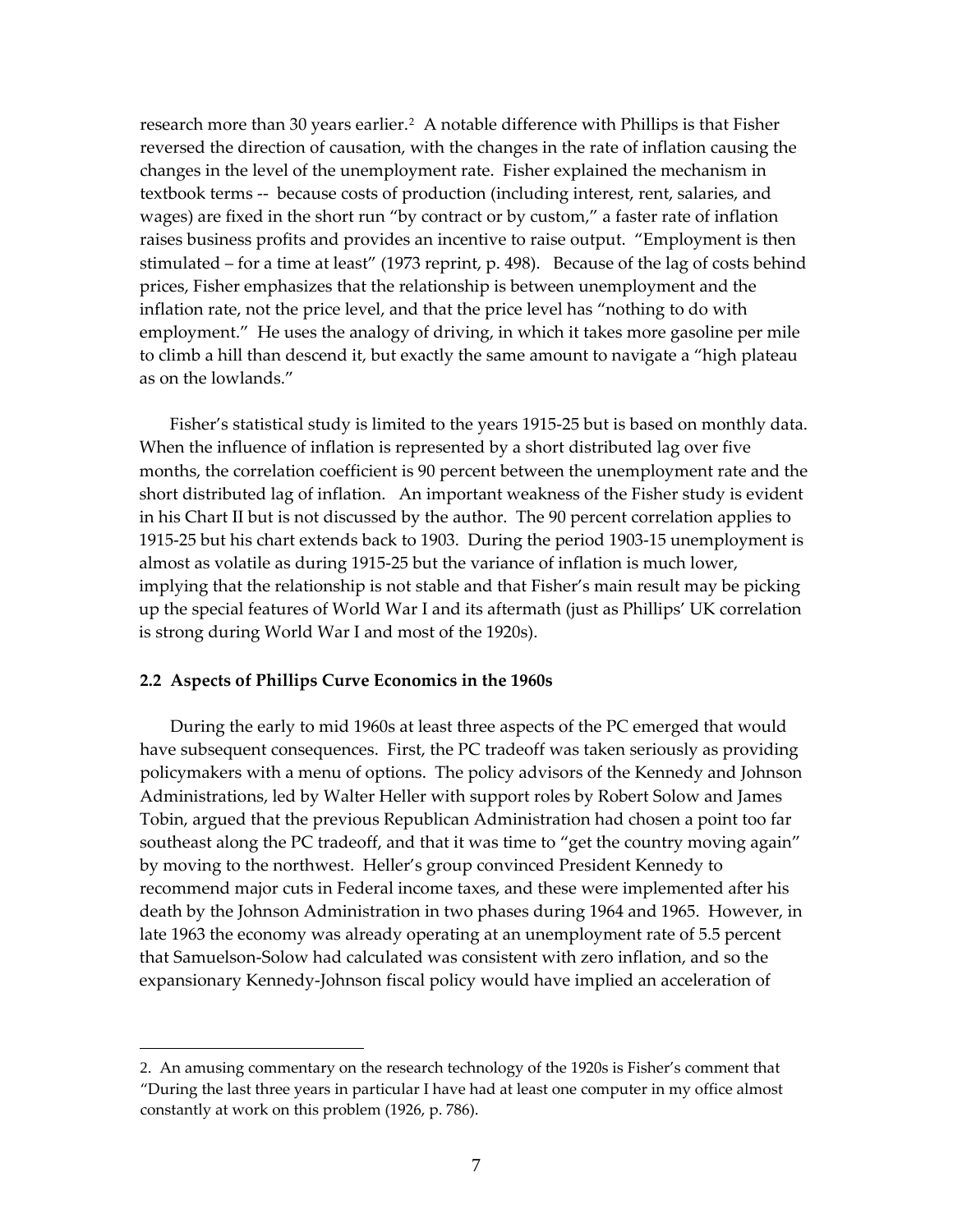research more than 30 years earlier.[2] A notable difference with Phillips is that Fisher reversed the direction of causation, with the changes in the rate of inflation causing the changes in the level of the unemployment rate. Fisher explained the mechanism in textbook terms -- because costs of production (including interest, rent, salaries, and wages) are fixed in the short run "by contract or by custom," a faster rate of inflation raises business profits and provides an incentive to raise output. "Employment is then stimulated – for a time at least" (1973 reprint, p. 498). Because of the lag of costs behind prices, Fisher emphasizes that the relationship is between unemployment and the inflation rate, not the price level, and that the price level has "nothing to do with employment." He uses the analogy of driving, in which it takes more gasoline per mile to climb a hill than descend it, but exactly the same amount to navigate a "high plateau as on the lowlands."

Fisher's statistical study is limited to the years 1915-25 but is based on monthly data. When the influence of inflation is represented by a short distributed lag over five months, the correlation coefficient is 90 percent between the unemployment rate and the short distributed lag of inflation. An important weakness of the Fisher study is evident in his Chart II but is not discussed by the author. The 90 percent correlation applies to 1915-25 but his chart extends back to 1903. During the period 1903-15 unemployment is almost as volatile as during 1915-25 but the variance of inflation is much lower, implying that the relationship is not stable and that Fisher's main result may be picking up the special features of World War I and its aftermath (just as Phillips' UK correlation is strong during World War I and most of the 1920s).

### 2.2 Aspects of Phillips Curve Economics in the 1960s

During the early to mid 1960s at least three aspects of the PC emerged that would have subsequent consequences. First, the PC tradeoff was taken seriously as providing policymakers with a menu of options. The policy advisors of the Kennedy and Johnson Administrations, led by Walter Heller with support roles by Robert Solow and James Tobin, argued that the previous Republican Administration had chosen a point too far southeast along the PC tradeoff, and that it was time to "get the country moving again" by moving to the northwest. Heller's group convinced President Kennedy to recommend major cuts in Federal income taxes, and these were implemented after his death by the Johnson Administration in two phases during 1964 and 1965. However, in late 1963 the economy was already operating at an unemployment rate of 5.5 percent that Samuelson-Solow had calculated was consistent with zero inflation, and so the expansionary Kennedy-Johnson fiscal policy would have implied an acceleration of

---

2. An amusing commentary on the research technology of the 1920s is Fisher's comment that "During the last three years in particular I have had at least one computer in my office almost constantly at work on this problem (1926, p. 786).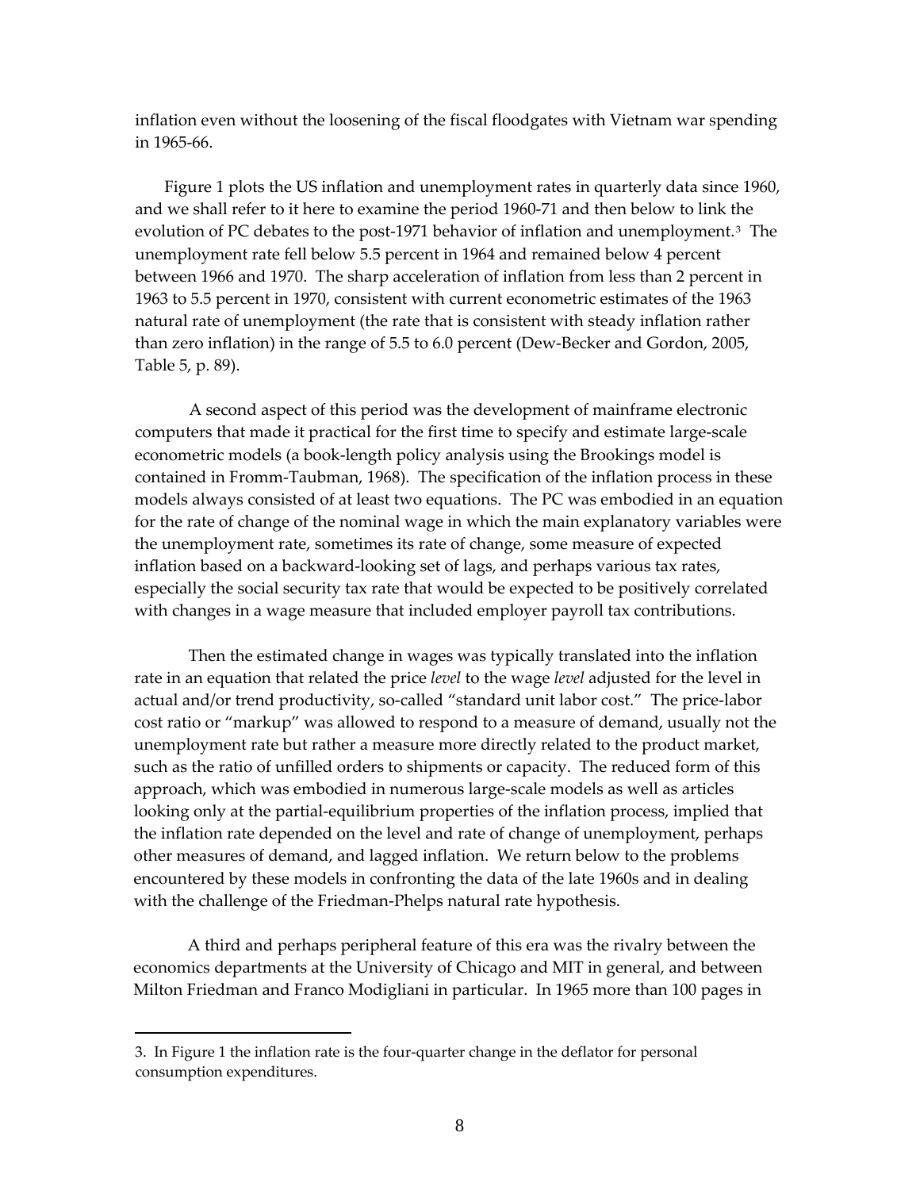inflation even without the loosening of the fiscal floodgates with Vietnam war spending in 1965-66.

Figure 1 plots the US inflation and unemployment rates in quarterly data since 1960, and we shall refer to it here to examine the period 1960-71 and then below to link the evolution of PC debates to the post-1971 behavior of inflation and unemployment.[3] The unemployment rate fell below 5.5 percent in 1964 and remained below 4 percent between 1966 and 1970. The sharp acceleration of inflation from less than 2 percent in 1963 to 5.5 percent in 1970, consistent with current econometric estimates of the 1963 natural rate of unemployment (the rate that is consistent with steady inflation rather than zero inflation) in the range of 5.5 to 6.0 percent (Dew-Becker and Gordon, 2005, Table 5, p. 89).

A second aspect of this period was the development of mainframe electronic computers that made it practical for the first time to specify and estimate large-scale econometric models (a book-length policy analysis using the Brookings model is contained in Fromm-Taubman, 1968). The specification of the inflation process in these models always consisted of at least two equations. The PC was embodied in an equation for the rate of change of the nominal wage in which the main explanatory variables were the unemployment rate, sometimes its rate of change, some measure of expected inflation based on a backward-looking set of lags, and perhaps various tax rates, especially the social security tax rate that would be expected to be positively correlated with changes in a wage measure that included employer payroll tax contributions.

Then the estimated change in wages was typically translated into the inflation rate in an equation that related the price *level* to the wage *level* adjusted for the level in actual and/or trend productivity, so-called "standard unit labor cost." The price-labor cost ratio or "markup" was allowed to respond to a measure of demand, usually not the unemployment rate but rather a measure more directly related to the product market, such as the ratio of unfilled orders to shipments or capacity. The reduced form of this approach, which was embodied in numerous large-scale models as well as articles looking only at the partial-equilibrium properties of the inflation process, implied that the inflation rate depended on the level and rate of change of unemployment, perhaps other measures of demand, and lagged inflation. We return below to the problems encountered by these models in confronting the data of the late 1960s and in dealing with the challenge of the Friedman-Phelps natural rate hypothesis.

A third and perhaps peripheral feature of this era was the rivalry between the economics departments at the University of Chicago and MIT in general, and between Milton Friedman and Franco Modigliani in particular. In 1965 more than 100 pages in

---

3. In Figure 1 the inflation rate is the four-quarter change in the deflator for personal consumption expenditures.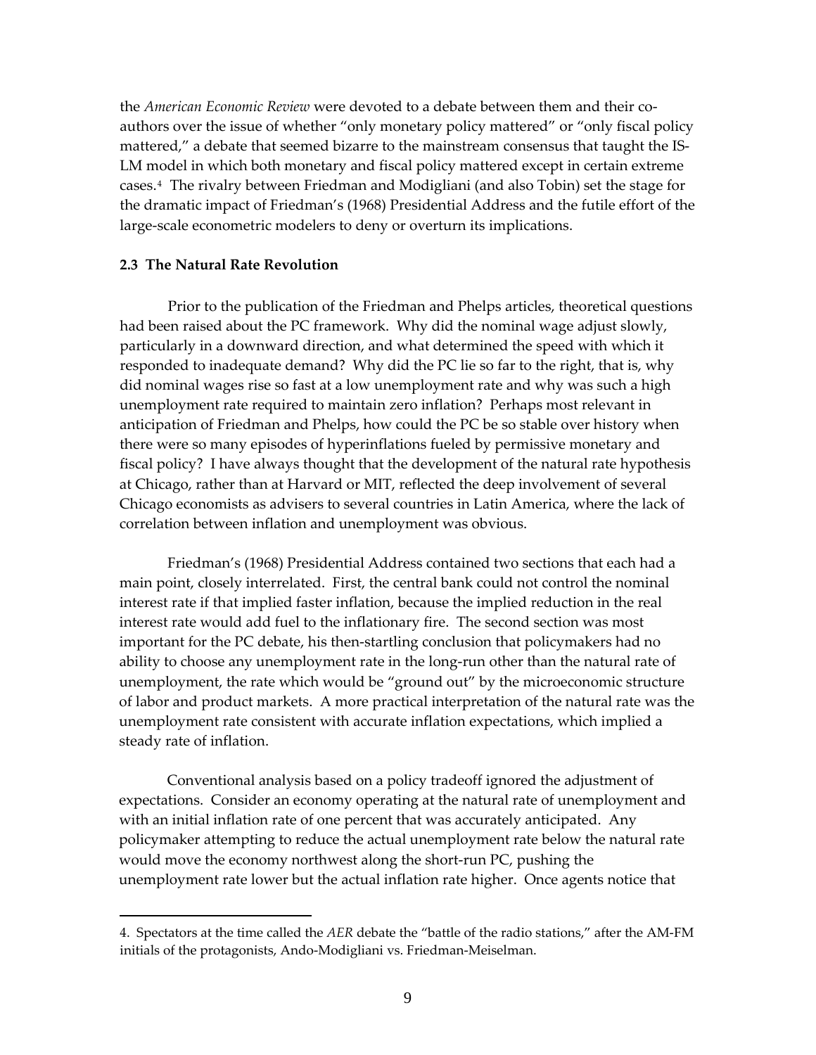the *American Economic Review* were devoted to a debate between them and their co-authors over the issue of whether "only monetary policy mattered" or "only fiscal policy mattered," a debate that seemed bizarre to the mainstream consensus that taught the IS-LM model in which both monetary and fiscal policy mattered except in certain extreme cases.[4] The rivalry between Friedman and Modigliani (and also Tobin) set the stage for the dramatic impact of Friedman's (1968) Presidential Address and the futile effort of the large-scale econometric modelers to deny or overturn its implications.

### 2.3 The Natural Rate Revolution

Prior to the publication of the Friedman and Phelps articles, theoretical questions had been raised about the PC framework. Why did the nominal wage adjust slowly, particularly in a downward direction, and what determined the speed with which it responded to inadequate demand? Why did the PC lie so far to the right, that is, why did nominal wages rise so fast at a low unemployment rate and why was such a high unemployment rate required to maintain zero inflation? Perhaps most relevant in anticipation of Friedman and Phelps, how could the PC be so stable over history when there were so many episodes of hyperinflations fueled by permissive monetary and fiscal policy? I have always thought that the development of the natural rate hypothesis at Chicago, rather than at Harvard or MIT, reflected the deep involvement of several Chicago economists as advisers to several countries in Latin America, where the lack of correlation between inflation and unemployment was obvious.

Friedman's (1968) Presidential Address contained two sections that each had a main point, closely interrelated. First, the central bank could not control the nominal interest rate if that implied faster inflation, because the implied reduction in the real interest rate would add fuel to the inflationary fire. The second section was most important for the PC debate, his then-startling conclusion that policymakers had no ability to choose any unemployment rate in the long-run other than the natural rate of unemployment, the rate which would be "ground out" by the microeconomic structure of labor and product markets. A more practical interpretation of the natural rate was the unemployment rate consistent with accurate inflation expectations, which implied a steady rate of inflation.

Conventional analysis based on a policy tradeoff ignored the adjustment of expectations. Consider an economy operating at the natural rate of unemployment and with an initial inflation rate of one percent that was accurately anticipated. Any policymaker attempting to reduce the actual unemployment rate below the natural rate would move the economy northwest along the short-run PC, pushing the unemployment rate lower but the actual inflation rate higher. Once agents notice that

---

4. Spectators at the time called the *AER* debate the "battle of the radio stations," after the AM-FM initials of the protagonists, Ando-Modigliani vs. Friedman-Meiselman.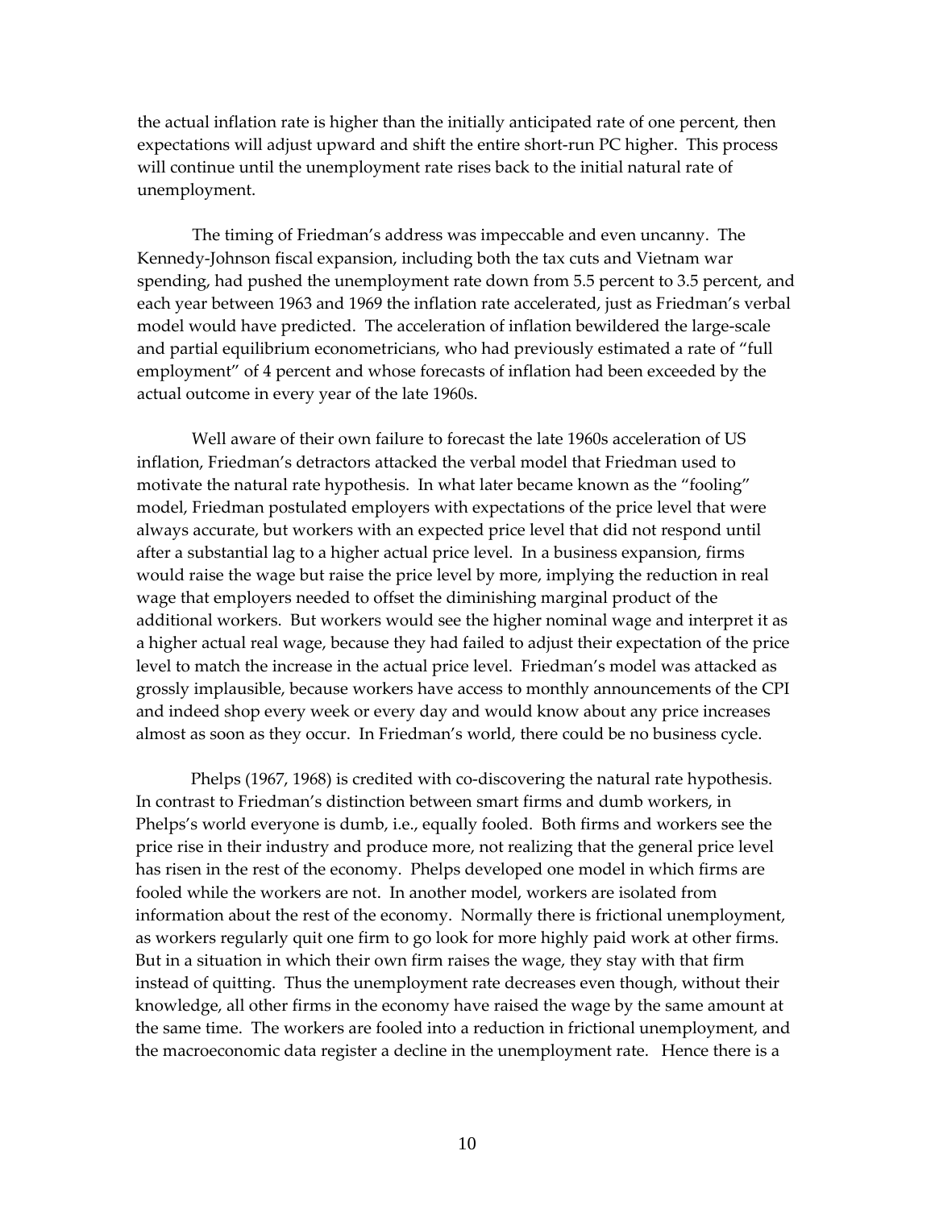the actual inflation rate is higher than the initially anticipated rate of one percent, then expectations will adjust upward and shift the entire short-run PC higher. This process will continue until the unemployment rate rises back to the initial natural rate of unemployment.

The timing of Friedman's address was impeccable and even uncanny. The Kennedy-Johnson fiscal expansion, including both the tax cuts and Vietnam war spending, had pushed the unemployment rate down from 5.5 percent to 3.5 percent, and each year between 1963 and 1969 the inflation rate accelerated, just as Friedman's verbal model would have predicted. The acceleration of inflation bewildered the large-scale and partial equilibrium econometricians, who had previously estimated a rate of "full employment" of 4 percent and whose forecasts of inflation had been exceeded by the actual outcome in every year of the late 1960s.

Well aware of their own failure to forecast the late 1960s acceleration of US inflation, Friedman's detractors attacked the verbal model that Friedman used to motivate the natural rate hypothesis. In what later became known as the "fooling" model, Friedman postulated employers with expectations of the price level that were always accurate, but workers with an expected price level that did not respond until after a substantial lag to a higher actual price level. In a business expansion, firms would raise the wage but raise the price level by more, implying the reduction in real wage that employers needed to offset the diminishing marginal product of the additional workers. But workers would see the higher nominal wage and interpret it as a higher actual real wage, because they had failed to adjust their expectation of the price level to match the increase in the actual price level. Friedman's model was attacked as grossly implausible, because workers have access to monthly announcements of the CPI and indeed shop every week or every day and would know about any price increases almost as soon as they occur. In Friedman's world, there could be no business cycle.

Phelps (1967, 1968) is credited with co-discovering the natural rate hypothesis. In contrast to Friedman's distinction between smart firms and dumb workers, in Phelps's world everyone is dumb, i.e., equally fooled. Both firms and workers see the price rise in their industry and produce more, not realizing that the general price level has risen in the rest of the economy. Phelps developed one model in which firms are fooled while the workers are not. In another model, workers are isolated from information about the rest of the economy. Normally there is frictional unemployment, as workers regularly quit one firm to go look for more highly paid work at other firms. But in a situation in which their own firm raises the wage, they stay with that firm instead of quitting. Thus the unemployment rate decreases even though, without their knowledge, all other firms in the economy have raised the wage by the same amount at the same time. The workers are fooled into a reduction in frictional unemployment, and the macroeconomic data register a decline in the unemployment rate. Hence there is a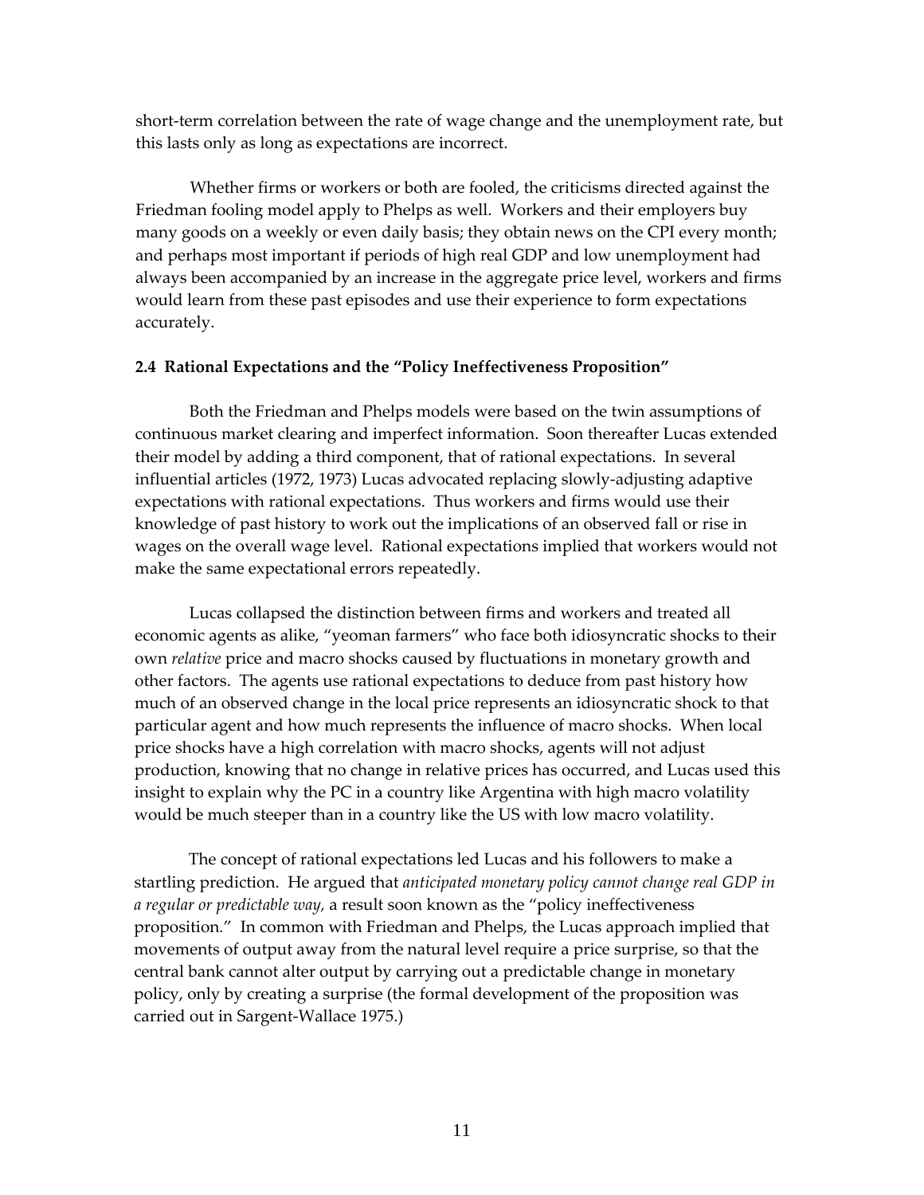short-term correlation between the rate of wage change and the unemployment rate, but this lasts only as long as expectations are incorrect.

Whether firms or workers or both are fooled, the criticisms directed against the Friedman fooling model apply to Phelps as well. Workers and their employers buy many goods on a weekly or even daily basis; they obtain news on the CPI every month; and perhaps most important if periods of high real GDP and low unemployment had always been accompanied by an increase in the aggregate price level, workers and firms would learn from these past episodes and use their experience to form expectations accurately.

### 2.4 Rational Expectations and the "Policy Ineffectiveness Proposition"

Both the Friedman and Phelps models were based on the twin assumptions of continuous market clearing and imperfect information. Soon thereafter Lucas extended their model by adding a third component, that of rational expectations. In several influential articles (1972, 1973) Lucas advocated replacing slowly-adjusting adaptive expectations with rational expectations. Thus workers and firms would use their knowledge of past history to work out the implications of an observed fall or rise in wages on the overall wage level. Rational expectations implied that workers would not make the same expectational errors repeatedly.

Lucas collapsed the distinction between firms and workers and treated all economic agents as alike, "yeoman farmers" who face both idiosyncratic shocks to their own *relative* price and macro shocks caused by fluctuations in monetary growth and other factors. The agents use rational expectations to deduce from past history how much of an observed change in the local price represents an idiosyncratic shock to that particular agent and how much represents the influence of macro shocks. When local price shocks have a high correlation with macro shocks, agents will not adjust production, knowing that no change in relative prices has occurred, and Lucas used this insight to explain why the PC in a country like Argentina with high macro volatility would be much steeper than in a country like the US with low macro volatility.

The concept of rational expectations led Lucas and his followers to make a startling prediction. He argued that *anticipated monetary policy cannot change real GDP in a regular or predictable way,* a result soon known as the "policy ineffectiveness proposition." In common with Friedman and Phelps, the Lucas approach implied that movements of output away from the natural level require a price surprise, so that the central bank cannot alter output by carrying out a predictable change in monetary policy, only by creating a surprise (the formal development of the proposition was carried out in Sargent-Wallace 1975.)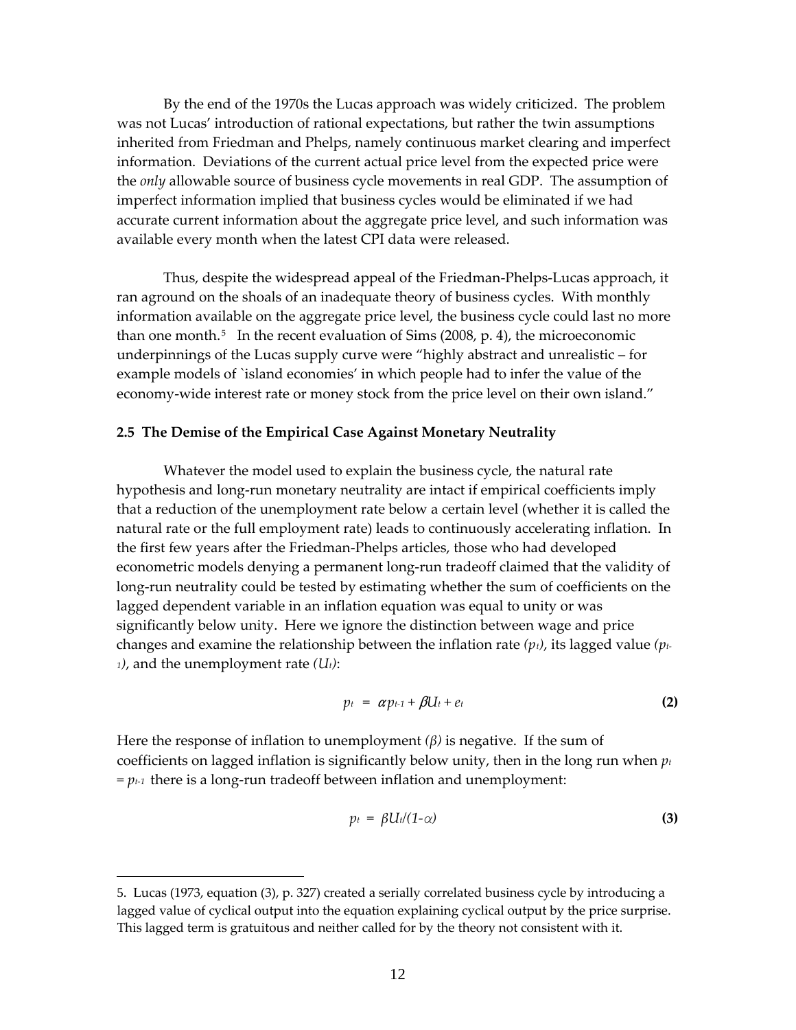By the end of the 1970s the Lucas approach was widely criticized. The problem was not Lucas' introduction of rational expectations, but rather the twin assumptions inherited from Friedman and Phelps, namely continuous market clearing and imperfect information. Deviations of the current actual price level from the expected price were the *only* allowable source of business cycle movements in real GDP. The assumption of imperfect information implied that business cycles would be eliminated if we had accurate current information about the aggregate price level, and such information was available every month when the latest CPI data were released.

Thus, despite the widespread appeal of the Friedman-Phelps-Lucas approach, it ran aground on the shoals of an inadequate theory of business cycles. With monthly information available on the aggregate price level, the business cycle could last no more than one month.[5] In the recent evaluation of Sims (2008, p. 4), the microeconomic underpinnings of the Lucas supply curve were "highly abstract and unrealistic – for example models of `island economies' in which people had to infer the value of the economy-wide interest rate or money stock from the price level on their own island."

### 2.5 The Demise of the Empirical Case Against Monetary Neutrality

Whatever the model used to explain the business cycle, the natural rate hypothesis and long-run monetary neutrality are intact if empirical coefficients imply that a reduction of the unemployment rate below a certain level (whether it is called the natural rate or the full employment rate) leads to continuously accelerating inflation. In the first few years after the Friedman-Phelps articles, those who had developed econometric models denying a permanent long-run tradeoff claimed that the validity of long-run neutrality could be tested by estimating whether the sum of coefficients on the lagged dependent variable in an inflation equation was equal to unity or was significantly below unity. Here we ignore the distinction between wage and price changes and examine the relationship between the inflation rate ($p_t$), its lagged value ($p_{t-1}$), and the unemployment rate ($U_t$):

$$p_t = \alpha p_{t-1} + \beta U_t + e_t \qquad \textbf{(2)}$$

Here the response of inflation to unemployment ($\beta$) is negative. If the sum of coefficients on lagged inflation is significantly below unity, then in the long run when $p_t = p_{t-1}$ there is a long-run tradeoff between inflation and unemployment:

$$p_t = \beta U_t/(1-\alpha) \qquad \textbf{(3)}$$

---

5. Lucas (1973, equation (3), p. 327) created a serially correlated business cycle by introducing a lagged value of cyclical output into the equation explaining cyclical output by the price surprise. This lagged term is gratuitous and neither called for by the theory not consistent with it.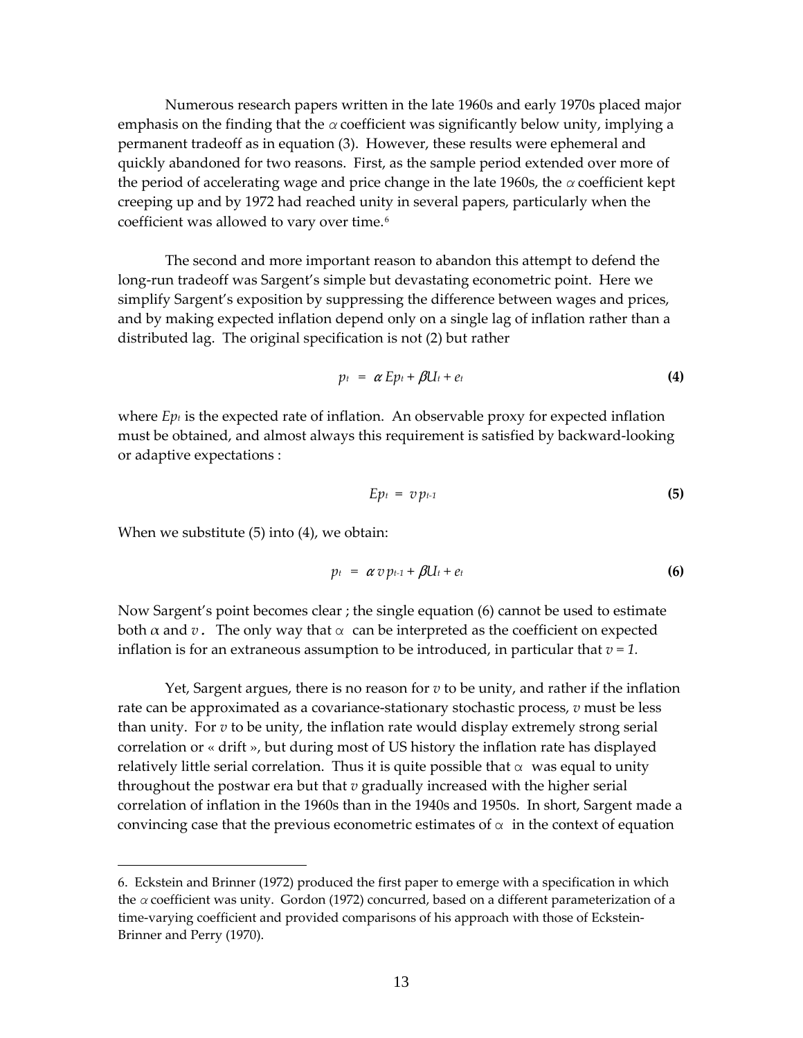Numerous research papers written in the late 1960s and early 1970s placed major emphasis on the finding that the $\alpha$ coefficient was significantly below unity, implying a permanent tradeoff as in equation (3). However, these results were ephemeral and quickly abandoned for two reasons. First, as the sample period extended over more of the period of accelerating wage and price change in the late 1960s, the $\alpha$ coefficient kept creeping up and by 1972 had reached unity in several papers, particularly when the coefficient was allowed to vary over time.[6]

The second and more important reason to abandon this attempt to defend the long-run tradeoff was Sargent's simple but devastating econometric point. Here we simplify Sargent's exposition by suppressing the difference between wages and prices, and by making expected inflation depend only on a single lag of inflation rather than a distributed lag. The original specification is not (2) but rather

$$p_t = \alpha Ep_t + \beta U_t + e_t \tag{4}$$

where $Ep_t$ is the expected rate of inflation. An observable proxy for expected inflation must be obtained, and almost always this requirement is satisfied by backward-looking or adaptive expectations :

$$Ep_t = v p_{t-1} \tag{5}$$

When we substitute (5) into (4), we obtain:

$$p_t = \alpha v p_{t-1} + \beta U_t + e_t \tag{6}$$

Now Sargent's point becomes clear ; the single equation (6) cannot be used to estimate both $\alpha$ and $v$. The only way that $\alpha$ can be interpreted as the coefficient on expected inflation is for an extraneous assumption to be introduced, in particular that $v = 1$.

Yet, Sargent argues, there is no reason for $v$ to be unity, and rather if the inflation rate can be approximated as a covariance-stationary stochastic process, $v$ must be less than unity. For $v$ to be unity, the inflation rate would display extremely strong serial correlation or « drift », but during most of US history the inflation rate has displayed relatively little serial correlation. Thus it is quite possible that $\alpha$ was equal to unity throughout the postwar era but that $v$ gradually increased with the higher serial correlation of inflation in the 1960s than in the 1940s and 1950s. In short, Sargent made a convincing case that the previous econometric estimates of $\alpha$ in the context of equation

---

6. Eckstein and Brinner (1972) produced the first paper to emerge with a specification in which the $\alpha$ coefficient was unity. Gordon (1972) concurred, based on a different parameterization of a time-varying coefficient and provided comparisons of his approach with those of Eckstein-Brinner and Perry (1970).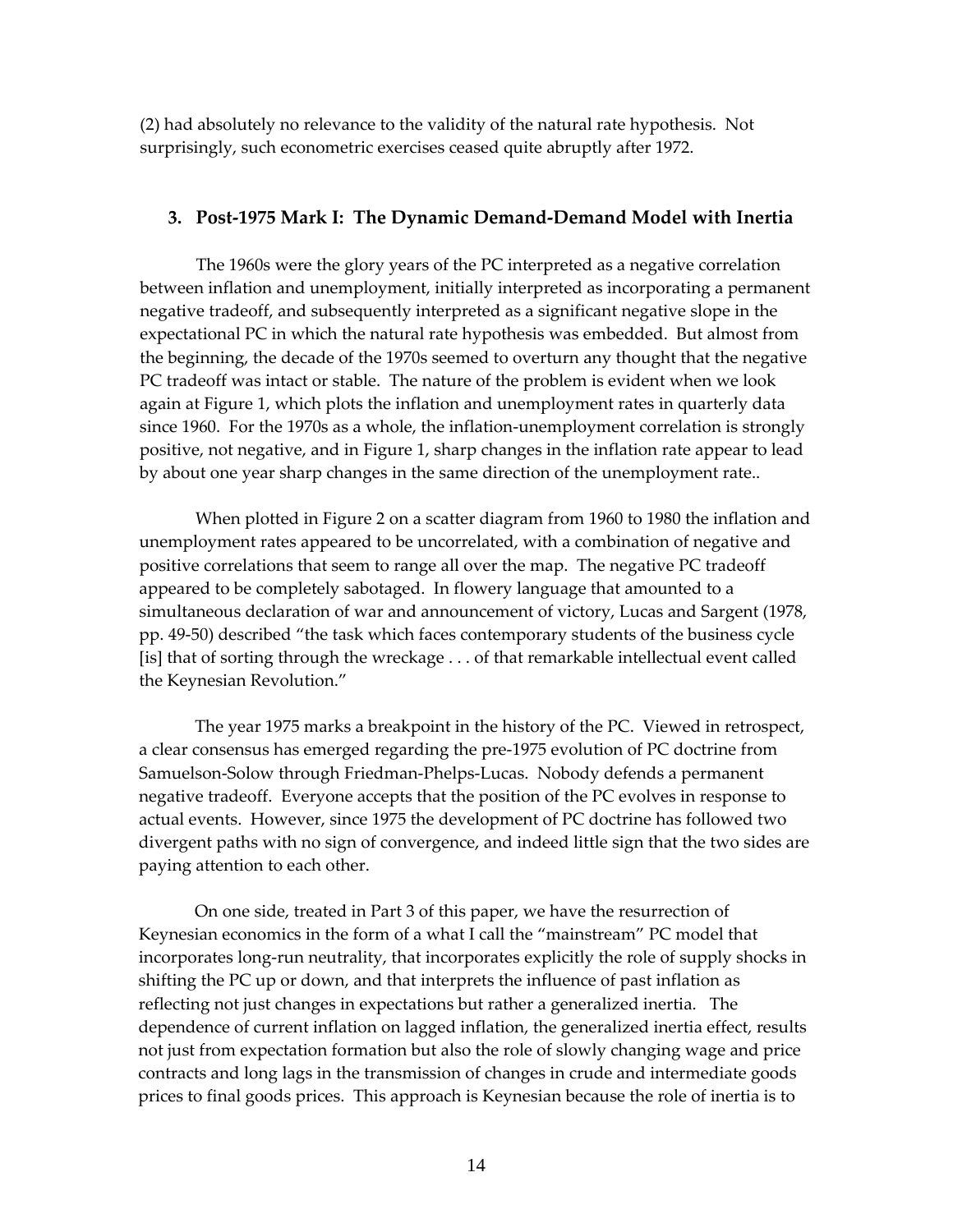(2) had absolutely no relevance to the validity of the natural rate hypothesis. Not surprisingly, such econometric exercises ceased quite abruptly after 1972.

## 3. Post-1975 Mark I: The Dynamic Demand-Demand Model with Inertia

The 1960s were the glory years of the PC interpreted as a negative correlation between inflation and unemployment, initially interpreted as incorporating a permanent negative tradeoff, and subsequently interpreted as a significant negative slope in the expectational PC in which the natural rate hypothesis was embedded. But almost from the beginning, the decade of the 1970s seemed to overturn any thought that the negative PC tradeoff was intact or stable. The nature of the problem is evident when we look again at Figure 1, which plots the inflation and unemployment rates in quarterly data since 1960. For the 1970s as a whole, the inflation-unemployment correlation is strongly positive, not negative, and in Figure 1, sharp changes in the inflation rate appear to lead by about one year sharp changes in the same direction of the unemployment rate..

When plotted in Figure 2 on a scatter diagram from 1960 to 1980 the inflation and unemployment rates appeared to be uncorrelated, with a combination of negative and positive correlations that seem to range all over the map. The negative PC tradeoff appeared to be completely sabotaged. In flowery language that amounted to a simultaneous declaration of war and announcement of victory, Lucas and Sargent (1978, pp. 49-50) described "the task which faces contemporary students of the business cycle [is] that of sorting through the wreckage . . . of that remarkable intellectual event called the Keynesian Revolution."

The year 1975 marks a breakpoint in the history of the PC. Viewed in retrospect, a clear consensus has emerged regarding the pre-1975 evolution of PC doctrine from Samuelson-Solow through Friedman-Phelps-Lucas. Nobody defends a permanent negative tradeoff. Everyone accepts that the position of the PC evolves in response to actual events. However, since 1975 the development of PC doctrine has followed two divergent paths with no sign of convergence, and indeed little sign that the two sides are paying attention to each other.

On one side, treated in Part 3 of this paper, we have the resurrection of Keynesian economics in the form of a what I call the "mainstream" PC model that incorporates long-run neutrality, that incorporates explicitly the role of supply shocks in shifting the PC up or down, and that interprets the influence of past inflation as reflecting not just changes in expectations but rather a generalized inertia. The dependence of current inflation on lagged inflation, the generalized inertia effect, results not just from expectation formation but also the role of slowly changing wage and price contracts and long lags in the transmission of changes in crude and intermediate goods prices to final goods prices. This approach is Keynesian because the role of inertia is to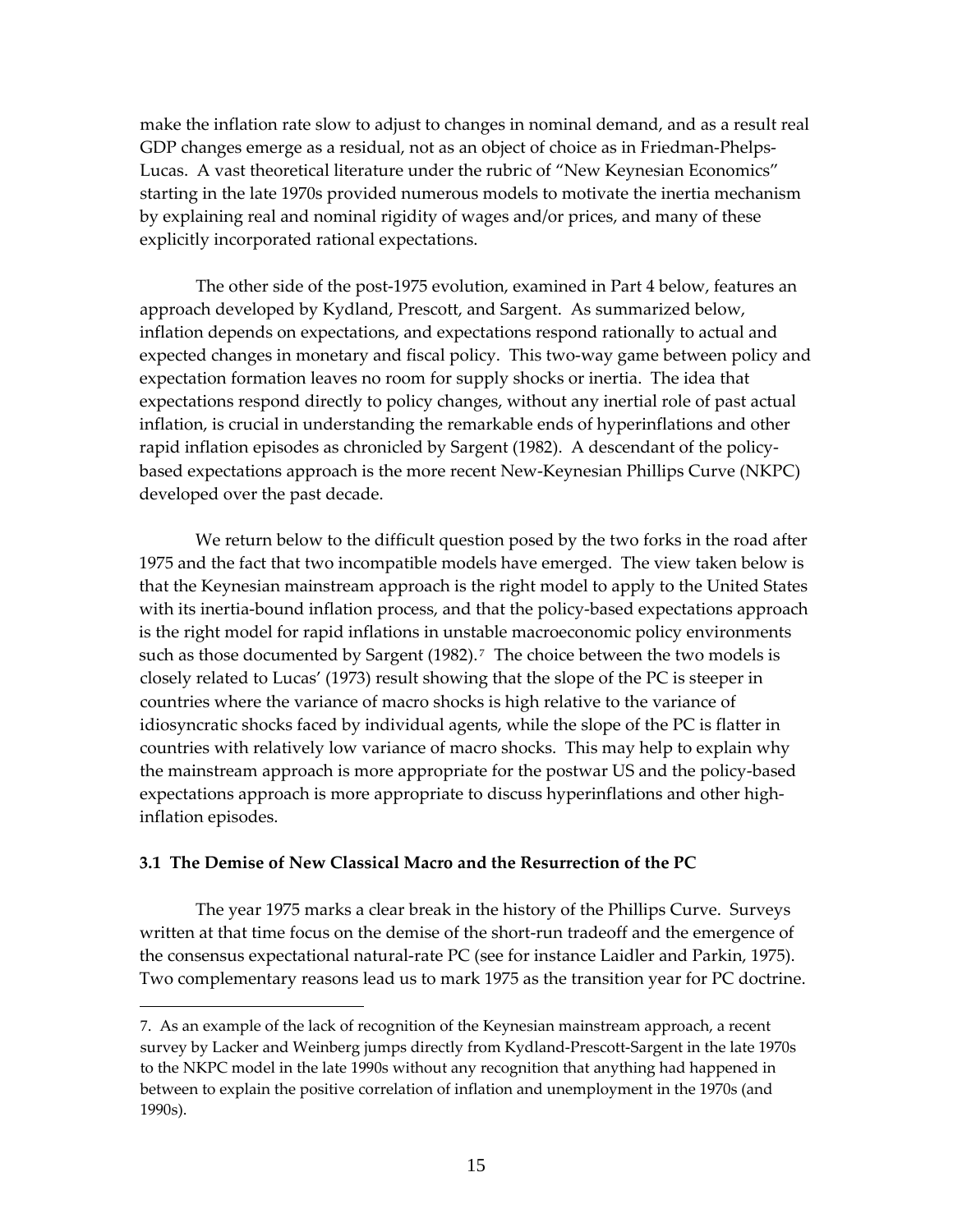make the inflation rate slow to adjust to changes in nominal demand, and as a result real GDP changes emerge as a residual, not as an object of choice as in Friedman-Phelps-Lucas. A vast theoretical literature under the rubric of "New Keynesian Economics" starting in the late 1970s provided numerous models to motivate the inertia mechanism by explaining real and nominal rigidity of wages and/or prices, and many of these explicitly incorporated rational expectations.

The other side of the post-1975 evolution, examined in Part 4 below, features an approach developed by Kydland, Prescott, and Sargent. As summarized below, inflation depends on expectations, and expectations respond rationally to actual and expected changes in monetary and fiscal policy. This two-way game between policy and expectation formation leaves no room for supply shocks or inertia. The idea that expectations respond directly to policy changes, without any inertial role of past actual inflation, is crucial in understanding the remarkable ends of hyperinflations and other rapid inflation episodes as chronicled by Sargent (1982). A descendant of the policy-based expectations approach is the more recent New-Keynesian Phillips Curve (NKPC) developed over the past decade.

We return below to the difficult question posed by the two forks in the road after 1975 and the fact that two incompatible models have emerged. The view taken below is that the Keynesian mainstream approach is the right model to apply to the United States with its inertia-bound inflation process, and that the policy-based expectations approach is the right model for rapid inflations in unstable macroeconomic policy environments such as those documented by Sargent (1982).[7] The choice between the two models is closely related to Lucas' (1973) result showing that the slope of the PC is steeper in countries where the variance of macro shocks is high relative to the variance of idiosyncratic shocks faced by individual agents, while the slope of the PC is flatter in countries with relatively low variance of macro shocks. This may help to explain why the mainstream approach is more appropriate for the postwar US and the policy-based expectations approach is more appropriate to discuss hyperinflations and other high-inflation episodes.

### 3.1 The Demise of New Classical Macro and the Resurrection of the PC

The year 1975 marks a clear break in the history of the Phillips Curve. Surveys written at that time focus on the demise of the short-run tradeoff and the emergence of the consensus expectational natural-rate PC (see for instance Laidler and Parkin, 1975). Two complementary reasons lead us to mark 1975 as the transition year for PC doctrine.

---

7. As an example of the lack of recognition of the Keynesian mainstream approach, a recent survey by Lacker and Weinberg jumps directly from Kydland-Prescott-Sargent in the late 1970s to the NKPC model in the late 1990s without any recognition that anything had happened in between to explain the positive correlation of inflation and unemployment in the 1970s (and 1990s).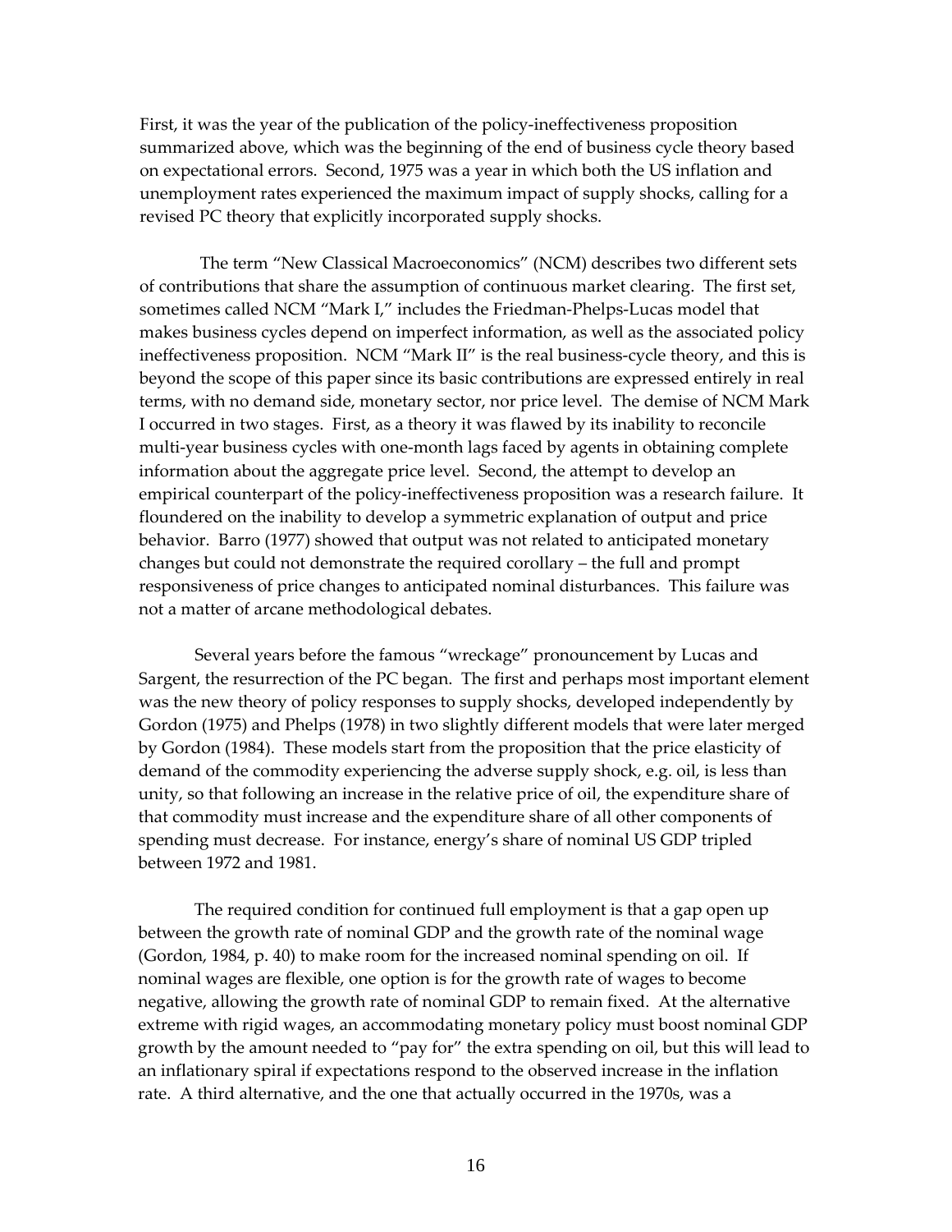First, it was the year of the publication of the policy-ineffectiveness proposition summarized above, which was the beginning of the end of business cycle theory based on expectational errors. Second, 1975 was a year in which both the US inflation and unemployment rates experienced the maximum impact of supply shocks, calling for a revised PC theory that explicitly incorporated supply shocks.

The term "New Classical Macroeconomics" (NCM) describes two different sets of contributions that share the assumption of continuous market clearing. The first set, sometimes called NCM "Mark I," includes the Friedman-Phelps-Lucas model that makes business cycles depend on imperfect information, as well as the associated policy ineffectiveness proposition. NCM "Mark II" is the real business-cycle theory, and this is beyond the scope of this paper since its basic contributions are expressed entirely in real terms, with no demand side, monetary sector, nor price level. The demise of NCM Mark I occurred in two stages. First, as a theory it was flawed by its inability to reconcile multi-year business cycles with one-month lags faced by agents in obtaining complete information about the aggregate price level. Second, the attempt to develop an empirical counterpart of the policy-ineffectiveness proposition was a research failure. It floundered on the inability to develop a symmetric explanation of output and price behavior. Barro (1977) showed that output was not related to anticipated monetary changes but could not demonstrate the required corollary – the full and prompt responsiveness of price changes to anticipated nominal disturbances. This failure was not a matter of arcane methodological debates.

Several years before the famous "wreckage" pronouncement by Lucas and Sargent, the resurrection of the PC began. The first and perhaps most important element was the new theory of policy responses to supply shocks, developed independently by Gordon (1975) and Phelps (1978) in two slightly different models that were later merged by Gordon (1984). These models start from the proposition that the price elasticity of demand of the commodity experiencing the adverse supply shock, e.g. oil, is less than unity, so that following an increase in the relative price of oil, the expenditure share of that commodity must increase and the expenditure share of all other components of spending must decrease. For instance, energy's share of nominal US GDP tripled between 1972 and 1981.

The required condition for continued full employment is that a gap open up between the growth rate of nominal GDP and the growth rate of the nominal wage (Gordon, 1984, p. 40) to make room for the increased nominal spending on oil. If nominal wages are flexible, one option is for the growth rate of wages to become negative, allowing the growth rate of nominal GDP to remain fixed. At the alternative extreme with rigid wages, an accommodating monetary policy must boost nominal GDP growth by the amount needed to "pay for" the extra spending on oil, but this will lead to an inflationary spiral if expectations respond to the observed increase in the inflation rate. A third alternative, and the one that actually occurred in the 1970s, was a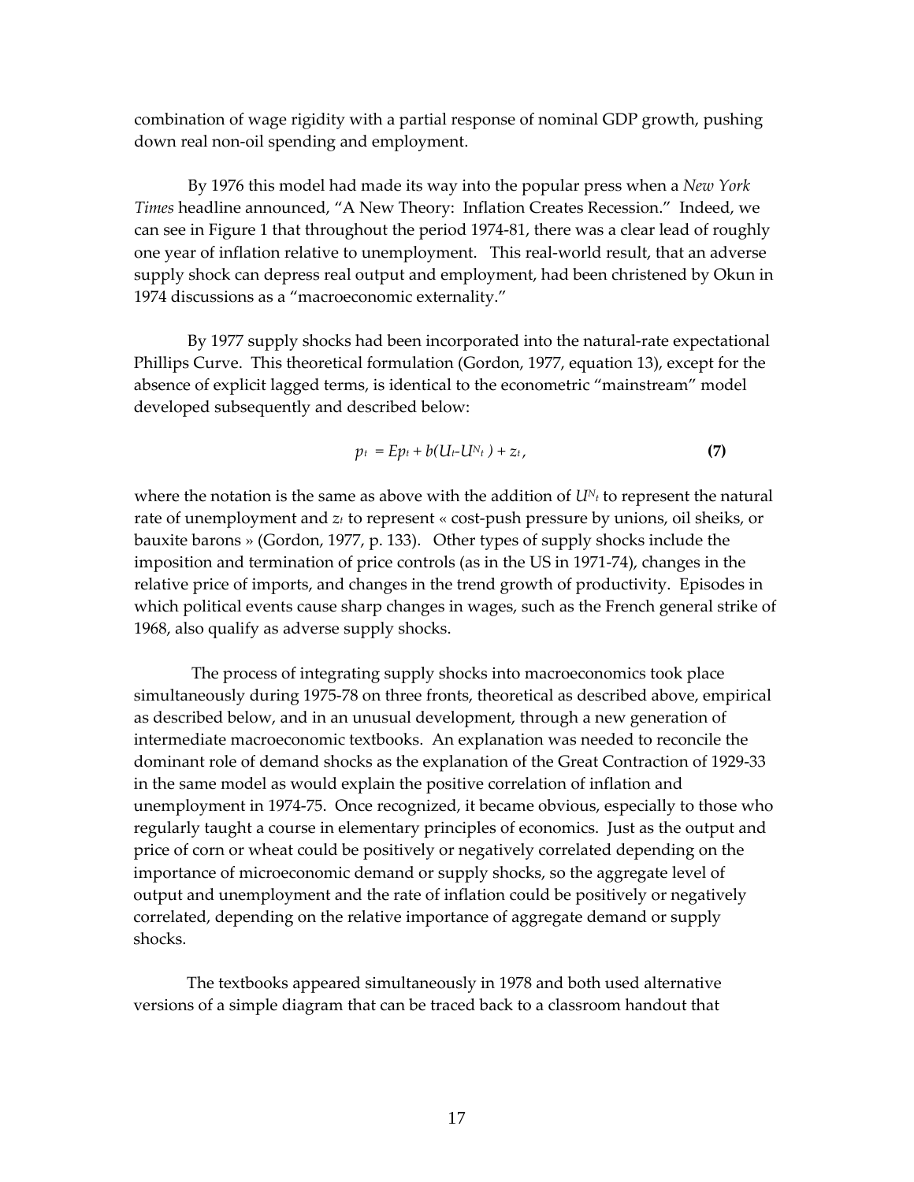combination of wage rigidity with a partial response of nominal GDP growth, pushing down real non-oil spending and employment.

By 1976 this model had made its way into the popular press when a *New York Times* headline announced, "A New Theory: Inflation Creates Recession." Indeed, we can see in Figure 1 that throughout the period 1974-81, there was a clear lead of roughly one year of inflation relative to unemployment. This real-world result, that an adverse supply shock can depress real output and employment, had been christened by Okun in 1974 discussions as a "macroeconomic externality."

By 1977 supply shocks had been incorporated into the natural-rate expectational Phillips Curve. This theoretical formulation (Gordon, 1977, equation 13), except for the absence of explicit lagged terms, is identical to the econometric "mainstream" model developed subsequently and described below:

$$p_t = Ep_t + b(U_t - U^N_t) + z_t, \qquad \textbf{(7)}$$

where the notation is the same as above with the addition of $U^N_t$ to represent the natural rate of unemployment and $z_t$ to represent « cost-push pressure by unions, oil sheiks, or bauxite barons » (Gordon, 1977, p. 133). Other types of supply shocks include the imposition and termination of price controls (as in the US in 1971-74), changes in the relative price of imports, and changes in the trend growth of productivity. Episodes in which political events cause sharp changes in wages, such as the French general strike of 1968, also qualify as adverse supply shocks.

The process of integrating supply shocks into macroeconomics took place simultaneously during 1975-78 on three fronts, theoretical as described above, empirical as described below, and in an unusual development, through a new generation of intermediate macroeconomic textbooks. An explanation was needed to reconcile the dominant role of demand shocks as the explanation of the Great Contraction of 1929-33 in the same model as would explain the positive correlation of inflation and unemployment in 1974-75. Once recognized, it became obvious, especially to those who regularly taught a course in elementary principles of economics. Just as the output and price of corn or wheat could be positively or negatively correlated depending on the importance of microeconomic demand or supply shocks, so the aggregate level of output and unemployment and the rate of inflation could be positively or negatively correlated, depending on the relative importance of aggregate demand or supply shocks.

The textbooks appeared simultaneously in 1978 and both used alternative versions of a simple diagram that can be traced back to a classroom handout that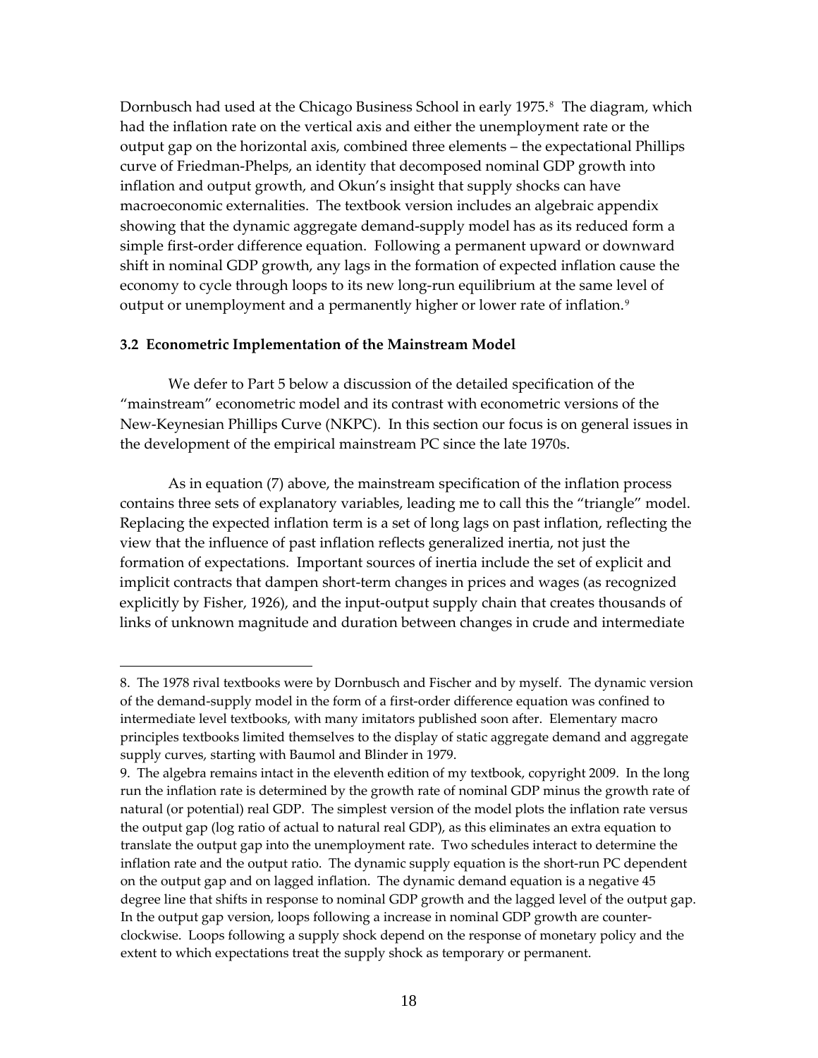Dornbusch had used at the Chicago Business School in early 1975.[8] The diagram, which had the inflation rate on the vertical axis and either the unemployment rate or the output gap on the horizontal axis, combined three elements – the expectational Phillips curve of Friedman-Phelps, an identity that decomposed nominal GDP growth into inflation and output growth, and Okun's insight that supply shocks can have macroeconomic externalities. The textbook version includes an algebraic appendix showing that the dynamic aggregate demand-supply model has as its reduced form a simple first-order difference equation. Following a permanent upward or downward shift in nominal GDP growth, any lags in the formation of expected inflation cause the economy to cycle through loops to its new long-run equilibrium at the same level of output or unemployment and a permanently higher or lower rate of inflation.[9]

### 3.2 Econometric Implementation of the Mainstream Model

We defer to Part 5 below a discussion of the detailed specification of the "mainstream" econometric model and its contrast with econometric versions of the New-Keynesian Phillips Curve (NKPC). In this section our focus is on general issues in the development of the empirical mainstream PC since the late 1970s.

As in equation (7) above, the mainstream specification of the inflation process contains three sets of explanatory variables, leading me to call this the "triangle" model. Replacing the expected inflation term is a set of long lags on past inflation, reflecting the view that the influence of past inflation reflects generalized inertia, not just the formation of expectations. Important sources of inertia include the set of explicit and implicit contracts that dampen short-term changes in prices and wages (as recognized explicitly by Fisher, 1926), and the input-output supply chain that creates thousands of links of unknown magnitude and duration between changes in crude and intermediate

---

8. The 1978 rival textbooks were by Dornbusch and Fischer and by myself. The dynamic version of the demand-supply model in the form of a first-order difference equation was confined to intermediate level textbooks, with many imitators published soon after. Elementary macro principles textbooks limited themselves to the display of static aggregate demand and aggregate supply curves, starting with Baumol and Blinder in 1979.

9. The algebra remains intact in the eleventh edition of my textbook, copyright 2009. In the long run the inflation rate is determined by the growth rate of nominal GDP minus the growth rate of natural (or potential) real GDP. The simplest version of the model plots the inflation rate versus the output gap (log ratio of actual to natural real GDP), as this eliminates an extra equation to translate the output gap into the unemployment rate. Two schedules interact to determine the inflation rate and the output ratio. The dynamic supply equation is the short-run PC dependent on the output gap and on lagged inflation. The dynamic demand equation is a negative 45 degree line that shifts in response to nominal GDP growth and the lagged level of the output gap. In the output gap version, loops following a increase in nominal GDP growth are counter-clockwise. Loops following a supply shock depend on the response of monetary policy and the extent to which expectations treat the supply shock as temporary or permanent.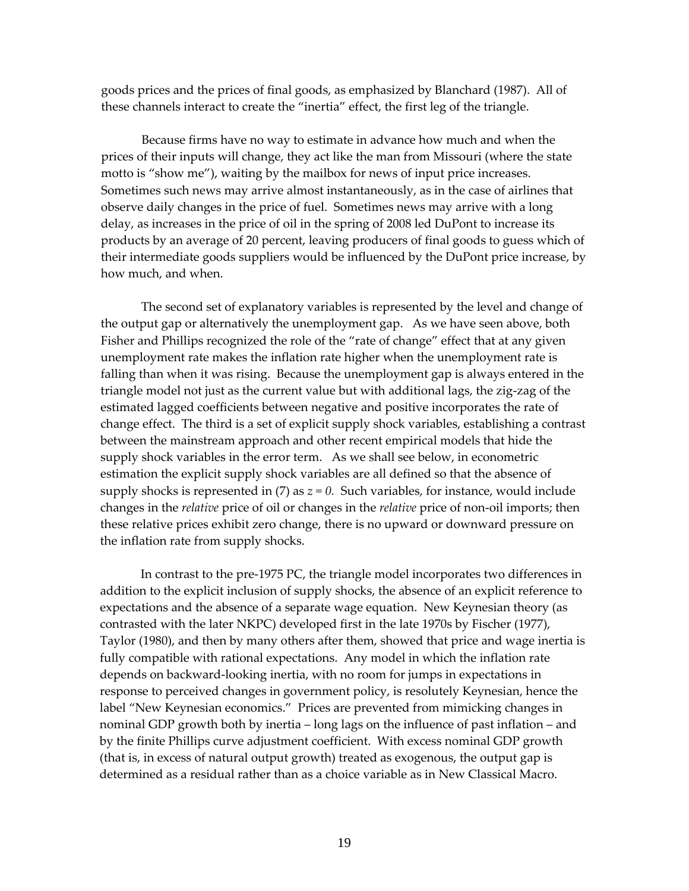goods prices and the prices of final goods, as emphasized by Blanchard (1987). All of these channels interact to create the "inertia" effect, the first leg of the triangle.

Because firms have no way to estimate in advance how much and when the prices of their inputs will change, they act like the man from Missouri (where the state motto is "show me"), waiting by the mailbox for news of input price increases. Sometimes such news may arrive almost instantaneously, as in the case of airlines that observe daily changes in the price of fuel. Sometimes news may arrive with a long delay, as increases in the price of oil in the spring of 2008 led DuPont to increase its products by an average of 20 percent, leaving producers of final goods to guess which of their intermediate goods suppliers would be influenced by the DuPont price increase, by how much, and when.

The second set of explanatory variables is represented by the level and change of the output gap or alternatively the unemployment gap. As we have seen above, both Fisher and Phillips recognized the role of the "rate of change" effect that at any given unemployment rate makes the inflation rate higher when the unemployment rate is falling than when it was rising. Because the unemployment gap is always entered in the triangle model not just as the current value but with additional lags, the zig-zag of the estimated lagged coefficients between negative and positive incorporates the rate of change effect. The third is a set of explicit supply shock variables, establishing a contrast between the mainstream approach and other recent empirical models that hide the supply shock variables in the error term. As we shall see below, in econometric estimation the explicit supply shock variables are all defined so that the absence of supply shocks is represented in (7) as $z = 0$. Such variables, for instance, would include changes in the *relative* price of oil or changes in the *relative* price of non-oil imports; then these relative prices exhibit zero change, there is no upward or downward pressure on the inflation rate from supply shocks.

In contrast to the pre-1975 PC, the triangle model incorporates two differences in addition to the explicit inclusion of supply shocks, the absence of an explicit reference to expectations and the absence of a separate wage equation. New Keynesian theory (as contrasted with the later NKPC) developed first in the late 1970s by Fischer (1977), Taylor (1980), and then by many others after them, showed that price and wage inertia is fully compatible with rational expectations. Any model in which the inflation rate depends on backward-looking inertia, with no room for jumps in expectations in response to perceived changes in government policy, is resolutely Keynesian, hence the label "New Keynesian economics." Prices are prevented from mimicking changes in nominal GDP growth both by inertia – long lags on the influence of past inflation – and by the finite Phillips curve adjustment coefficient. With excess nominal GDP growth (that is, in excess of natural output growth) treated as exogenous, the output gap is determined as a residual rather than as a choice variable as in New Classical Macro.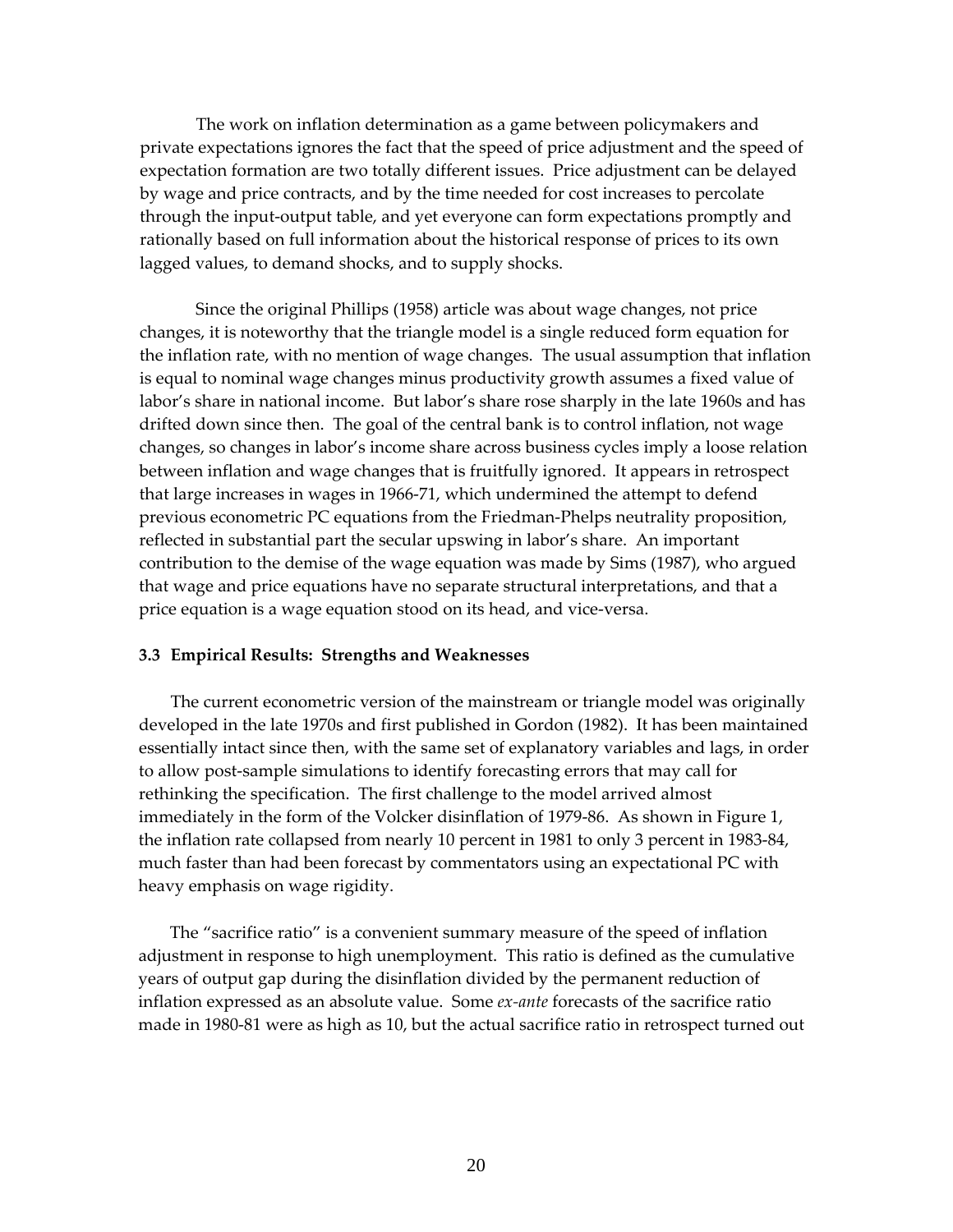The work on inflation determination as a game between policymakers and private expectations ignores the fact that the speed of price adjustment and the speed of expectation formation are two totally different issues. Price adjustment can be delayed by wage and price contracts, and by the time needed for cost increases to percolate through the input-output table, and yet everyone can form expectations promptly and rationally based on full information about the historical response of prices to its own lagged values, to demand shocks, and to supply shocks.

Since the original Phillips (1958) article was about wage changes, not price changes, it is noteworthy that the triangle model is a single reduced form equation for the inflation rate, with no mention of wage changes. The usual assumption that inflation is equal to nominal wage changes minus productivity growth assumes a fixed value of labor's share in national income. But labor's share rose sharply in the late 1960s and has drifted down since then. The goal of the central bank is to control inflation, not wage changes, so changes in labor's income share across business cycles imply a loose relation between inflation and wage changes that is fruitfully ignored. It appears in retrospect that large increases in wages in 1966-71, which undermined the attempt to defend previous econometric PC equations from the Friedman-Phelps neutrality proposition, reflected in substantial part the secular upswing in labor's share. An important contribution to the demise of the wage equation was made by Sims (1987), who argued that wage and price equations have no separate structural interpretations, and that a price equation is a wage equation stood on its head, and vice-versa.

### 3.3 Empirical Results: Strengths and Weaknesses

The current econometric version of the mainstream or triangle model was originally developed in the late 1970s and first published in Gordon (1982). It has been maintained essentially intact since then, with the same set of explanatory variables and lags, in order to allow post-sample simulations to identify forecasting errors that may call for rethinking the specification. The first challenge to the model arrived almost immediately in the form of the Volcker disinflation of 1979-86. As shown in Figure 1, the inflation rate collapsed from nearly 10 percent in 1981 to only 3 percent in 1983-84, much faster than had been forecast by commentators using an expectational PC with heavy emphasis on wage rigidity.

The "sacrifice ratio" is a convenient summary measure of the speed of inflation adjustment in response to high unemployment. This ratio is defined as the cumulative years of output gap during the disinflation divided by the permanent reduction of inflation expressed as an absolute value. Some *ex-ante* forecasts of the sacrifice ratio made in 1980-81 were as high as 10, but the actual sacrifice ratio in retrospect turned out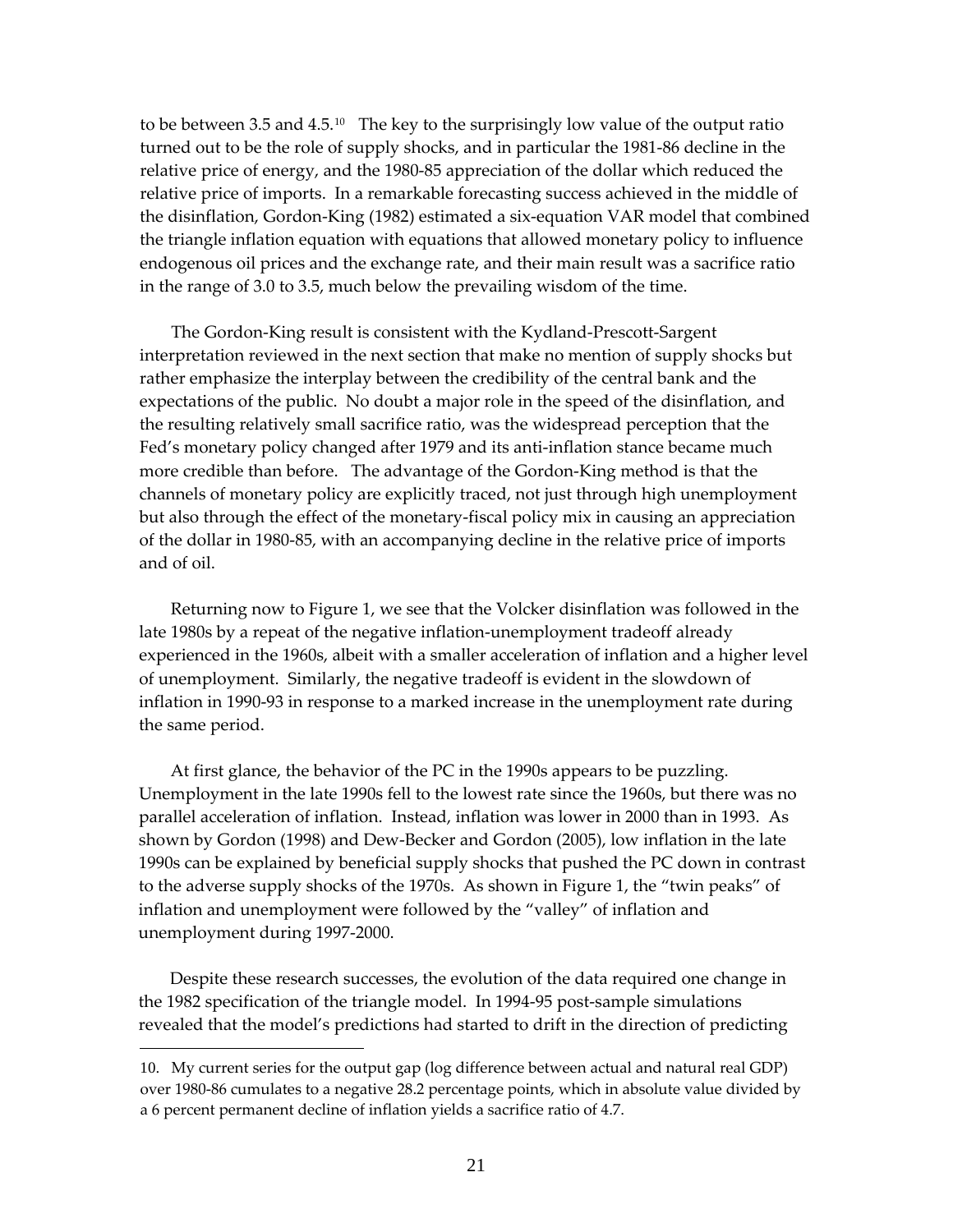to be between 3.5 and 4.5.[10] The key to the surprisingly low value of the output ratio turned out to be the role of supply shocks, and in particular the 1981-86 decline in the relative price of energy, and the 1980-85 appreciation of the dollar which reduced the relative price of imports. In a remarkable forecasting success achieved in the middle of the disinflation, Gordon-King (1982) estimated a six-equation VAR model that combined the triangle inflation equation with equations that allowed monetary policy to influence endogenous oil prices and the exchange rate, and their main result was a sacrifice ratio in the range of 3.0 to 3.5, much below the prevailing wisdom of the time.

The Gordon-King result is consistent with the Kydland-Prescott-Sargent interpretation reviewed in the next section that make no mention of supply shocks but rather emphasize the interplay between the credibility of the central bank and the expectations of the public. No doubt a major role in the speed of the disinflation, and the resulting relatively small sacrifice ratio, was the widespread perception that the Fed's monetary policy changed after 1979 and its anti-inflation stance became much more credible than before. The advantage of the Gordon-King method is that the channels of monetary policy are explicitly traced, not just through high unemployment but also through the effect of the monetary-fiscal policy mix in causing an appreciation of the dollar in 1980-85, with an accompanying decline in the relative price of imports and of oil.

Returning now to Figure 1, we see that the Volcker disinflation was followed in the late 1980s by a repeat of the negative inflation-unemployment tradeoff already experienced in the 1960s, albeit with a smaller acceleration of inflation and a higher level of unemployment. Similarly, the negative tradeoff is evident in the slowdown of inflation in 1990-93 in response to a marked increase in the unemployment rate during the same period.

At first glance, the behavior of the PC in the 1990s appears to be puzzling. Unemployment in the late 1990s fell to the lowest rate since the 1960s, but there was no parallel acceleration of inflation. Instead, inflation was lower in 2000 than in 1993. As shown by Gordon (1998) and Dew-Becker and Gordon (2005), low inflation in the late 1990s can be explained by beneficial supply shocks that pushed the PC down in contrast to the adverse supply shocks of the 1970s. As shown in Figure 1, the "twin peaks" of inflation and unemployment were followed by the "valley" of inflation and unemployment during 1997-2000.

Despite these research successes, the evolution of the data required one change in the 1982 specification of the triangle model. In 1994-95 post-sample simulations revealed that the model's predictions had started to drift in the direction of predicting

---

10. My current series for the output gap (log difference between actual and natural real GDP) over 1980-86 cumulates to a negative 28.2 percentage points, which in absolute value divided by a 6 percent permanent decline of inflation yields a sacrifice ratio of 4.7.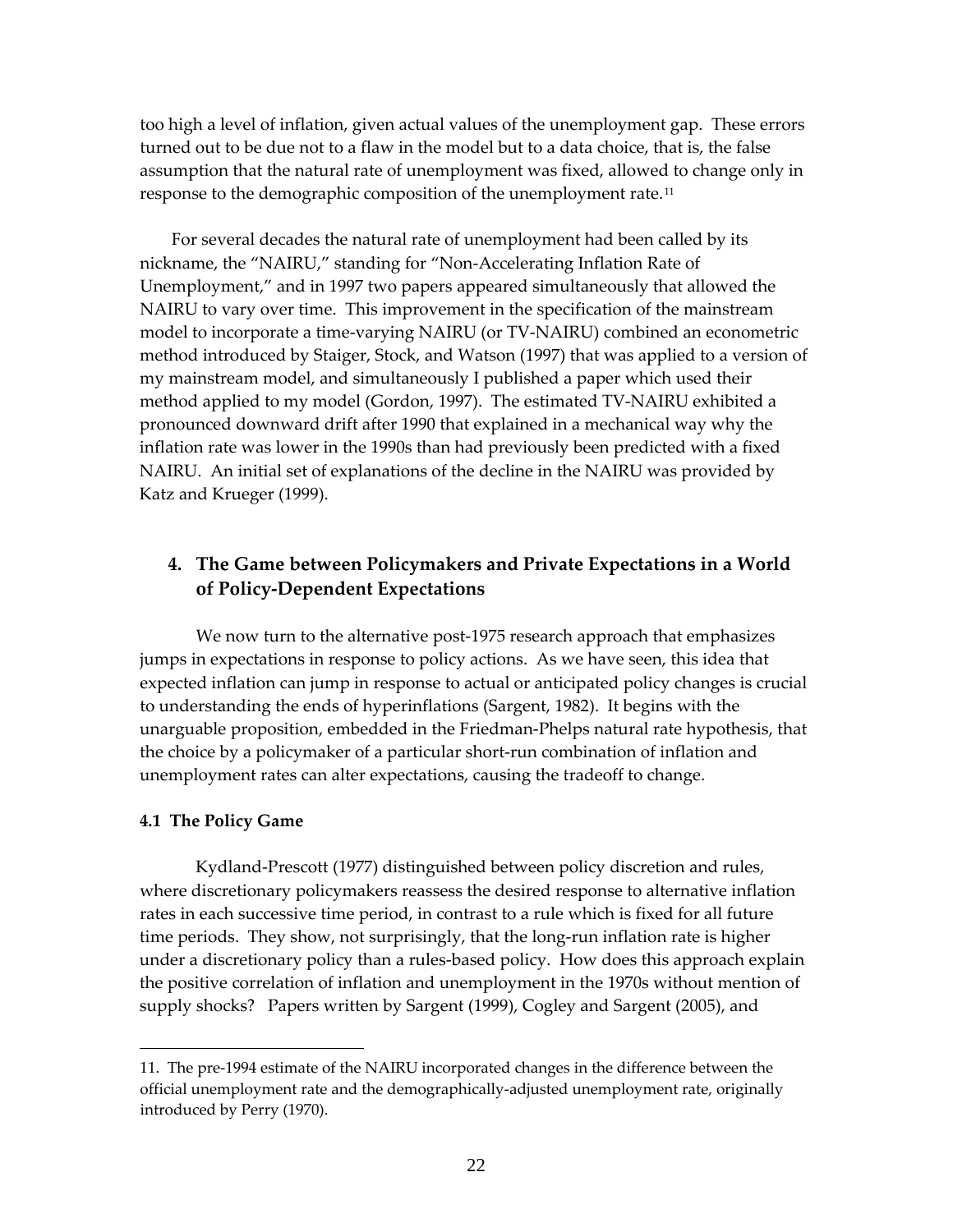too high a level of inflation, given actual values of the unemployment gap. These errors turned out to be due not to a flaw in the model but to a data choice, that is, the false assumption that the natural rate of unemployment was fixed, allowed to change only in response to the demographic composition of the unemployment rate.[11]

For several decades the natural rate of unemployment had been called by its nickname, the "NAIRU," standing for "Non-Accelerating Inflation Rate of Unemployment," and in 1997 two papers appeared simultaneously that allowed the NAIRU to vary over time. This improvement in the specification of the mainstream model to incorporate a time-varying NAIRU (or TV-NAIRU) combined an econometric method introduced by Staiger, Stock, and Watson (1997) that was applied to a version of my mainstream model, and simultaneously I published a paper which used their method applied to my model (Gordon, 1997). The estimated TV-NAIRU exhibited a pronounced downward drift after 1990 that explained in a mechanical way why the inflation rate was lower in the 1990s than had previously been predicted with a fixed NAIRU. An initial set of explanations of the decline in the NAIRU was provided by Katz and Krueger (1999).

## 4. The Game between Policymakers and Private Expectations in a World of Policy-Dependent Expectations

We now turn to the alternative post-1975 research approach that emphasizes jumps in expectations in response to policy actions. As we have seen, this idea that expected inflation can jump in response to actual or anticipated policy changes is crucial to understanding the ends of hyperinflations (Sargent, 1982). It begins with the unarguable proposition, embedded in the Friedman-Phelps natural rate hypothesis, that the choice by a policymaker of a particular short-run combination of inflation and unemployment rates can alter expectations, causing the tradeoff to change.

### 4.1 The Policy Game

Kydland-Prescott (1977) distinguished between policy discretion and rules, where discretionary policymakers reassess the desired response to alternative inflation rates in each successive time period, in contrast to a rule which is fixed for all future time periods. They show, not surprisingly, that the long-run inflation rate is higher under a discretionary policy than a rules-based policy. How does this approach explain the positive correlation of inflation and unemployment in the 1970s without mention of supply shocks? Papers written by Sargent (1999), Cogley and Sargent (2005), and

---

11. The pre-1994 estimate of the NAIRU incorporated changes in the difference between the official unemployment rate and the demographically-adjusted unemployment rate, originally introduced by Perry (1970).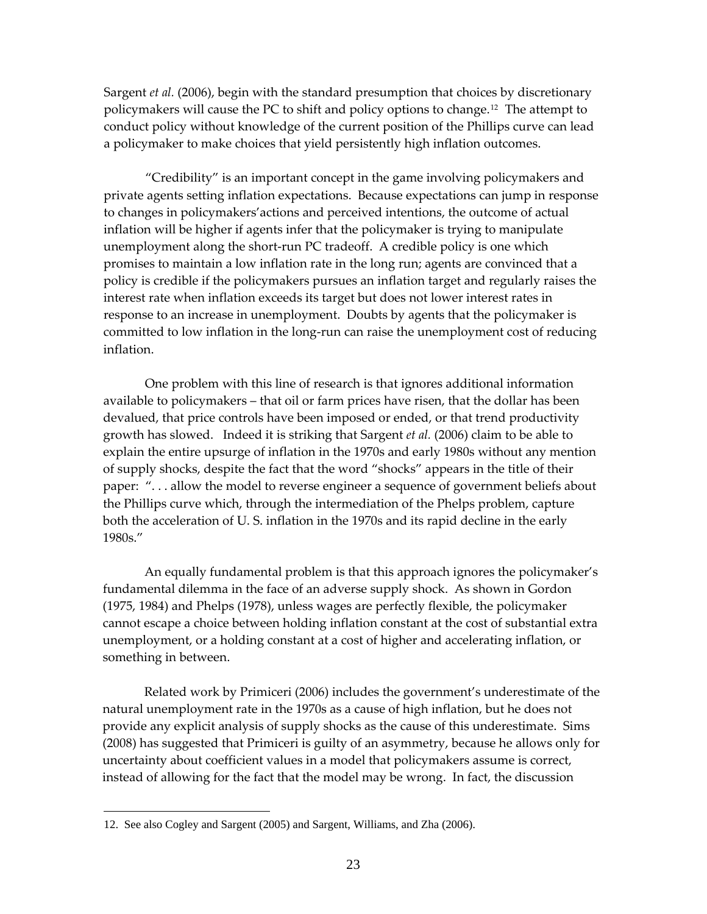Sargent *et al.* (2006), begin with the standard presumption that choices by discretionary policymakers will cause the PC to shift and policy options to change.[12] The attempt to conduct policy without knowledge of the current position of the Phillips curve can lead a policymaker to make choices that yield persistently high inflation outcomes.

"Credibility" is an important concept in the game involving policymakers and private agents setting inflation expectations. Because expectations can jump in response to changes in policymakers'actions and perceived intentions, the outcome of actual inflation will be higher if agents infer that the policymaker is trying to manipulate unemployment along the short-run PC tradeoff. A credible policy is one which promises to maintain a low inflation rate in the long run; agents are convinced that a policy is credible if the policymakers pursues an inflation target and regularly raises the interest rate when inflation exceeds its target but does not lower interest rates in response to an increase in unemployment. Doubts by agents that the policymaker is committed to low inflation in the long-run can raise the unemployment cost of reducing inflation.

One problem with this line of research is that ignores additional information available to policymakers – that oil or farm prices have risen, that the dollar has been devalued, that price controls have been imposed or ended, or that trend productivity growth has slowed. Indeed it is striking that Sargent *et al.* (2006) claim to be able to explain the entire upsurge of inflation in the 1970s and early 1980s without any mention of supply shocks, despite the fact that the word "shocks" appears in the title of their paper: ". . . allow the model to reverse engineer a sequence of government beliefs about the Phillips curve which, through the intermediation of the Phelps problem, capture both the acceleration of U. S. inflation in the 1970s and its rapid decline in the early 1980s."

An equally fundamental problem is that this approach ignores the policymaker's fundamental dilemma in the face of an adverse supply shock. As shown in Gordon (1975, 1984) and Phelps (1978), unless wages are perfectly flexible, the policymaker cannot escape a choice between holding inflation constant at the cost of substantial extra unemployment, or a holding constant at a cost of higher and accelerating inflation, or something in between.

Related work by Primiceri (2006) includes the government's underestimate of the natural unemployment rate in the 1970s as a cause of high inflation, but he does not provide any explicit analysis of supply shocks as the cause of this underestimate. Sims (2008) has suggested that Primiceri is guilty of an asymmetry, because he allows only for uncertainty about coefficient values in a model that policymakers assume is correct, instead of allowing for the fact that the model may be wrong. In fact, the discussion

---

12. See also Cogley and Sargent (2005) and Sargent, Williams, and Zha (2006).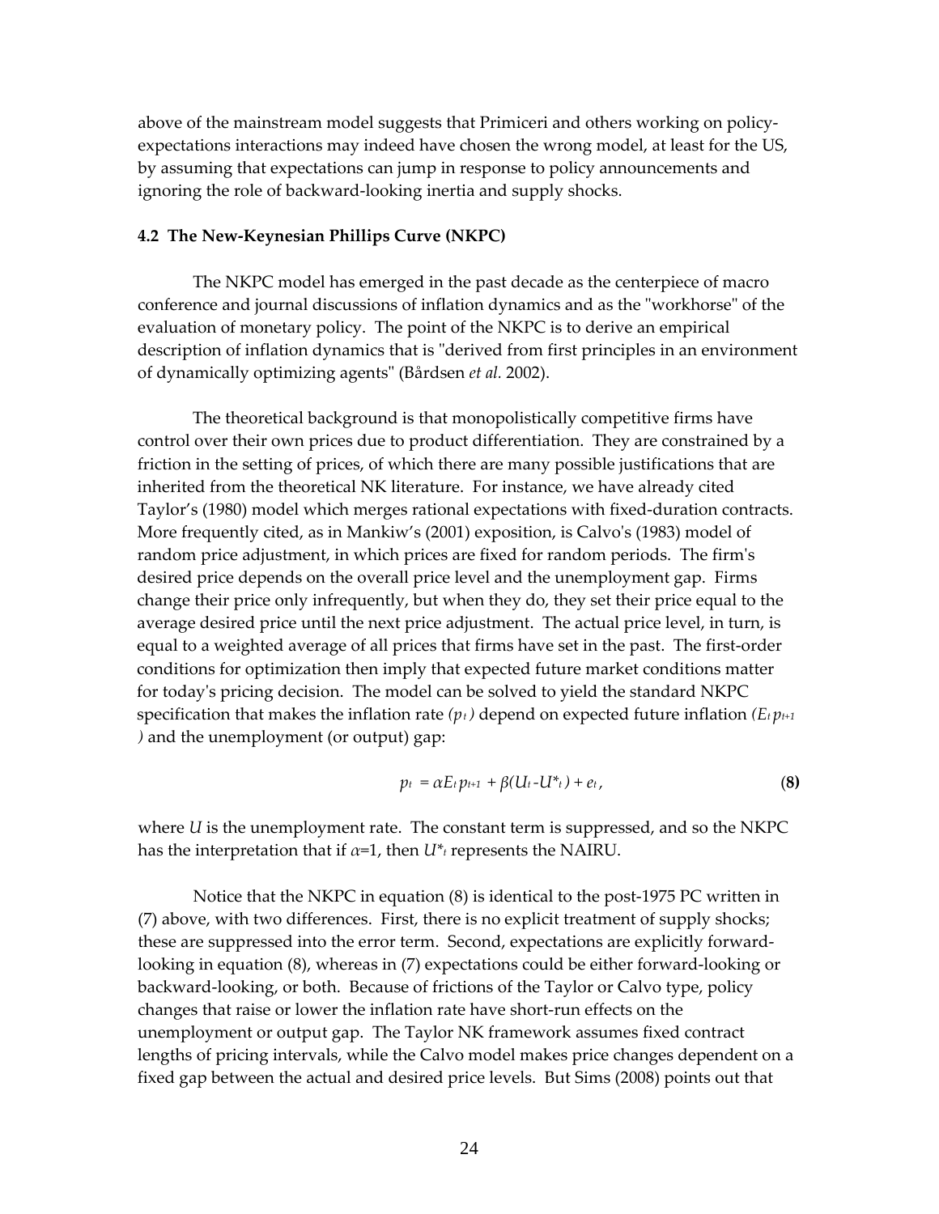above of the mainstream model suggests that Primiceri and others working on policy-expectations interactions may indeed have chosen the wrong model, at least for the US, by assuming that expectations can jump in response to policy announcements and ignoring the role of backward-looking inertia and supply shocks.

### 4.2 The New-Keynesian Phillips Curve (NKPC)

The NKPC model has emerged in the past decade as the centerpiece of macro conference and journal discussions of inflation dynamics and as the "workhorse" of the evaluation of monetary policy. The point of the NKPC is to derive an empirical description of inflation dynamics that is "derived from first principles in an environment of dynamically optimizing agents" (Bårdsen *et al.* 2002).

The theoretical background is that monopolistically competitive firms have control over their own prices due to product differentiation. They are constrained by a friction in the setting of prices, of which there are many possible justifications that are inherited from the theoretical NK literature. For instance, we have already cited Taylor's (1980) model which merges rational expectations with fixed-duration contracts. More frequently cited, as in Mankiw's (2001) exposition, is Calvo's (1983) model of random price adjustment, in which prices are fixed for random periods. The firm's desired price depends on the overall price level and the unemployment gap. Firms change their price only infrequently, but when they do, they set their price equal to the average desired price until the next price adjustment. The actual price level, in turn, is equal to a weighted average of all prices that firms have set in the past. The first-order conditions for optimization then imply that expected future market conditions matter for today's pricing decision. The model can be solved to yield the standard NKPC specification that makes the inflation rate ($p_t$) depend on expected future inflation ($E_t p_{t+1}$) and the unemployment (or output) gap:

$$p_t = \alpha E_t p_{t+1} + \beta(U_t - U^*_t) + e_t, \qquad \textbf{(8)}$$

where $U$ is the unemployment rate. The constant term is suppressed, and so the NKPC has the interpretation that if $\alpha$=1, then $U^*_t$ represents the NAIRU.

Notice that the NKPC in equation (8) is identical to the post-1975 PC written in (7) above, with two differences. First, there is no explicit treatment of supply shocks; these are suppressed into the error term. Second, expectations are explicitly forward-looking in equation (8), whereas in (7) expectations could be either forward-looking or backward-looking, or both. Because of frictions of the Taylor or Calvo type, policy changes that raise or lower the inflation rate have short-run effects on the unemployment or output gap. The Taylor NK framework assumes fixed contract lengths of pricing intervals, while the Calvo model makes price changes dependent on a fixed gap between the actual and desired price levels. But Sims (2008) points out that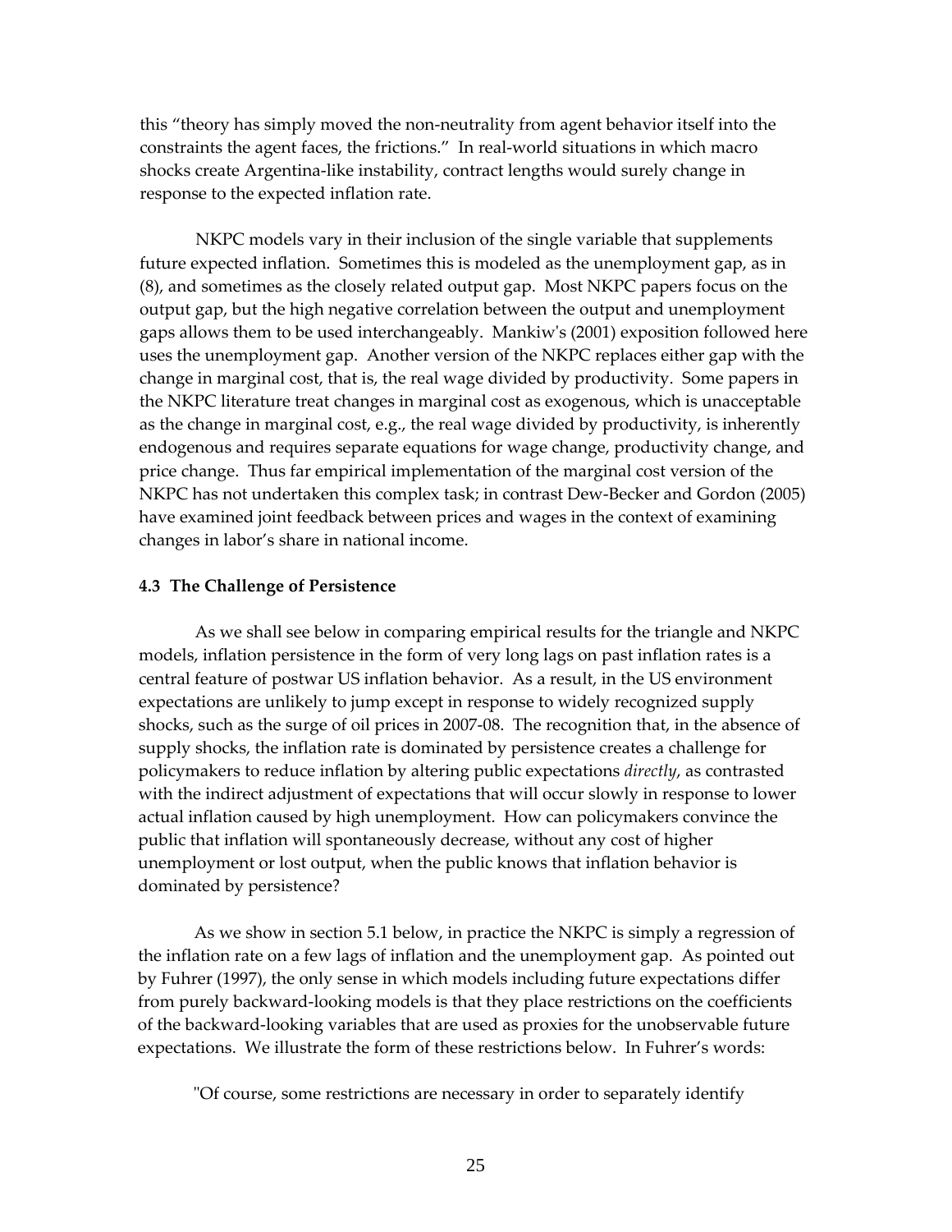this "theory has simply moved the non-neutrality from agent behavior itself into the constraints the agent faces, the frictions." In real-world situations in which macro shocks create Argentina-like instability, contract lengths would surely change in response to the expected inflation rate.

NKPC models vary in their inclusion of the single variable that supplements future expected inflation. Sometimes this is modeled as the unemployment gap, as in (8), and sometimes as the closely related output gap. Most NKPC papers focus on the output gap, but the high negative correlation between the output and unemployment gaps allows them to be used interchangeably. Mankiw's (2001) exposition followed here uses the unemployment gap. Another version of the NKPC replaces either gap with the change in marginal cost, that is, the real wage divided by productivity. Some papers in the NKPC literature treat changes in marginal cost as exogenous, which is unacceptable as the change in marginal cost, e.g., the real wage divided by productivity, is inherently endogenous and requires separate equations for wage change, productivity change, and price change. Thus far empirical implementation of the marginal cost version of the NKPC has not undertaken this complex task; in contrast Dew-Becker and Gordon (2005) have examined joint feedback between prices and wages in the context of examining changes in labor's share in national income.

### 4.3 The Challenge of Persistence

As we shall see below in comparing empirical results for the triangle and NKPC models, inflation persistence in the form of very long lags on past inflation rates is a central feature of postwar US inflation behavior. As a result, in the US environment expectations are unlikely to jump except in response to widely recognized supply shocks, such as the surge of oil prices in 2007-08. The recognition that, in the absence of supply shocks, the inflation rate is dominated by persistence creates a challenge for policymakers to reduce inflation by altering public expectations *directly*, as contrasted with the indirect adjustment of expectations that will occur slowly in response to lower actual inflation caused by high unemployment. How can policymakers convince the public that inflation will spontaneously decrease, without any cost of higher unemployment or lost output, when the public knows that inflation behavior is dominated by persistence?

As we show in section 5.1 below, in practice the NKPC is simply a regression of the inflation rate on a few lags of inflation and the unemployment gap. As pointed out by Fuhrer (1997), the only sense in which models including future expectations differ from purely backward-looking models is that they place restrictions on the coefficients of the backward-looking variables that are used as proxies for the unobservable future expectations. We illustrate the form of these restrictions below. In Fuhrer's words:

"Of course, some restrictions are necessary in order to separately identify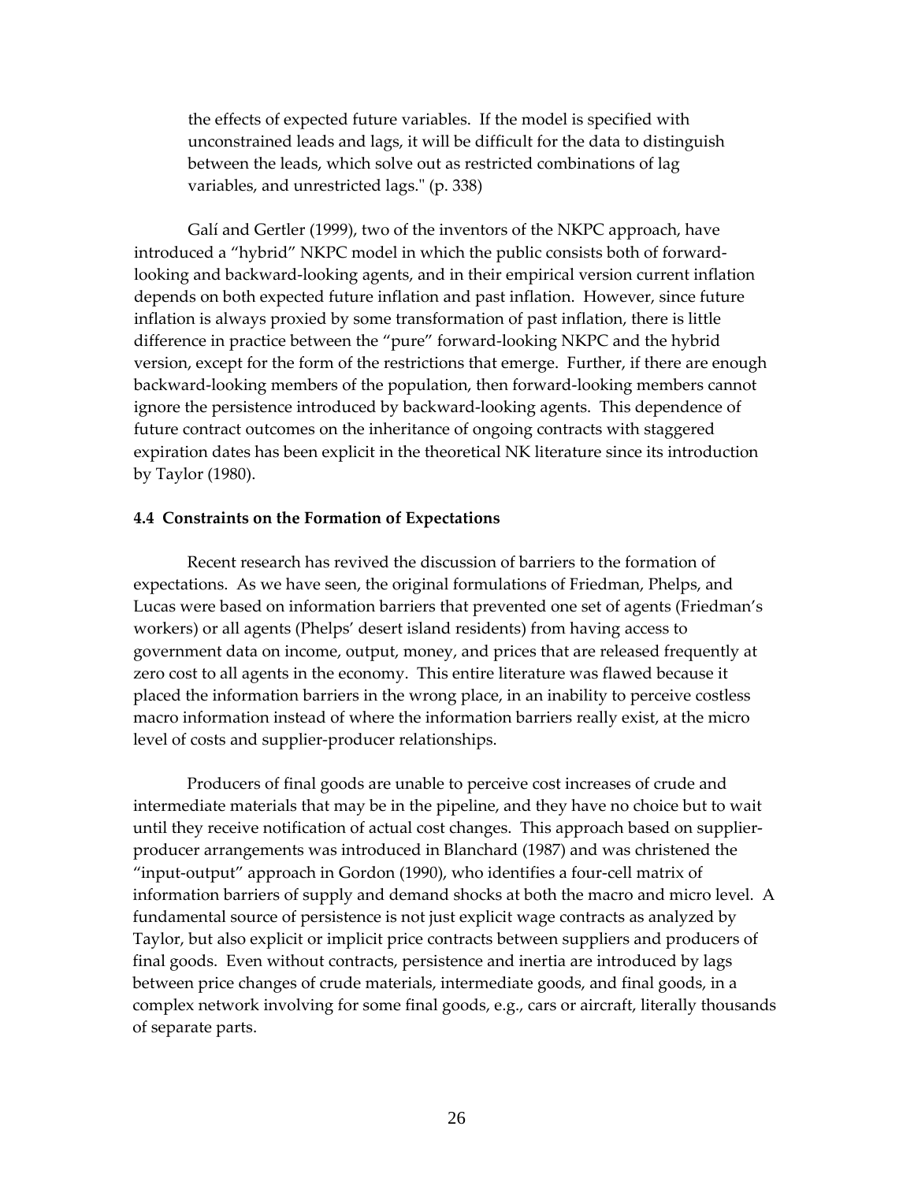> the effects of expected future variables. If the model is specified with unconstrained leads and lags, it will be difficult for the data to distinguish between the leads, which solve out as restricted combinations of lag variables, and unrestricted lags." (p. 338)

Galí and Gertler (1999), two of the inventors of the NKPC approach, have introduced a "hybrid" NKPC model in which the public consists both of forward-looking and backward-looking agents, and in their empirical version current inflation depends on both expected future inflation and past inflation. However, since future inflation is always proxied by some transformation of past inflation, there is little difference in practice between the "pure" forward-looking NKPC and the hybrid version, except for the form of the restrictions that emerge. Further, if there are enough backward-looking members of the population, then forward-looking members cannot ignore the persistence introduced by backward-looking agents. This dependence of future contract outcomes on the inheritance of ongoing contracts with staggered expiration dates has been explicit in the theoretical NK literature since its introduction by Taylor (1980).

#### 4.4 Constraints on the Formation of Expectations

Recent research has revived the discussion of barriers to the formation of expectations. As we have seen, the original formulations of Friedman, Phelps, and Lucas were based on information barriers that prevented one set of agents (Friedman's workers) or all agents (Phelps' desert island residents) from having access to government data on income, output, money, and prices that are released frequently at zero cost to all agents in the economy. This entire literature was flawed because it placed the information barriers in the wrong place, in an inability to perceive costless macro information instead of where the information barriers really exist, at the micro level of costs and supplier-producer relationships.

Producers of final goods are unable to perceive cost increases of crude and intermediate materials that may be in the pipeline, and they have no choice but to wait until they receive notification of actual cost changes. This approach based on supplier-producer arrangements was introduced in Blanchard (1987) and was christened the "input-output" approach in Gordon (1990), who identifies a four-cell matrix of information barriers of supply and demand shocks at both the macro and micro level. A fundamental source of persistence is not just explicit wage contracts as analyzed by Taylor, but also explicit or implicit price contracts between suppliers and producers of final goods. Even without contracts, persistence and inertia are introduced by lags between price changes of crude materials, intermediate goods, and final goods, in a complex network involving for some final goods, e.g., cars or aircraft, literally thousands of separate parts.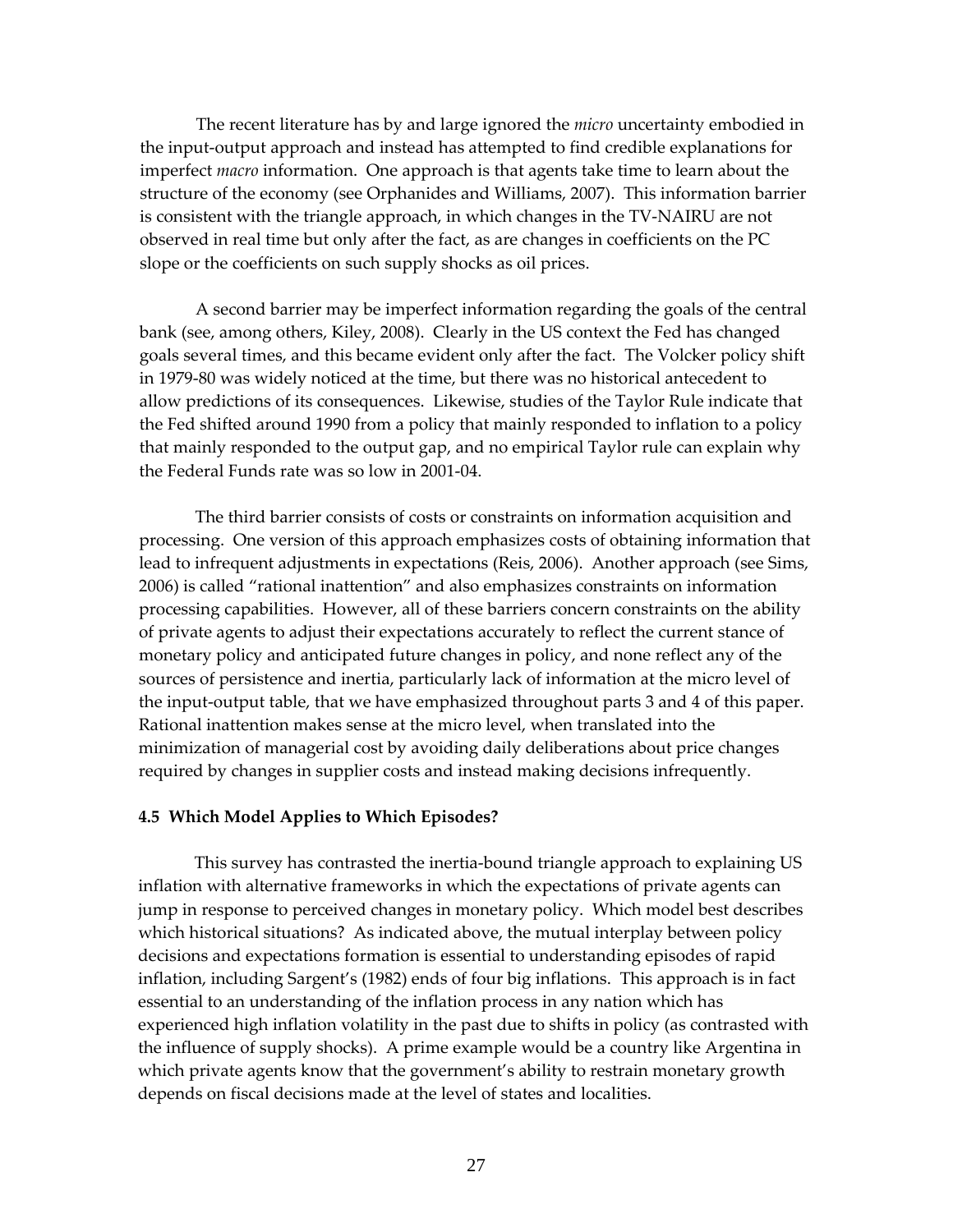The recent literature has by and large ignored the *micro* uncertainty embodied in the input-output approach and instead has attempted to find credible explanations for imperfect *macro* information. One approach is that agents take time to learn about the structure of the economy (see Orphanides and Williams, 2007). This information barrier is consistent with the triangle approach, in which changes in the TV-NAIRU are not observed in real time but only after the fact, as are changes in coefficients on the PC slope or the coefficients on such supply shocks as oil prices.

A second barrier may be imperfect information regarding the goals of the central bank (see, among others, Kiley, 2008). Clearly in the US context the Fed has changed goals several times, and this became evident only after the fact. The Volcker policy shift in 1979-80 was widely noticed at the time, but there was no historical antecedent to allow predictions of its consequences. Likewise, studies of the Taylor Rule indicate that the Fed shifted around 1990 from a policy that mainly responded to inflation to a policy that mainly responded to the output gap, and no empirical Taylor rule can explain why the Federal Funds rate was so low in 2001-04.

The third barrier consists of costs or constraints on information acquisition and processing. One version of this approach emphasizes costs of obtaining information that lead to infrequent adjustments in expectations (Reis, 2006). Another approach (see Sims, 2006) is called "rational inattention" and also emphasizes constraints on information processing capabilities. However, all of these barriers concern constraints on the ability of private agents to adjust their expectations accurately to reflect the current stance of monetary policy and anticipated future changes in policy, and none reflect any of the sources of persistence and inertia, particularly lack of information at the micro level of the input-output table, that we have emphasized throughout parts 3 and 4 of this paper. Rational inattention makes sense at the micro level, when translated into the minimization of managerial cost by avoiding daily deliberations about price changes required by changes in supplier costs and instead making decisions infrequently.

### 4.5 Which Model Applies to Which Episodes?

This survey has contrasted the inertia-bound triangle approach to explaining US inflation with alternative frameworks in which the expectations of private agents can jump in response to perceived changes in monetary policy. Which model best describes which historical situations? As indicated above, the mutual interplay between policy decisions and expectations formation is essential to understanding episodes of rapid inflation, including Sargent's (1982) ends of four big inflations. This approach is in fact essential to an understanding of the inflation process in any nation which has experienced high inflation volatility in the past due to shifts in policy (as contrasted with the influence of supply shocks). A prime example would be a country like Argentina in which private agents know that the government's ability to restrain monetary growth depends on fiscal decisions made at the level of states and localities.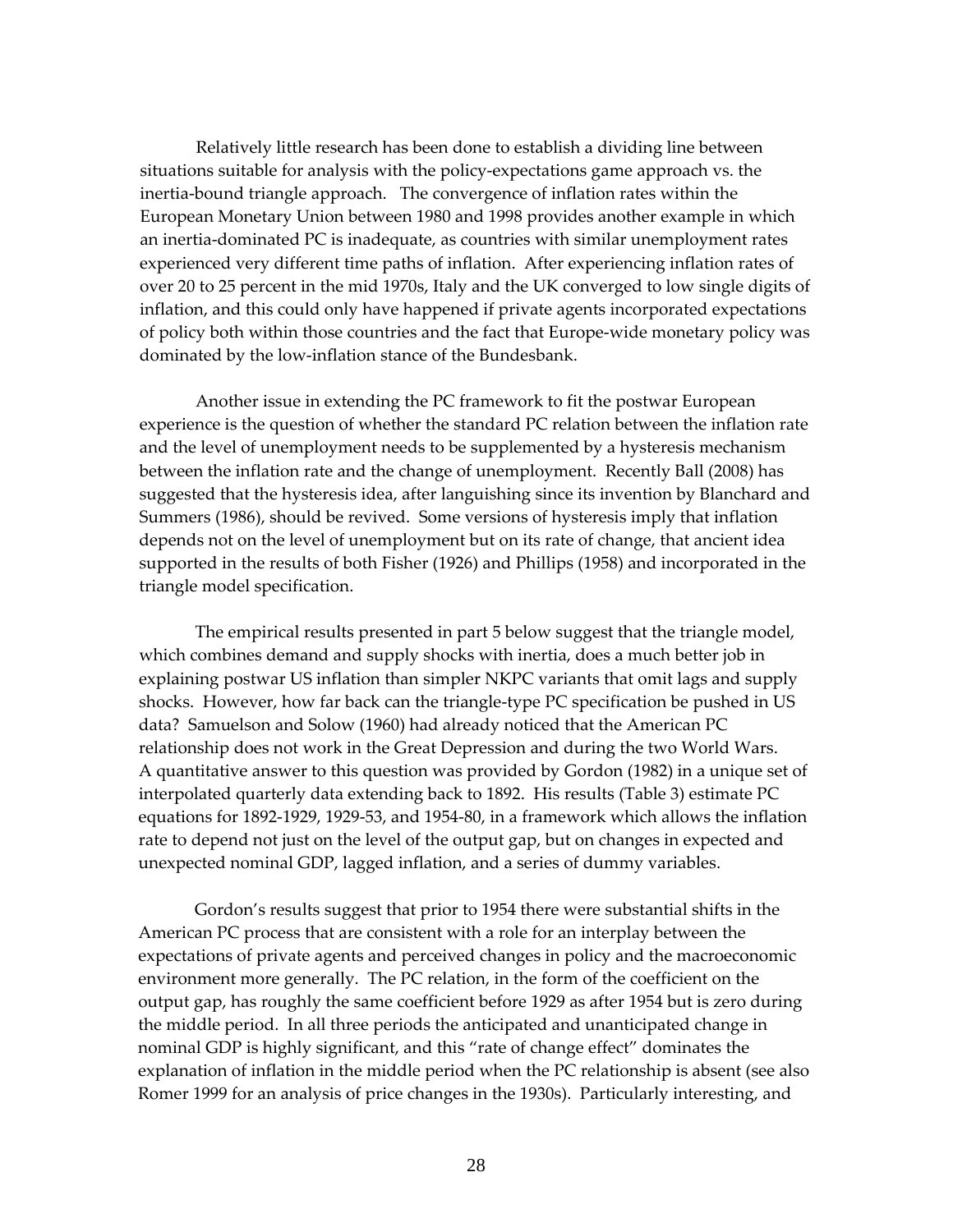Relatively little research has been done to establish a dividing line between situations suitable for analysis with the policy-expectations game approach vs. the inertia-bound triangle approach. The convergence of inflation rates within the European Monetary Union between 1980 and 1998 provides another example in which an inertia-dominated PC is inadequate, as countries with similar unemployment rates experienced very different time paths of inflation. After experiencing inflation rates of over 20 to 25 percent in the mid 1970s, Italy and the UK converged to low single digits of inflation, and this could only have happened if private agents incorporated expectations of policy both within those countries and the fact that Europe-wide monetary policy was dominated by the low-inflation stance of the Bundesbank.

Another issue in extending the PC framework to fit the postwar European experience is the question of whether the standard PC relation between the inflation rate and the level of unemployment needs to be supplemented by a hysteresis mechanism between the inflation rate and the change of unemployment. Recently Ball (2008) has suggested that the hysteresis idea, after languishing since its invention by Blanchard and Summers (1986), should be revived. Some versions of hysteresis imply that inflation depends not on the level of unemployment but on its rate of change, that ancient idea supported in the results of both Fisher (1926) and Phillips (1958) and incorporated in the triangle model specification.

The empirical results presented in part 5 below suggest that the triangle model, which combines demand and supply shocks with inertia, does a much better job in explaining postwar US inflation than simpler NKPC variants that omit lags and supply shocks. However, how far back can the triangle-type PC specification be pushed in US data? Samuelson and Solow (1960) had already noticed that the American PC relationship does not work in the Great Depression and during the two World Wars. A quantitative answer to this question was provided by Gordon (1982) in a unique set of interpolated quarterly data extending back to 1892. His results (Table 3) estimate PC equations for 1892-1929, 1929-53, and 1954-80, in a framework which allows the inflation rate to depend not just on the level of the output gap, but on changes in expected and unexpected nominal GDP, lagged inflation, and a series of dummy variables.

Gordon's results suggest that prior to 1954 there were substantial shifts in the American PC process that are consistent with a role for an interplay between the expectations of private agents and perceived changes in policy and the macroeconomic environment more generally. The PC relation, in the form of the coefficient on the output gap, has roughly the same coefficient before 1929 as after 1954 but is zero during the middle period. In all three periods the anticipated and unanticipated change in nominal GDP is highly significant, and this "rate of change effect" dominates the explanation of inflation in the middle period when the PC relationship is absent (see also Romer 1999 for an analysis of price changes in the 1930s). Particularly interesting, and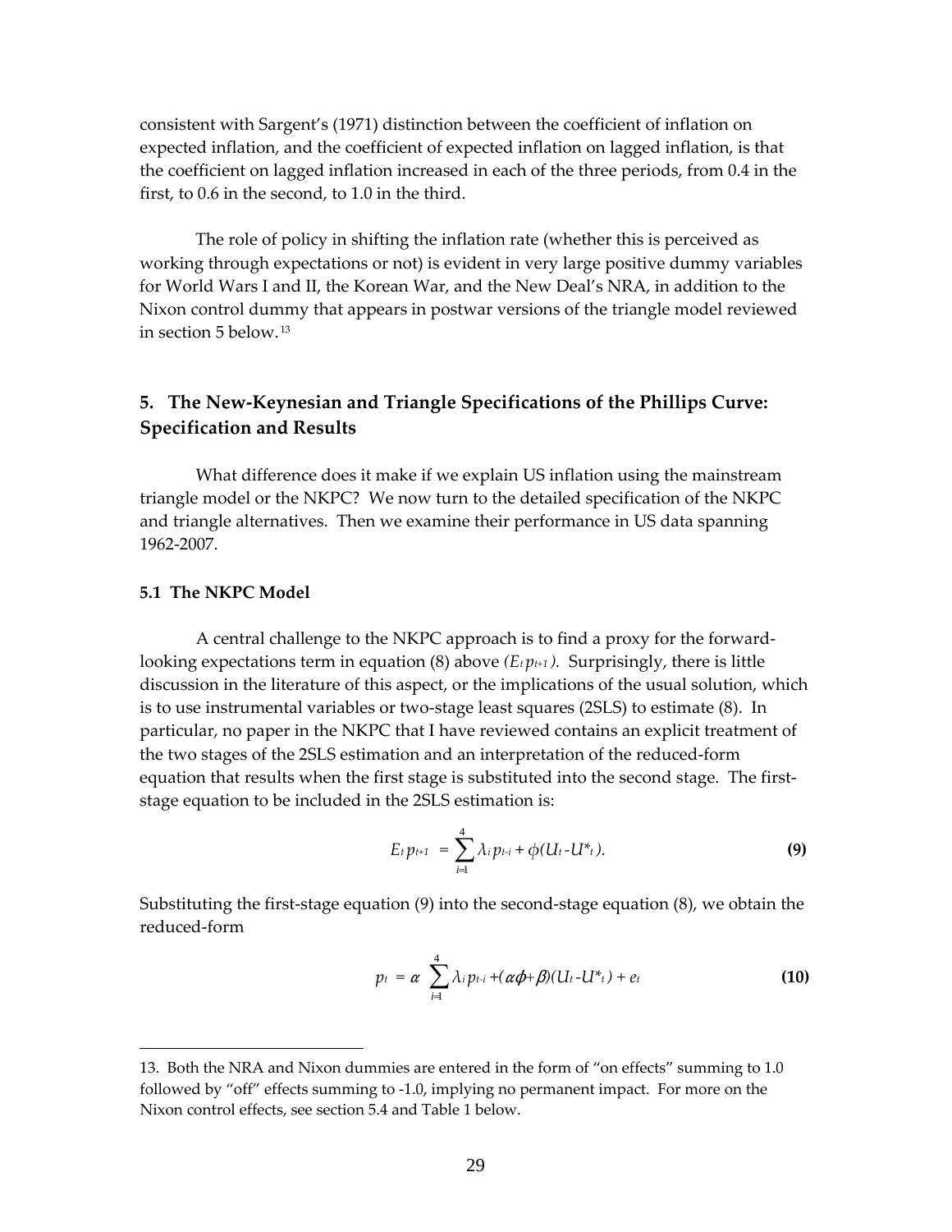consistent with Sargent's (1971) distinction between the coefficient of inflation on expected inflation, and the coefficient of expected inflation on lagged inflation, is that the coefficient on lagged inflation increased in each of the three periods, from 0.4 in the first, to 0.6 in the second, to 1.0 in the third.

The role of policy in shifting the inflation rate (whether this is perceived as working through expectations or not) is evident in very large positive dummy variables for World Wars I and II, the Korean War, and the New Deal's NRA, in addition to the Nixon control dummy that appears in postwar versions of the triangle model reviewed in section 5 below.[13]

## 5. The New-Keynesian and Triangle Specifications of the Phillips Curve: Specification and Results

What difference does it make if we explain US inflation using the mainstream triangle model or the NKPC? We now turn to the detailed specification of the NKPC and triangle alternatives. Then we examine their performance in US data spanning 1962-2007.

### 5.1 The NKPC Model

A central challenge to the NKPC approach is to find a proxy for the forward-looking expectations term in equation (8) above *($E_t p_{t+1}$).* Surprisingly, there is little discussion in the literature of this aspect, or the implications of the usual solution, which is to use instrumental variables or two-stage least squares (2SLS) to estimate (8). In particular, no paper in the NKPC that I have reviewed contains an explicit treatment of the two stages of the 2SLS estimation and an interpretation of the reduced-form equation that results when the first stage is substituted into the second stage. The first-stage equation to be included in the 2SLS estimation is:

$$E_t p_{t+1} = \sum_{i=1}^{4} \lambda_i p_{t-i} + \phi(U_t - U^*_t). \tag{9}$$

Substituting the first-stage equation (9) into the second-stage equation (8), we obtain the reduced-form

$$p_t = \alpha \sum_{i=1}^{4} \lambda_i p_{t-i} + (\alpha\phi + \beta)(U_t - U^*_t) + e_t \tag{10}$$

---

13. Both the NRA and Nixon dummies are entered in the form of "on effects" summing to 1.0 followed by "off" effects summing to -1.0, implying no permanent impact. For more on the Nixon control effects, see section 5.4 and Table 1 below.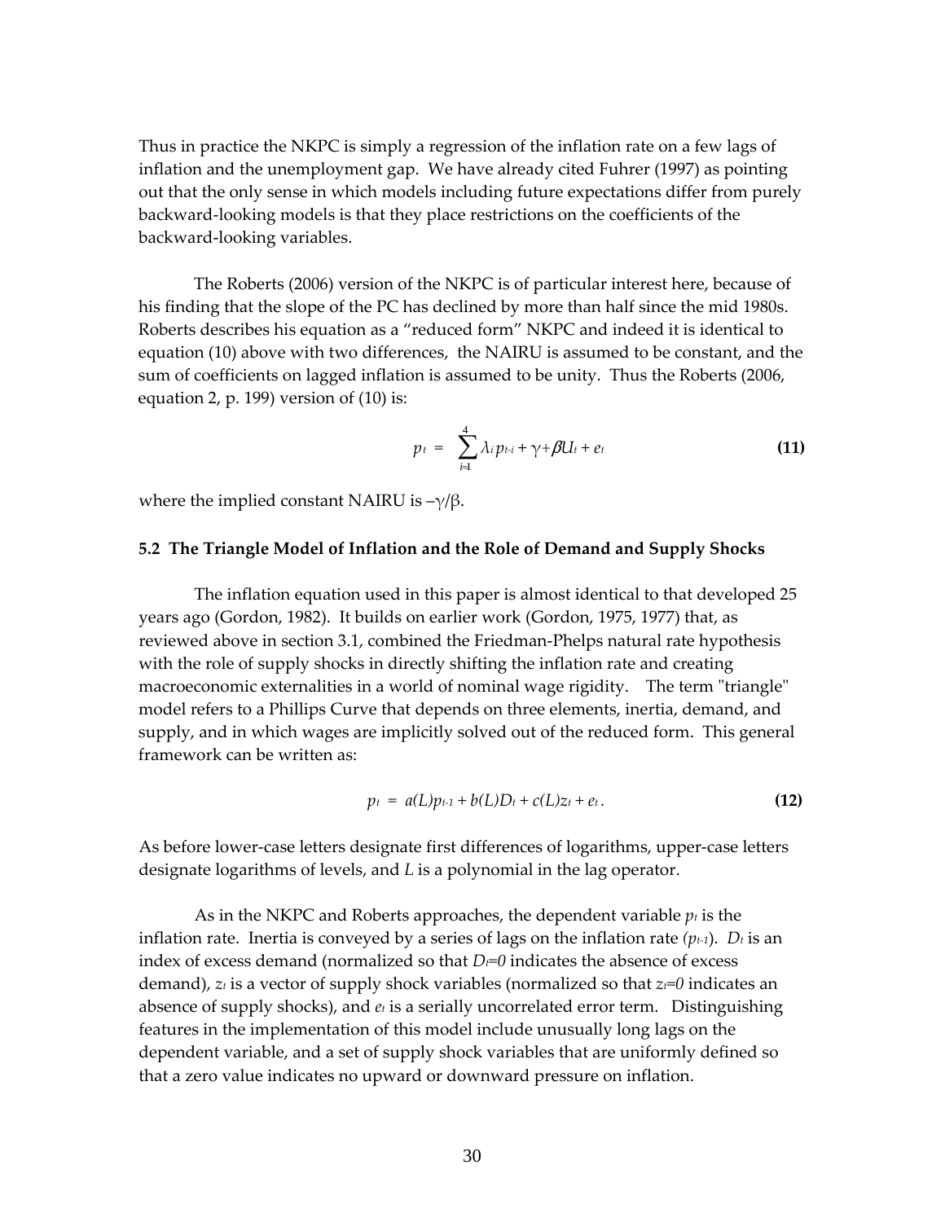Thus in practice the NKPC is simply a regression of the inflation rate on a few lags of inflation and the unemployment gap. We have already cited Fuhrer (1997) as pointing out that the only sense in which models including future expectations differ from purely backward-looking models is that they place restrictions on the coefficients of the backward-looking variables.

The Roberts (2006) version of the NKPC is of particular interest here, because of his finding that the slope of the PC has declined by more than half since the mid 1980s. Roberts describes his equation as a "reduced form" NKPC and indeed it is identical to equation (10) above with two differences, the NAIRU is assumed to be constant, and the sum of coefficients on lagged inflation is assumed to be unity. Thus the Roberts (2006, equation 2, p. 199) version of (10) is:

$$p_t = \sum_{i=1}^{4} \lambda_i p_{t-i} + \gamma + \beta U_t + e_t \qquad \textbf{(11)}$$

where the implied constant NAIRU is $-\gamma/\beta$.

### 5.2 The Triangle Model of Inflation and the Role of Demand and Supply Shocks

The inflation equation used in this paper is almost identical to that developed 25 years ago (Gordon, 1982). It builds on earlier work (Gordon, 1975, 1977) that, as reviewed above in section 3.1, combined the Friedman-Phelps natural rate hypothesis with the role of supply shocks in directly shifting the inflation rate and creating macroeconomic externalities in a world of nominal wage rigidity. The term "triangle" model refers to a Phillips Curve that depends on three elements, inertia, demand, and supply, and in which wages are implicitly solved out of the reduced form. This general framework can be written as:

$$p_t = a(L)p_{t-1} + b(L)D_t + c(L)z_t + e_t . \qquad \textbf{(12)}$$

As before lower-case letters designate first differences of logarithms, upper-case letters designate logarithms of levels, and *L* is a polynomial in the lag operator.

As in the NKPC and Roberts approaches, the dependent variable $p_t$ is the inflation rate. Inertia is conveyed by a series of lags on the inflation rate ($p_{t-1}$). $D_t$ is an index of excess demand (normalized so that $D_t=0$ indicates the absence of excess demand), $z_t$ is a vector of supply shock variables (normalized so that $z_t=0$ indicates an absence of supply shocks), and $e_t$ is a serially uncorrelated error term. Distinguishing features in the implementation of this model include unusually long lags on the dependent variable, and a set of supply shock variables that are uniformly defined so that a zero value indicates no upward or downward pressure on inflation.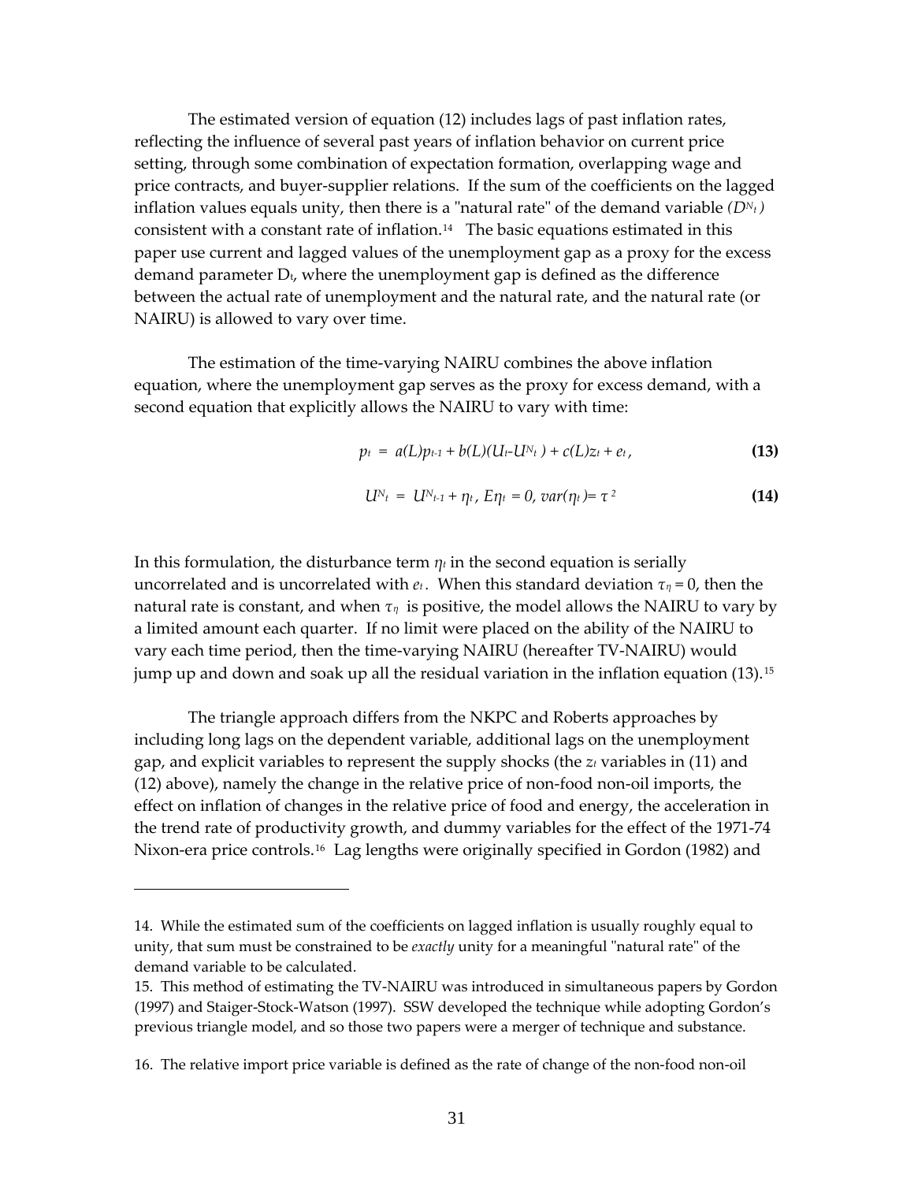The estimated version of equation (12) includes lags of past inflation rates, reflecting the influence of several past years of inflation behavior on current price setting, through some combination of expectation formation, overlapping wage and price contracts, and buyer-supplier relations. If the sum of the coefficients on the lagged inflation values equals unity, then there is a "natural rate" of the demand variable ($D^N_t$) consistent with a constant rate of inflation.[14] The basic equations estimated in this paper use current and lagged values of the unemployment gap as a proxy for the excess demand parameter $D_t$, where the unemployment gap is defined as the difference between the actual rate of unemployment and the natural rate, and the natural rate (or NAIRU) is allowed to vary over time.

The estimation of the time-varying NAIRU combines the above inflation equation, where the unemployment gap serves as the proxy for excess demand, with a second equation that explicitly allows the NAIRU to vary with time:

$$p_t = a(L)p_{t-1} + b(L)(U_t - U^N_t) + c(L)z_t + e_t, \tag{13}$$

$$U^N_t = U^N_{t-1} + \eta_t, \; E\eta_t = 0, \; var(\eta_t) = \tau^2 \tag{14}$$

In this formulation, the disturbance term $\eta_t$ in the second equation is serially uncorrelated and is uncorrelated with $e_t$. When this standard deviation $\tau_\eta = 0$, then the natural rate is constant, and when $\tau_\eta$ is positive, the model allows the NAIRU to vary by a limited amount each quarter. If no limit were placed on the ability of the NAIRU to vary each time period, then the time-varying NAIRU (hereafter TV-NAIRU) would jump up and down and soak up all the residual variation in the inflation equation (13).[15]

The triangle approach differs from the NKPC and Roberts approaches by including long lags on the dependent variable, additional lags on the unemployment gap, and explicit variables to represent the supply shocks (the $z_t$ variables in (11) and (12) above), namely the change in the relative price of non-food non-oil imports, the effect on inflation of changes in the relative price of food and energy, the acceleration in the trend rate of productivity growth, and dummy variables for the effect of the 1971-74 Nixon-era price controls.[16] Lag lengths were originally specified in Gordon (1982) and

---

14. While the estimated sum of the coefficients on lagged inflation is usually roughly equal to unity, that sum must be constrained to be *exactly* unity for a meaningful "natural rate" of the demand variable to be calculated.

15. This method of estimating the TV-NAIRU was introduced in simultaneous papers by Gordon (1997) and Staiger-Stock-Watson (1997). SSW developed the technique while adopting Gordon's previous triangle model, and so those two papers were a merger of technique and substance.

16. The relative import price variable is defined as the rate of change of the non-food non-oil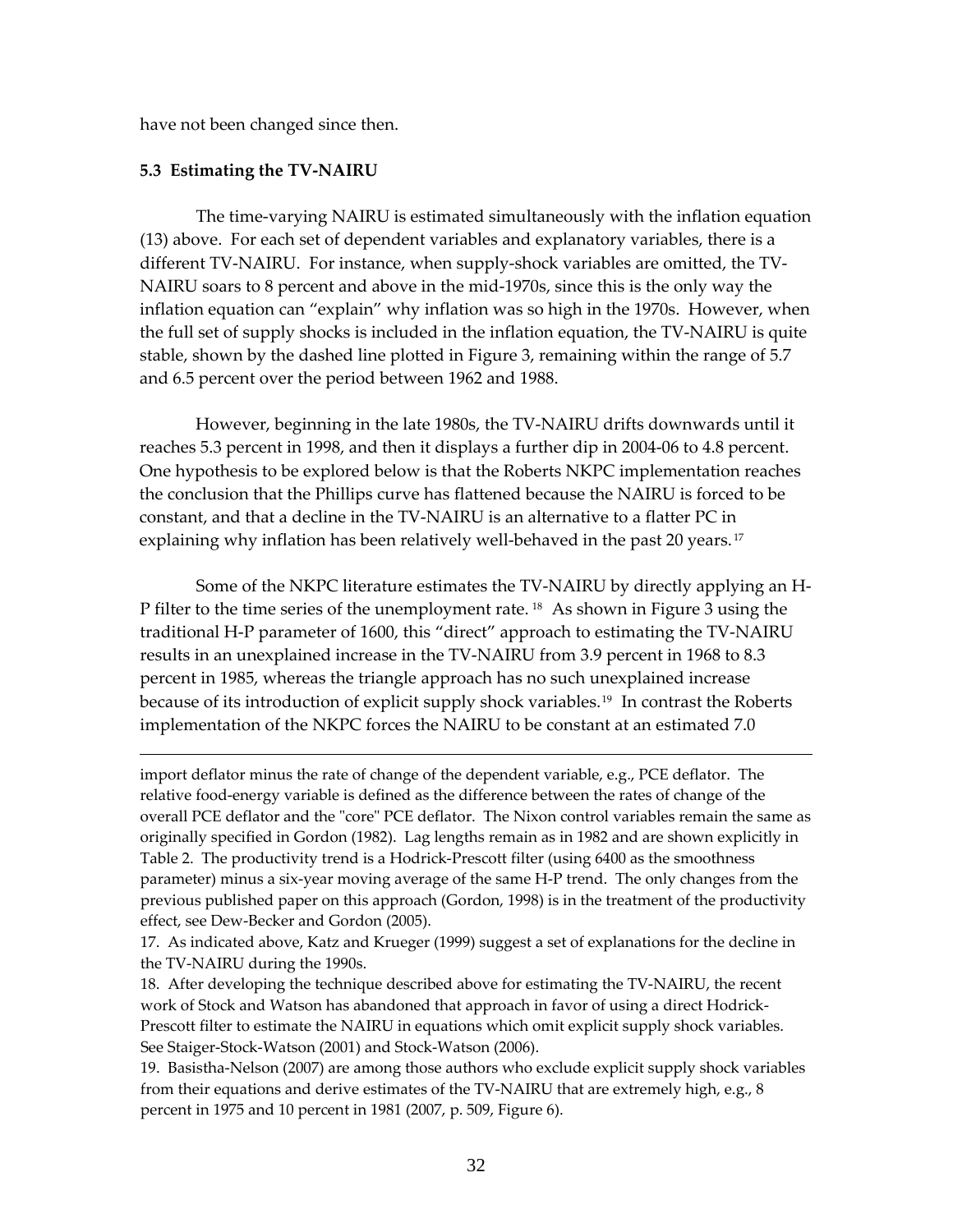have not been changed since then.

### 5.3 Estimating the TV-NAIRU

The time-varying NAIRU is estimated simultaneously with the inflation equation (13) above. For each set of dependent variables and explanatory variables, there is a different TV-NAIRU. For instance, when supply-shock variables are omitted, the TV-NAIRU soars to 8 percent and above in the mid-1970s, since this is the only way the inflation equation can "explain" why inflation was so high in the 1970s. However, when the full set of supply shocks is included in the inflation equation, the TV-NAIRU is quite stable, shown by the dashed line plotted in Figure 3, remaining within the range of 5.7 and 6.5 percent over the period between 1962 and 1988.

However, beginning in the late 1980s, the TV-NAIRU drifts downwards until it reaches 5.3 percent in 1998, and then it displays a further dip in 2004-06 to 4.8 percent. One hypothesis to be explored below is that the Roberts NKPC implementation reaches the conclusion that the Phillips curve has flattened because the NAIRU is forced to be constant, and that a decline in the TV-NAIRU is an alternative to a flatter PC in explaining why inflation has been relatively well-behaved in the past 20 years.[17]

Some of the NKPC literature estimates the TV-NAIRU by directly applying an H-P filter to the time series of the unemployment rate.[18] As shown in Figure 3 using the traditional H-P parameter of 1600, this "direct" approach to estimating the TV-NAIRU results in an unexplained increase in the TV-NAIRU from 3.9 percent in 1968 to 8.3 percent in 1985, whereas the triangle approach has no such unexplained increase because of its introduction of explicit supply shock variables.[19] In contrast the Roberts implementation of the NKPC forces the NAIRU to be constant at an estimated 7.0

---

import deflator minus the rate of change of the dependent variable, e.g., PCE deflator. The relative food-energy variable is defined as the difference between the rates of change of the overall PCE deflator and the "core" PCE deflator. The Nixon control variables remain the same as originally specified in Gordon (1982). Lag lengths remain as in 1982 and are shown explicitly in Table 2. The productivity trend is a Hodrick-Prescott filter (using 6400 as the smoothness parameter) minus a six-year moving average of the same H-P trend. The only changes from the previous published paper on this approach (Gordon, 1998) is in the treatment of the productivity effect, see Dew-Becker and Gordon (2005).

17. As indicated above, Katz and Krueger (1999) suggest a set of explanations for the decline in the TV-NAIRU during the 1990s.

18. After developing the technique described above for estimating the TV-NAIRU, the recent work of Stock and Watson has abandoned that approach in favor of using a direct Hodrick-Prescott filter to estimate the NAIRU in equations which omit explicit supply shock variables. See Staiger-Stock-Watson (2001) and Stock-Watson (2006).

19. Basistha-Nelson (2007) are among those authors who exclude explicit supply shock variables from their equations and derive estimates of the TV-NAIRU that are extremely high, e.g., 8 percent in 1975 and 10 percent in 1981 (2007, p. 509, Figure 6).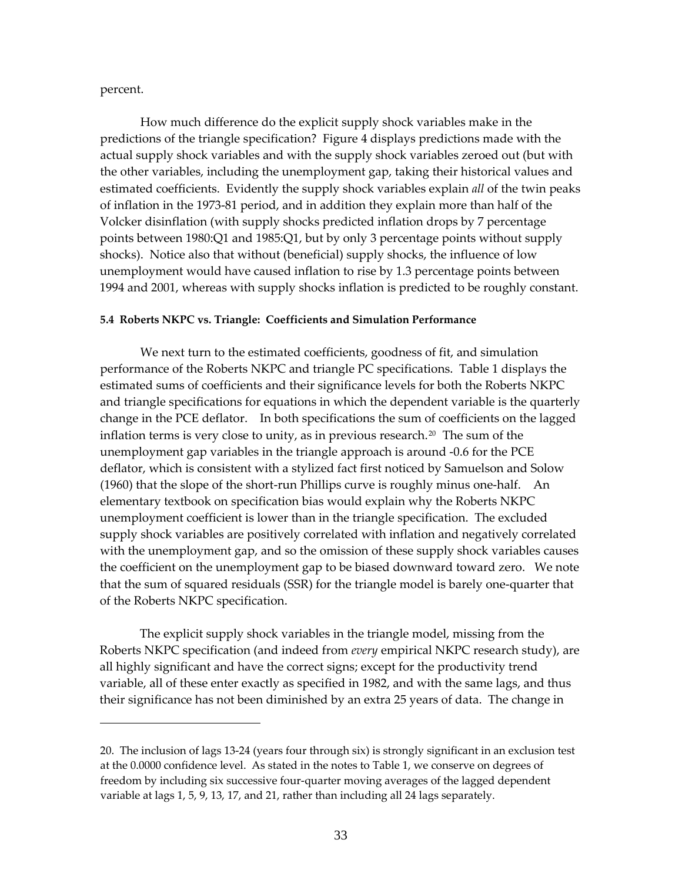percent.

How much difference do the explicit supply shock variables make in the predictions of the triangle specification? Figure 4 displays predictions made with the actual supply shock variables and with the supply shock variables zeroed out (but with the other variables, including the unemployment gap, taking their historical values and estimated coefficients. Evidently the supply shock variables explain *all* of the twin peaks of inflation in the 1973-81 period, and in addition they explain more than half of the Volcker disinflation (with supply shocks predicted inflation drops by 7 percentage points between 1980:Q1 and 1985:Q1, but by only 3 percentage points without supply shocks). Notice also that without (beneficial) supply shocks, the influence of low unemployment would have caused inflation to rise by 1.3 percentage points between 1994 and 2001, whereas with supply shocks inflation is predicted to be roughly constant.

#### 5.4 Roberts NKPC vs. Triangle: Coefficients and Simulation Performance

We next turn to the estimated coefficients, goodness of fit, and simulation performance of the Roberts NKPC and triangle PC specifications. Table 1 displays the estimated sums of coefficients and their significance levels for both the Roberts NKPC and triangle specifications for equations in which the dependent variable is the quarterly change in the PCE deflator. In both specifications the sum of coefficients on the lagged inflation terms is very close to unity, as in previous research.[20] The sum of the unemployment gap variables in the triangle approach is around -0.6 for the PCE deflator, which is consistent with a stylized fact first noticed by Samuelson and Solow (1960) that the slope of the short-run Phillips curve is roughly minus one-half. An elementary textbook on specification bias would explain why the Roberts NKPC unemployment coefficient is lower than in the triangle specification. The excluded supply shock variables are positively correlated with inflation and negatively correlated with the unemployment gap, and so the omission of these supply shock variables causes the coefficient on the unemployment gap to be biased downward toward zero. We note that the sum of squared residuals (SSR) for the triangle model is barely one-quarter that of the Roberts NKPC specification.

The explicit supply shock variables in the triangle model, missing from the Roberts NKPC specification (and indeed from *every* empirical NKPC research study), are all highly significant and have the correct signs; except for the productivity trend variable, all of these enter exactly as specified in 1982, and with the same lags, and thus their significance has not been diminished by an extra 25 years of data. The change in

---

20. The inclusion of lags 13-24 (years four through six) is strongly significant in an exclusion test at the 0.0000 confidence level. As stated in the notes to Table 1, we conserve on degrees of freedom by including six successive four-quarter moving averages of the lagged dependent variable at lags 1, 5, 9, 13, 17, and 21, rather than including all 24 lags separately.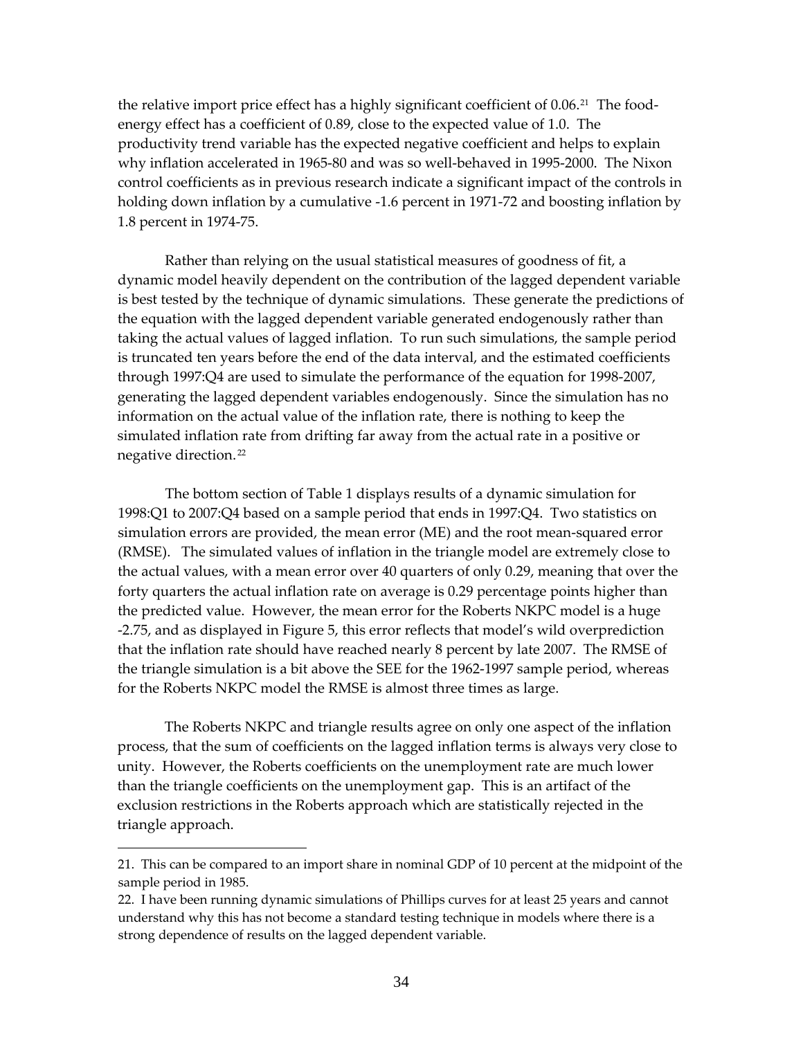the relative import price effect has a highly significant coefficient of 0.06.[21] The food-energy effect has a coefficient of 0.89, close to the expected value of 1.0. The productivity trend variable has the expected negative coefficient and helps to explain why inflation accelerated in 1965-80 and was so well-behaved in 1995-2000. The Nixon control coefficients as in previous research indicate a significant impact of the controls in holding down inflation by a cumulative -1.6 percent in 1971-72 and boosting inflation by 1.8 percent in 1974-75.

Rather than relying on the usual statistical measures of goodness of fit, a dynamic model heavily dependent on the contribution of the lagged dependent variable is best tested by the technique of dynamic simulations. These generate the predictions of the equation with the lagged dependent variable generated endogenously rather than taking the actual values of lagged inflation. To run such simulations, the sample period is truncated ten years before the end of the data interval, and the estimated coefficients through 1997:Q4 are used to simulate the performance of the equation for 1998-2007, generating the lagged dependent variables endogenously. Since the simulation has no information on the actual value of the inflation rate, there is nothing to keep the simulated inflation rate from drifting far away from the actual rate in a positive or negative direction.[22]

The bottom section of Table 1 displays results of a dynamic simulation for 1998:Q1 to 2007:Q4 based on a sample period that ends in 1997:Q4. Two statistics on simulation errors are provided, the mean error (ME) and the root mean-squared error (RMSE). The simulated values of inflation in the triangle model are extremely close to the actual values, with a mean error over 40 quarters of only 0.29, meaning that over the forty quarters the actual inflation rate on average is 0.29 percentage points higher than the predicted value. However, the mean error for the Roberts NKPC model is a huge -2.75, and as displayed in Figure 5, this error reflects that model's wild overprediction that the inflation rate should have reached nearly 8 percent by late 2007. The RMSE of the triangle simulation is a bit above the SEE for the 1962-1997 sample period, whereas for the Roberts NKPC model the RMSE is almost three times as large.

The Roberts NKPC and triangle results agree on only one aspect of the inflation process, that the sum of coefficients on the lagged inflation terms is always very close to unity. However, the Roberts coefficients on the unemployment rate are much lower than the triangle coefficients on the unemployment gap. This is an artifact of the exclusion restrictions in the Roberts approach which are statistically rejected in the triangle approach.

---

21. This can be compared to an import share in nominal GDP of 10 percent at the midpoint of the sample period in 1985.

22. I have been running dynamic simulations of Phillips curves for at least 25 years and cannot understand why this has not become a standard testing technique in models where there is a strong dependence of results on the lagged dependent variable.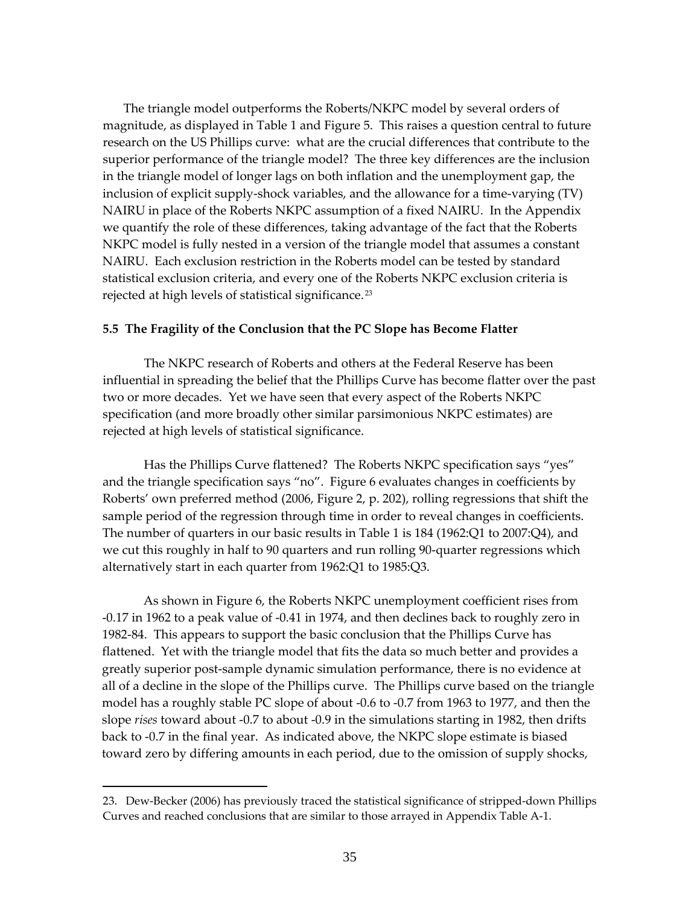The triangle model outperforms the Roberts/NKPC model by several orders of magnitude, as displayed in Table 1 and Figure 5. This raises a question central to future research on the US Phillips curve: what are the crucial differences that contribute to the superior performance of the triangle model? The three key differences are the inclusion in the triangle model of longer lags on both inflation and the unemployment gap, the inclusion of explicit supply-shock variables, and the allowance for a time-varying (TV) NAIRU in place of the Roberts NKPC assumption of a fixed NAIRU. In the Appendix we quantify the role of these differences, taking advantage of the fact that the Roberts NKPC model is fully nested in a version of the triangle model that assumes a constant NAIRU. Each exclusion restriction in the Roberts model can be tested by standard statistical exclusion criteria, and every one of the Roberts NKPC exclusion criteria is rejected at high levels of statistical significance.[23]

### 5.5 The Fragility of the Conclusion that the PC Slope has Become Flatter

The NKPC research of Roberts and others at the Federal Reserve has been influential in spreading the belief that the Phillips Curve has become flatter over the past two or more decades. Yet we have seen that every aspect of the Roberts NKPC specification (and more broadly other similar parsimonious NKPC estimates) are rejected at high levels of statistical significance.

Has the Phillips Curve flattened? The Roberts NKPC specification says "yes" and the triangle specification says "no". Figure 6 evaluates changes in coefficients by Roberts' own preferred method (2006, Figure 2, p. 202), rolling regressions that shift the sample period of the regression through time in order to reveal changes in coefficients. The number of quarters in our basic results in Table 1 is 184 (1962:Q1 to 2007:Q4), and we cut this roughly in half to 90 quarters and run rolling 90-quarter regressions which alternatively start in each quarter from 1962:Q1 to 1985:Q3.

As shown in Figure 6, the Roberts NKPC unemployment coefficient rises from -0.17 in 1962 to a peak value of -0.41 in 1974, and then declines back to roughly zero in 1982-84. This appears to support the basic conclusion that the Phillips Curve has flattened. Yet with the triangle model that fits the data so much better and provides a greatly superior post-sample dynamic simulation performance, there is no evidence at all of a decline in the slope of the Phillips curve. The Phillips curve based on the triangle model has a roughly stable PC slope of about -0.6 to -0.7 from 1963 to 1977, and then the slope *rises* toward about -0.7 to about -0.9 in the simulations starting in 1982, then drifts back to -0.7 in the final year. As indicated above, the NKPC slope estimate is biased toward zero by differing amounts in each period, due to the omission of supply shocks,

---

23. Dew-Becker (2006) has previously traced the statistical significance of stripped-down Phillips Curves and reached conclusions that are similar to those arrayed in Appendix Table A-1.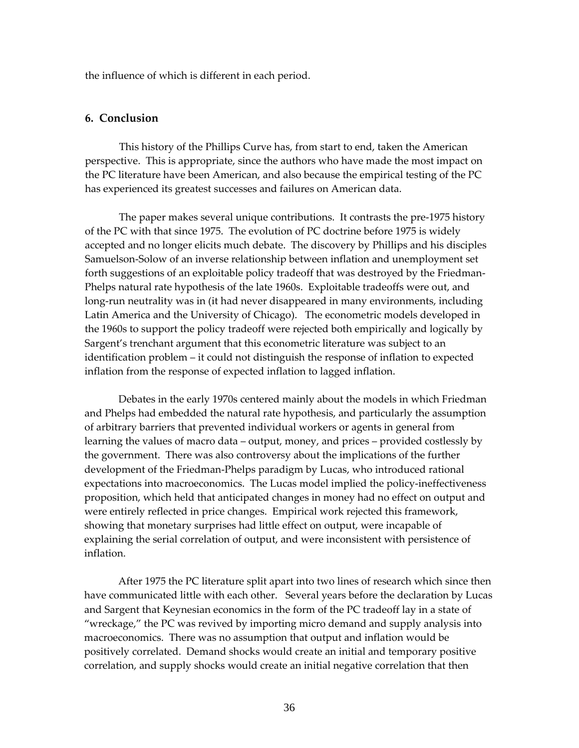the influence of which is different in each period.

## 6. Conclusion

This history of the Phillips Curve has, from start to end, taken the American perspective. This is appropriate, since the authors who have made the most impact on the PC literature have been American, and also because the empirical testing of the PC has experienced its greatest successes and failures on American data.

The paper makes several unique contributions. It contrasts the pre-1975 history of the PC with that since 1975. The evolution of PC doctrine before 1975 is widely accepted and no longer elicits much debate. The discovery by Phillips and his disciples Samuelson-Solow of an inverse relationship between inflation and unemployment set forth suggestions of an exploitable policy tradeoff that was destroyed by the Friedman-Phelps natural rate hypothesis of the late 1960s. Exploitable tradeoffs were out, and long-run neutrality was in (it had never disappeared in many environments, including Latin America and the University of Chicago). The econometric models developed in the 1960s to support the policy tradeoff were rejected both empirically and logically by Sargent's trenchant argument that this econometric literature was subject to an identification problem – it could not distinguish the response of inflation to expected inflation from the response of expected inflation to lagged inflation.

Debates in the early 1970s centered mainly about the models in which Friedman and Phelps had embedded the natural rate hypothesis, and particularly the assumption of arbitrary barriers that prevented individual workers or agents in general from learning the values of macro data – output, money, and prices – provided costlessly by the government. There was also controversy about the implications of the further development of the Friedman-Phelps paradigm by Lucas, who introduced rational expectations into macroeconomics. The Lucas model implied the policy-ineffectiveness proposition, which held that anticipated changes in money had no effect on output and were entirely reflected in price changes. Empirical work rejected this framework, showing that monetary surprises had little effect on output, were incapable of explaining the serial correlation of output, and were inconsistent with persistence of inflation.

After 1975 the PC literature split apart into two lines of research which since then have communicated little with each other. Several years before the declaration by Lucas and Sargent that Keynesian economics in the form of the PC tradeoff lay in a state of "wreckage," the PC was revived by importing micro demand and supply analysis into macroeconomics. There was no assumption that output and inflation would be positively correlated. Demand shocks would create an initial and temporary positive correlation, and supply shocks would create an initial negative correlation that then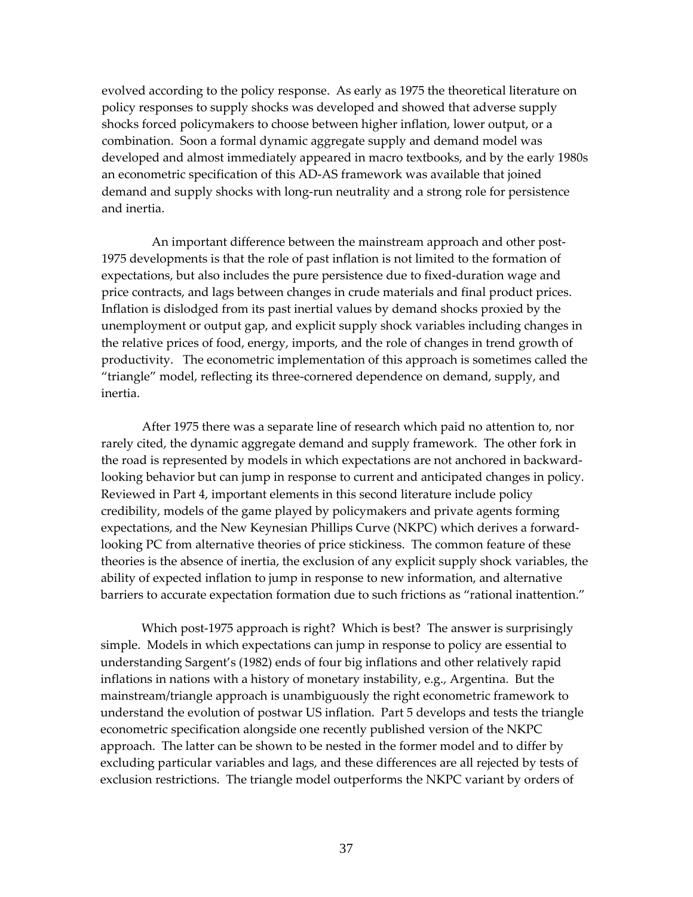evolved according to the policy response. As early as 1975 the theoretical literature on policy responses to supply shocks was developed and showed that adverse supply shocks forced policymakers to choose between higher inflation, lower output, or a combination. Soon a formal dynamic aggregate supply and demand model was developed and almost immediately appeared in macro textbooks, and by the early 1980s an econometric specification of this AD-AS framework was available that joined demand and supply shocks with long-run neutrality and a strong role for persistence and inertia.

An important difference between the mainstream approach and other post-1975 developments is that the role of past inflation is not limited to the formation of expectations, but also includes the pure persistence due to fixed-duration wage and price contracts, and lags between changes in crude materials and final product prices. Inflation is dislodged from its past inertial values by demand shocks proxied by the unemployment or output gap, and explicit supply shock variables including changes in the relative prices of food, energy, imports, and the role of changes in trend growth of productivity. The econometric implementation of this approach is sometimes called the "triangle" model, reflecting its three-cornered dependence on demand, supply, and inertia.

After 1975 there was a separate line of research which paid no attention to, nor rarely cited, the dynamic aggregate demand and supply framework. The other fork in the road is represented by models in which expectations are not anchored in backward-looking behavior but can jump in response to current and anticipated changes in policy. Reviewed in Part 4, important elements in this second literature include policy credibility, models of the game played by policymakers and private agents forming expectations, and the New Keynesian Phillips Curve (NKPC) which derives a forward-looking PC from alternative theories of price stickiness. The common feature of these theories is the absence of inertia, the exclusion of any explicit supply shock variables, the ability of expected inflation to jump in response to new information, and alternative barriers to accurate expectation formation due to such frictions as "rational inattention."

Which post-1975 approach is right? Which is best? The answer is surprisingly simple. Models in which expectations can jump in response to policy are essential to understanding Sargent's (1982) ends of four big inflations and other relatively rapid inflations in nations with a history of monetary instability, e.g., Argentina. But the mainstream/triangle approach is unambiguously the right econometric framework to understand the evolution of postwar US inflation. Part 5 develops and tests the triangle econometric specification alongside one recently published version of the NKPC approach. The latter can be shown to be nested in the former model and to differ by excluding particular variables and lags, and these differences are all rejected by tests of exclusion restrictions. The triangle model outperforms the NKPC variant by orders of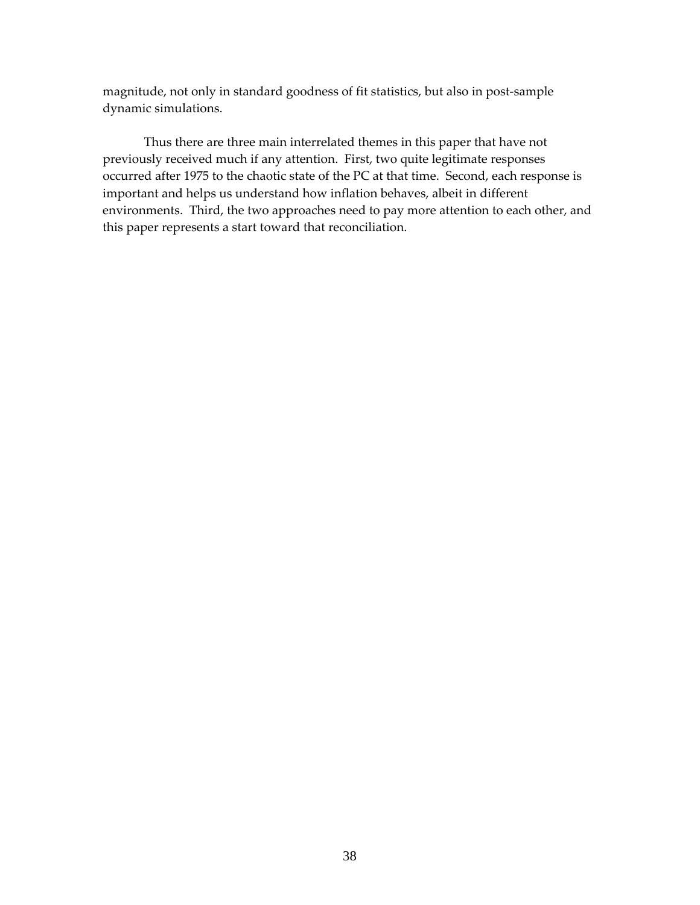magnitude, not only in standard goodness of fit statistics, but also in post-sample dynamic simulations.

Thus there are three main interrelated themes in this paper that have not previously received much if any attention. First, two quite legitimate responses occurred after 1975 to the chaotic state of the PC at that time. Second, each response is important and helps us understand how inflation behaves, albeit in different environments. Third, the two approaches need to pay more attention to each other, and this paper represents a start toward that reconciliation.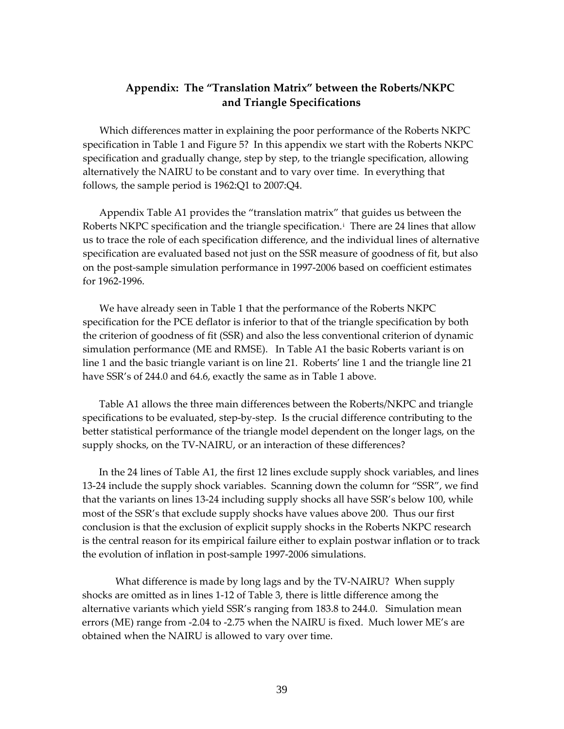## Appendix: The "Translation Matrix" between the Roberts/NKPC and Triangle Specifications

Which differences matter in explaining the poor performance of the Roberts NKPC specification in Table 1 and Figure 5? In this appendix we start with the Roberts NKPC specification and gradually change, step by step, to the triangle specification, allowing alternatively the NAIRU to be constant and to vary over time. In everything that follows, the sample period is 1962:Q1 to 2007:Q4.

Appendix Table A1 provides the "translation matrix" that guides us between the Roberts NKPC specification and the triangle specification.[i] There are 24 lines that allow us to trace the role of each specification difference, and the individual lines of alternative specification are evaluated based not just on the SSR measure of goodness of fit, but also on the post-sample simulation performance in 1997-2006 based on coefficient estimates for 1962-1996.

We have already seen in Table 1 that the performance of the Roberts NKPC specification for the PCE deflator is inferior to that of the triangle specification by both the criterion of goodness of fit (SSR) and also the less conventional criterion of dynamic simulation performance (ME and RMSE). In Table A1 the basic Roberts variant is on line 1 and the basic triangle variant is on line 21. Roberts' line 1 and the triangle line 21 have SSR's of 244.0 and 64.6, exactly the same as in Table 1 above.

Table A1 allows the three main differences between the Roberts/NKPC and triangle specifications to be evaluated, step-by-step. Is the crucial difference contributing to the better statistical performance of the triangle model dependent on the longer lags, on the supply shocks, on the TV-NAIRU, or an interaction of these differences?

In the 24 lines of Table A1, the first 12 lines exclude supply shock variables, and lines 13-24 include the supply shock variables. Scanning down the column for "SSR", we find that the variants on lines 13-24 including supply shocks all have SSR's below 100, while most of the SSR's that exclude supply shocks have values above 200. Thus our first conclusion is that the exclusion of explicit supply shocks in the Roberts NKPC research is the central reason for its empirical failure either to explain postwar inflation or to track the evolution of inflation in post-sample 1997-2006 simulations.

What difference is made by long lags and by the TV-NAIRU? When supply shocks are omitted as in lines 1-12 of Table 3, there is little difference among the alternative variants which yield SSR's ranging from 183.8 to 244.0. Simulation mean errors (ME) range from -2.04 to -2.75 when the NAIRU is fixed. Much lower ME's are obtained when the NAIRU is allowed to vary over time.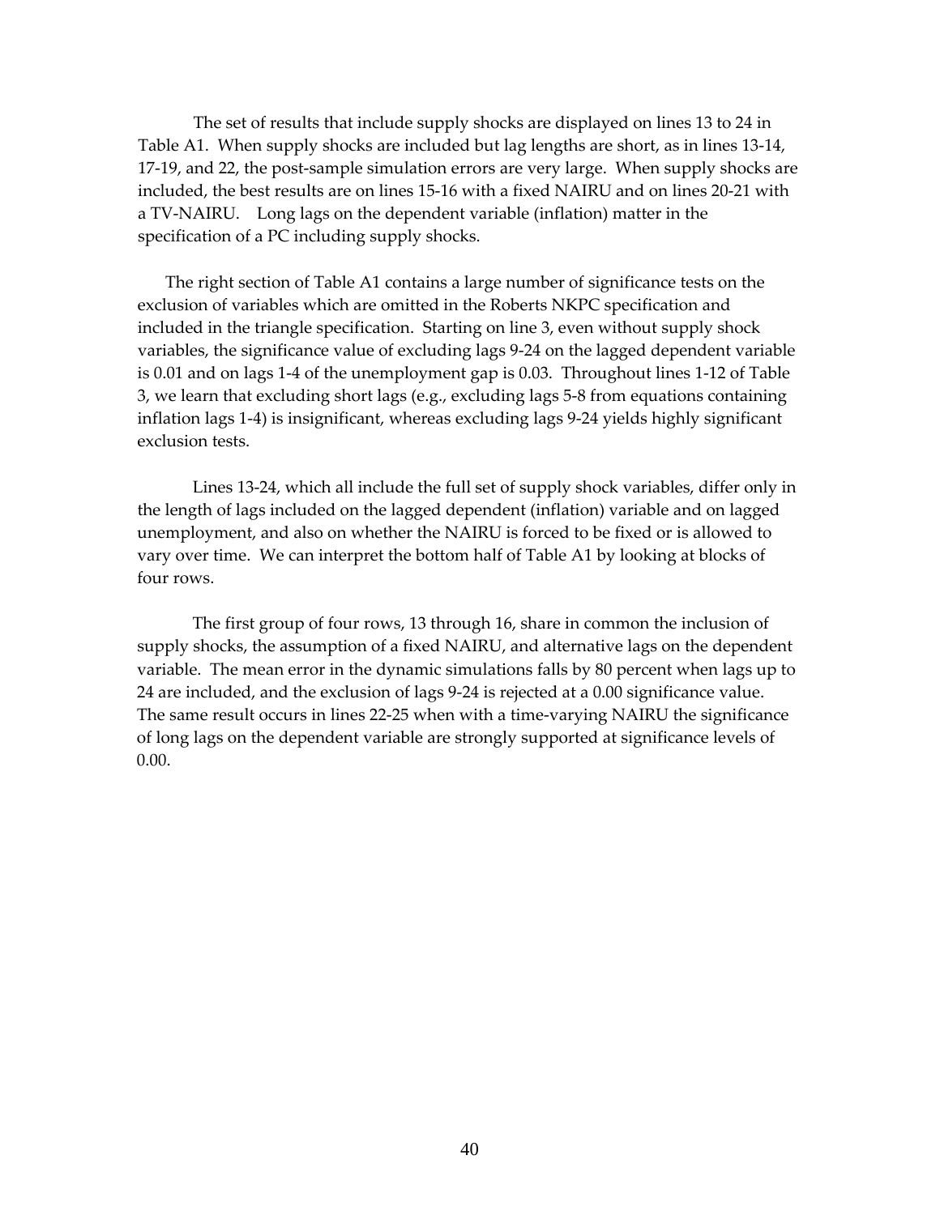The set of results that include supply shocks are displayed on lines 13 to 24 in Table A1. When supply shocks are included but lag lengths are short, as in lines 13-14, 17-19, and 22, the post-sample simulation errors are very large. When supply shocks are included, the best results are on lines 15-16 with a fixed NAIRU and on lines 20-21 with a TV-NAIRU. Long lags on the dependent variable (inflation) matter in the specification of a PC including supply shocks.

The right section of Table A1 contains a large number of significance tests on the exclusion of variables which are omitted in the Roberts NKPC specification and included in the triangle specification. Starting on line 3, even without supply shock variables, the significance value of excluding lags 9-24 on the lagged dependent variable is 0.01 and on lags 1-4 of the unemployment gap is 0.03. Throughout lines 1-12 of Table 3, we learn that excluding short lags (e.g., excluding lags 5-8 from equations containing inflation lags 1-4) is insignificant, whereas excluding lags 9-24 yields highly significant exclusion tests.

Lines 13-24, which all include the full set of supply shock variables, differ only in the length of lags included on the lagged dependent (inflation) variable and on lagged unemployment, and also on whether the NAIRU is forced to be fixed or is allowed to vary over time. We can interpret the bottom half of Table A1 by looking at blocks of four rows.

The first group of four rows, 13 through 16, share in common the inclusion of supply shocks, the assumption of a fixed NAIRU, and alternative lags on the dependent variable. The mean error in the dynamic simulations falls by 80 percent when lags up to 24 are included, and the exclusion of lags 9-24 is rejected at a 0.00 significance value. The same result occurs in lines 22-25 when with a time-varying NAIRU the significance of long lags on the dependent variable are strongly supported at significance levels of 0.00.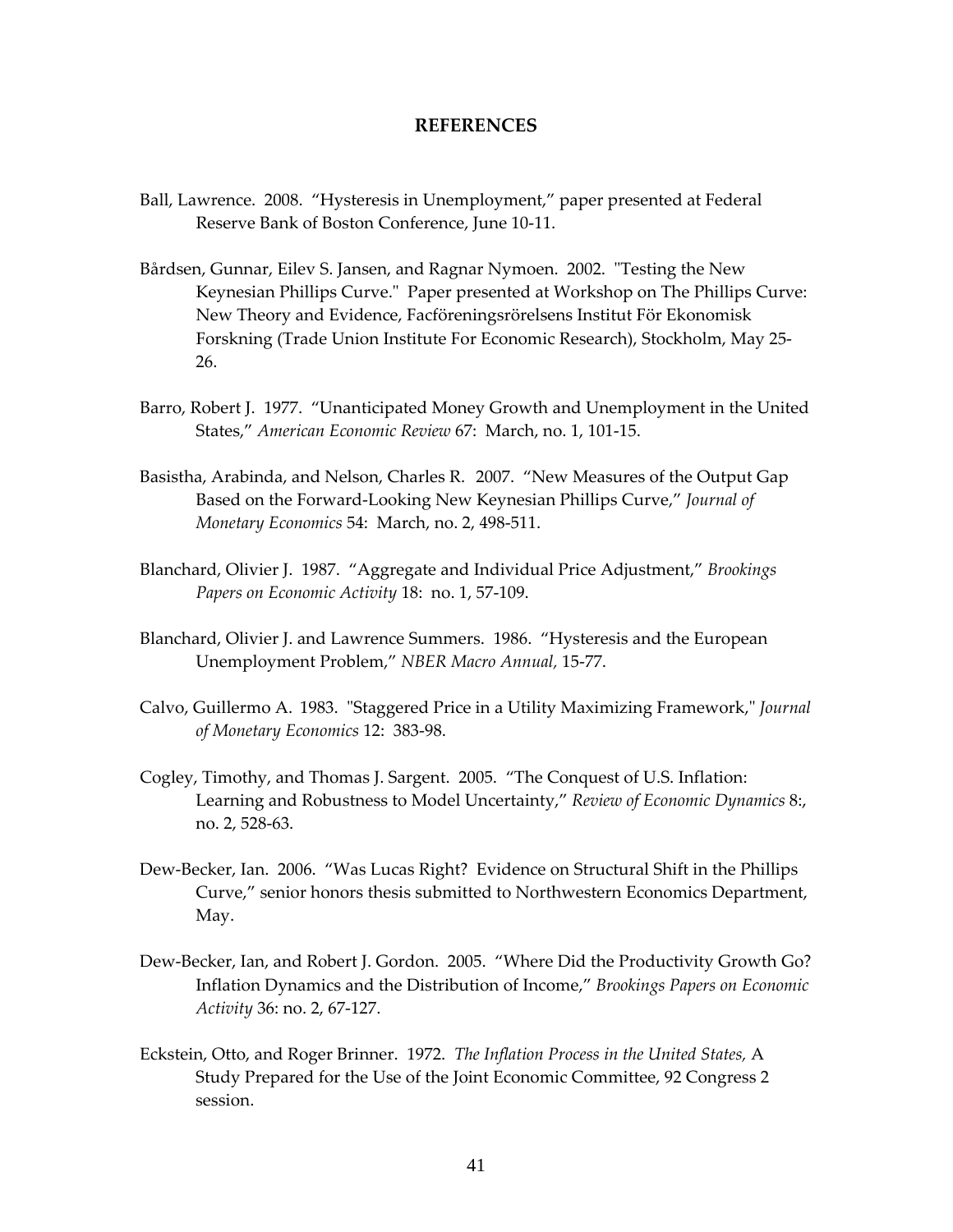## REFERENCES

Ball, Lawrence. 2008. "Hysteresis in Unemployment," paper presented at Federal Reserve Bank of Boston Conference, June 10-11.

Bårdsen, Gunnar, Eilev S. Jansen, and Ragnar Nymoen. 2002. "Testing the New Keynesian Phillips Curve." Paper presented at Workshop on The Phillips Curve: New Theory and Evidence, Facföreningsrörelsens Institut För Ekonomisk Forskning (Trade Union Institute For Economic Research), Stockholm, May 25-26.

Barro, Robert J. 1977. "Unanticipated Money Growth and Unemployment in the United States," *American Economic Review* 67: March, no. 1, 101-15.

Basistha, Arabinda, and Nelson, Charles R. 2007. "New Measures of the Output Gap Based on the Forward-Looking New Keynesian Phillips Curve," *Journal of Monetary Economics* 54: March, no. 2, 498-511.

Blanchard, Olivier J. 1987. "Aggregate and Individual Price Adjustment," *Brookings Papers on Economic Activity* 18: no. 1, 57-109.

Blanchard, Olivier J. and Lawrence Summers. 1986. "Hysteresis and the European Unemployment Problem," *NBER Macro Annual,* 15-77.

Calvo, Guillermo A. 1983. "Staggered Price in a Utility Maximizing Framework," *Journal of Monetary Economics* 12: 383-98.

Cogley, Timothy, and Thomas J. Sargent. 2005. "The Conquest of U.S. Inflation: Learning and Robustness to Model Uncertainty," *Review of Economic Dynamics* 8:, no. 2, 528-63.

Dew-Becker, Ian. 2006. "Was Lucas Right? Evidence on Structural Shift in the Phillips Curve," senior honors thesis submitted to Northwestern Economics Department, May.

Dew-Becker, Ian, and Robert J. Gordon. 2005. "Where Did the Productivity Growth Go? Inflation Dynamics and the Distribution of Income," *Brookings Papers on Economic Activity* 36: no. 2, 67-127.

Eckstein, Otto, and Roger Brinner. 1972. *The Inflation Process in the United States,* A Study Prepared for the Use of the Joint Economic Committee, 92 Congress 2 session.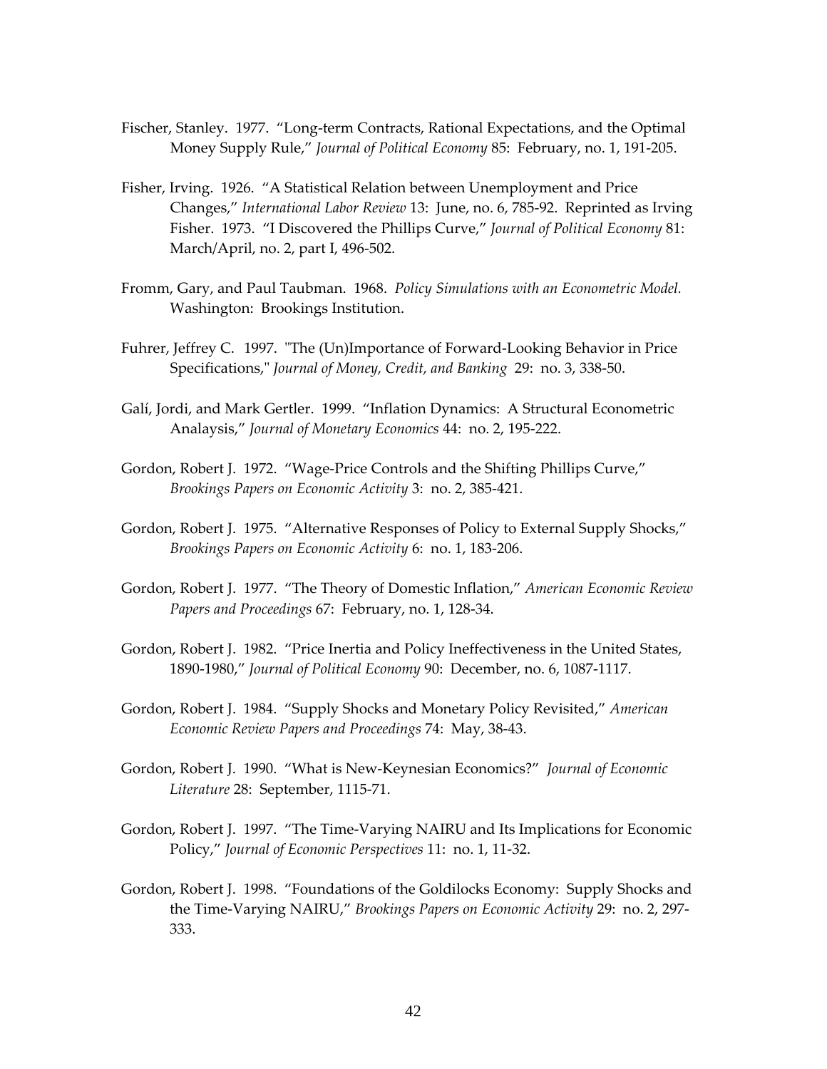Fischer, Stanley. 1977. "Long-term Contracts, Rational Expectations, and the Optimal Money Supply Rule," *Journal of Political Economy* 85: February, no. 1, 191-205.

Fisher, Irving. 1926. "A Statistical Relation between Unemployment and Price Changes," *International Labor Review* 13: June, no. 6, 785-92. Reprinted as Irving Fisher. 1973. "I Discovered the Phillips Curve," *Journal of Political Economy* 81: March/April, no. 2, part I, 496-502.

Fromm, Gary, and Paul Taubman. 1968. *Policy Simulations with an Econometric Model.* Washington: Brookings Institution.

Fuhrer, Jeffrey C. 1997. "The (Un)Importance of Forward-Looking Behavior in Price Specifications," *Journal of Money, Credit, and Banking* 29: no. 3, 338-50.

Galí, Jordi, and Mark Gertler. 1999. "Inflation Dynamics: A Structural Econometric Analaysis," *Journal of Monetary Economics* 44: no. 2, 195-222.

Gordon, Robert J. 1972. "Wage-Price Controls and the Shifting Phillips Curve," *Brookings Papers on Economic Activity* 3: no. 2, 385-421.

Gordon, Robert J. 1975. "Alternative Responses of Policy to External Supply Shocks," *Brookings Papers on Economic Activity* 6: no. 1, 183-206.

Gordon, Robert J. 1977. "The Theory of Domestic Inflation," *American Economic Review Papers and Proceedings* 67: February, no. 1, 128-34.

Gordon, Robert J. 1982. "Price Inertia and Policy Ineffectiveness in the United States, 1890-1980," *Journal of Political Economy* 90: December, no. 6, 1087-1117.

Gordon, Robert J. 1984. "Supply Shocks and Monetary Policy Revisited," *American Economic Review Papers and Proceedings* 74: May, 38-43.

Gordon, Robert J. 1990. "What is New-Keynesian Economics?" *Journal of Economic Literature* 28: September, 1115-71.

Gordon, Robert J. 1997. "The Time-Varying NAIRU and Its Implications for Economic Policy," *Journal of Economic Perspectives* 11: no. 1, 11-32.

Gordon, Robert J. 1998. "Foundations of the Goldilocks Economy: Supply Shocks and the Time-Varying NAIRU," *Brookings Papers on Economic Activity* 29: no. 2, 297-333.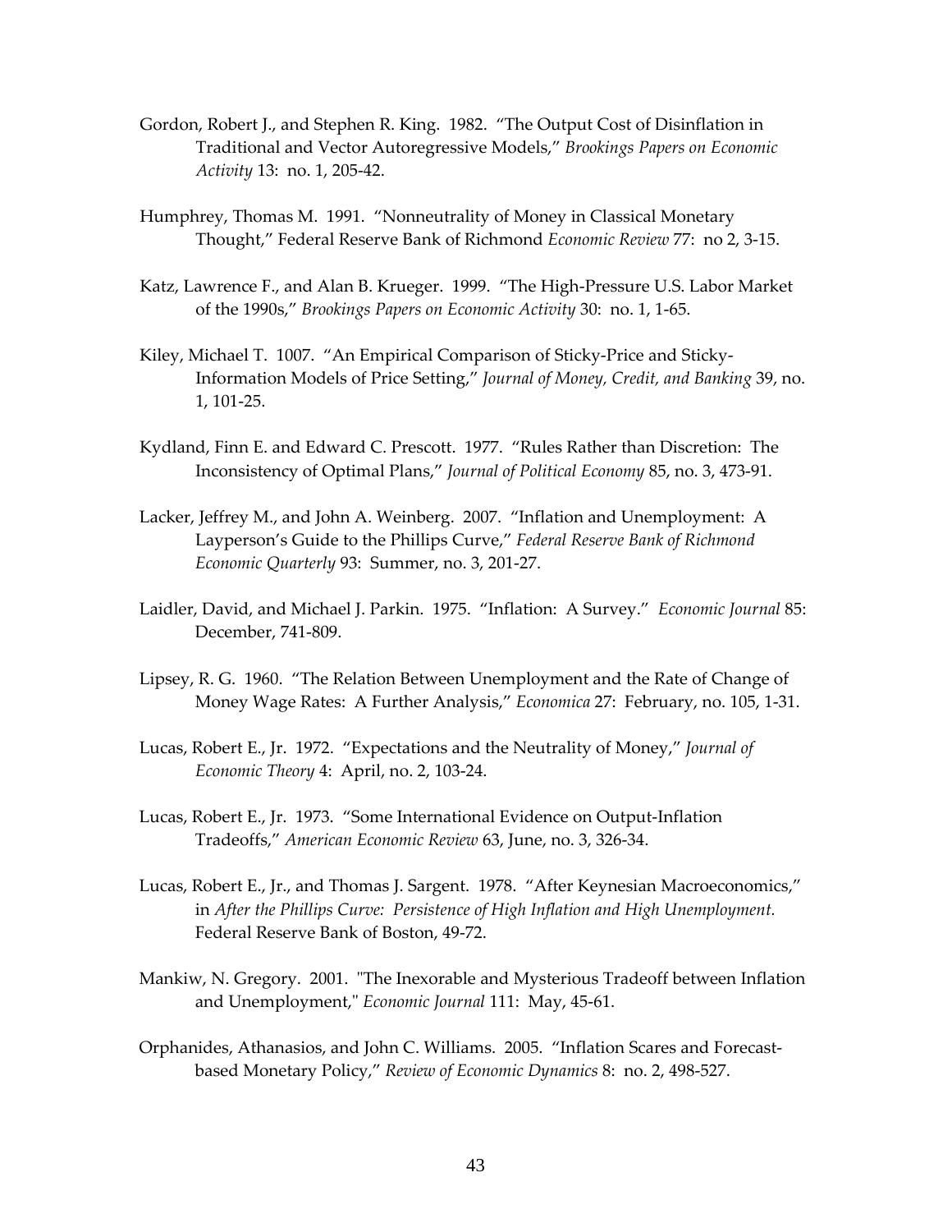Gordon, Robert J., and Stephen R. King. 1982. "The Output Cost of Disinflation in Traditional and Vector Autoregressive Models," *Brookings Papers on Economic Activity* 13: no. 1, 205-42.

Humphrey, Thomas M. 1991. "Nonneutrality of Money in Classical Monetary Thought," Federal Reserve Bank of Richmond *Economic Review* 77: no 2, 3-15.

Katz, Lawrence F., and Alan B. Krueger. 1999. "The High-Pressure U.S. Labor Market of the 1990s," *Brookings Papers on Economic Activity* 30: no. 1, 1-65.

Kiley, Michael T. 1007. "An Empirical Comparison of Sticky-Price and Sticky-Information Models of Price Setting," *Journal of Money, Credit, and Banking* 39, no. 1, 101-25.

Kydland, Finn E. and Edward C. Prescott. 1977. "Rules Rather than Discretion: The Inconsistency of Optimal Plans," *Journal of Political Economy* 85, no. 3, 473-91.

Lacker, Jeffrey M., and John A. Weinberg. 2007. "Inflation and Unemployment: A Layperson's Guide to the Phillips Curve," *Federal Reserve Bank of Richmond Economic Quarterly* 93: Summer, no. 3, 201-27.

Laidler, David, and Michael J. Parkin. 1975. "Inflation: A Survey." *Economic Journal* 85: December, 741-809.

Lipsey, R. G. 1960. "The Relation Between Unemployment and the Rate of Change of Money Wage Rates: A Further Analysis," *Economica* 27: February, no. 105, 1-31.

Lucas, Robert E., Jr. 1972. "Expectations and the Neutrality of Money," *Journal of Economic Theory* 4: April, no. 2, 103-24.

Lucas, Robert E., Jr. 1973. "Some International Evidence on Output-Inflation Tradeoffs," *American Economic Review* 63, June, no. 3, 326-34.

Lucas, Robert E., Jr., and Thomas J. Sargent. 1978. "After Keynesian Macroeconomics," in *After the Phillips Curve: Persistence of High Inflation and High Unemployment.* Federal Reserve Bank of Boston, 49-72.

Mankiw, N. Gregory. 2001. "The Inexorable and Mysterious Tradeoff between Inflation and Unemployment," *Economic Journal* 111: May, 45-61.

Orphanides, Athanasios, and John C. Williams. 2005. "Inflation Scares and Forecast-based Monetary Policy," *Review of Economic Dynamics* 8: no. 2, 498-527.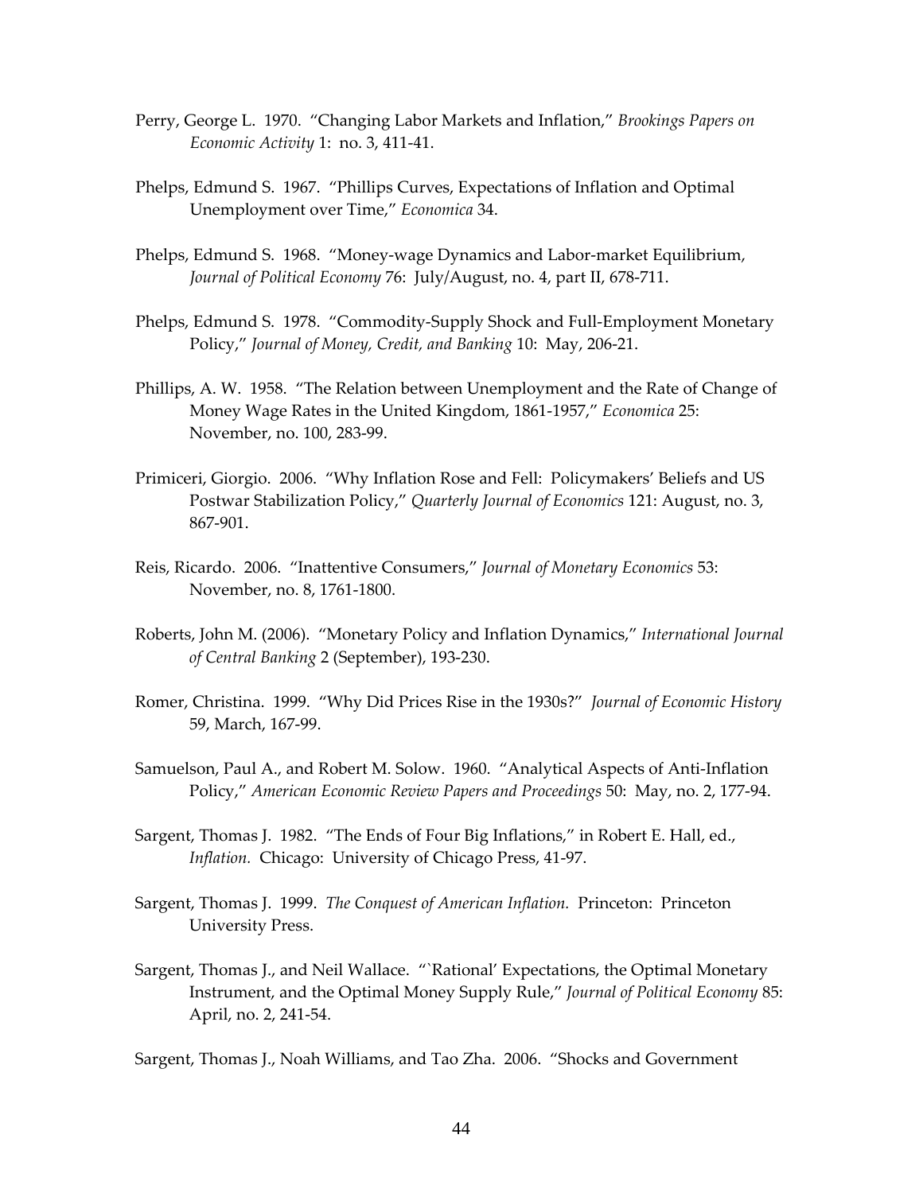Perry, George L. 1970. "Changing Labor Markets and Inflation," *Brookings Papers on Economic Activity* 1: no. 3, 411-41.

Phelps, Edmund S. 1967. "Phillips Curves, Expectations of Inflation and Optimal Unemployment over Time," *Economica* 34.

Phelps, Edmund S. 1968. "Money-wage Dynamics and Labor-market Equilibrium, *Journal of Political Economy* 76: July/August, no. 4, part II, 678-711.

Phelps, Edmund S. 1978. "Commodity-Supply Shock and Full-Employment Monetary Policy," *Journal of Money, Credit, and Banking* 10: May, 206-21.

Phillips, A. W. 1958. "The Relation between Unemployment and the Rate of Change of Money Wage Rates in the United Kingdom, 1861-1957," *Economica* 25: November, no. 100, 283-99.

Primiceri, Giorgio. 2006. "Why Inflation Rose and Fell: Policymakers' Beliefs and US Postwar Stabilization Policy," *Quarterly Journal of Economics* 121: August, no. 3, 867-901.

Reis, Ricardo. 2006. "Inattentive Consumers," *Journal of Monetary Economics* 53: November, no. 8, 1761-1800.

Roberts, John M. (2006). "Monetary Policy and Inflation Dynamics," *International Journal of Central Banking* 2 (September), 193-230.

Romer, Christina. 1999. "Why Did Prices Rise in the 1930s?" *Journal of Economic History* 59, March, 167-99.

Samuelson, Paul A., and Robert M. Solow. 1960. "Analytical Aspects of Anti-Inflation Policy," *American Economic Review Papers and Proceedings* 50: May, no. 2, 177-94.

Sargent, Thomas J. 1982. "The Ends of Four Big Inflations," in Robert E. Hall, ed., *Inflation.* Chicago: University of Chicago Press, 41-97.

Sargent, Thomas J. 1999. *The Conquest of American Inflation.* Princeton: Princeton University Press.

Sargent, Thomas J., and Neil Wallace. "`Rational' Expectations, the Optimal Monetary Instrument, and the Optimal Money Supply Rule," *Journal of Political Economy* 85: April, no. 2, 241-54.

Sargent, Thomas J., Noah Williams, and Tao Zha. 2006. "Shocks and Government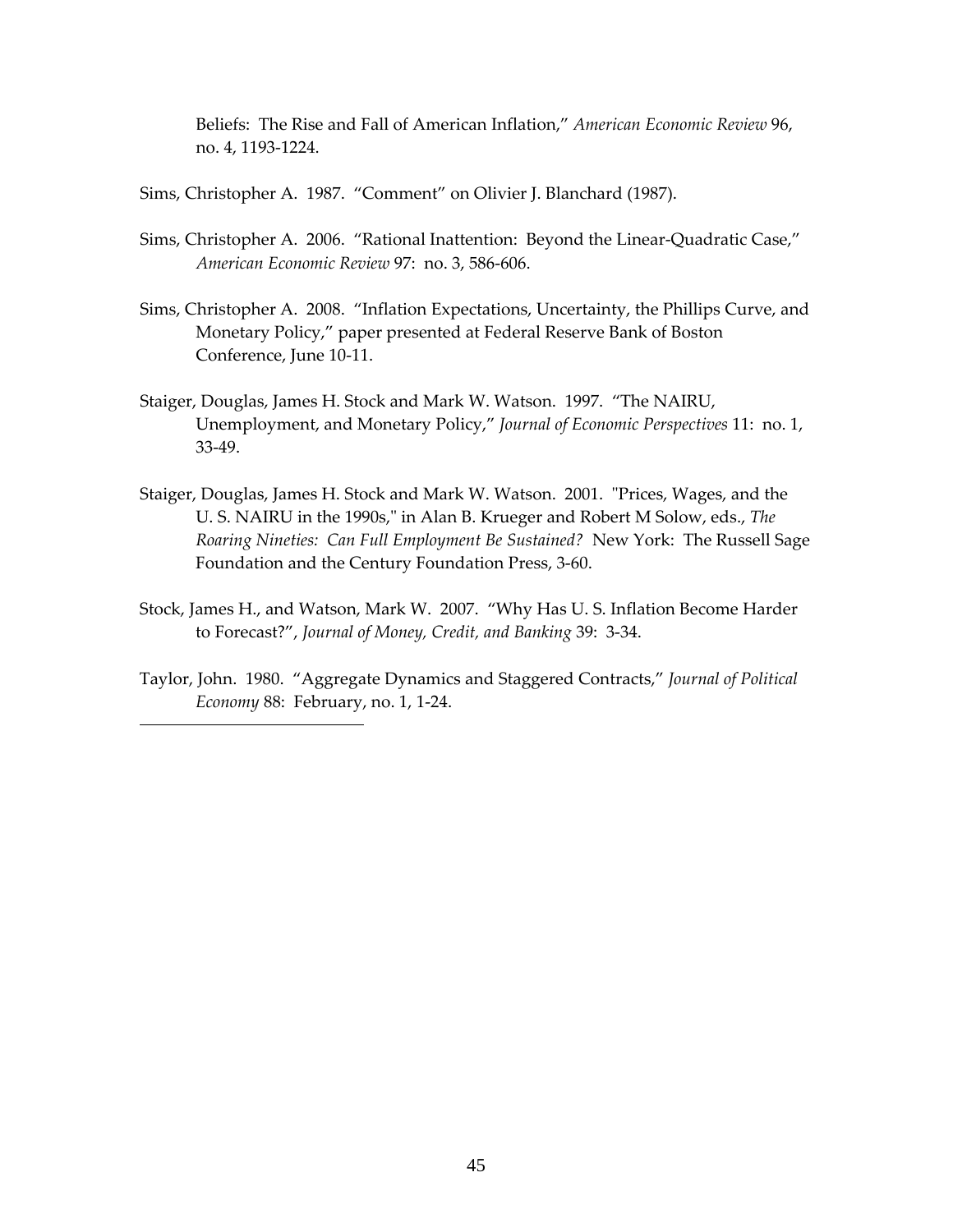Beliefs: The Rise and Fall of American Inflation," *American Economic Review* 96, no. 4, 1193-1224.

Sims, Christopher A. 1987. "Comment" on Olivier J. Blanchard (1987).

Sims, Christopher A. 2006. "Rational Inattention: Beyond the Linear-Quadratic Case," *American Economic Review* 97: no. 3, 586-606.

Sims, Christopher A. 2008. "Inflation Expectations, Uncertainty, the Phillips Curve, and Monetary Policy," paper presented at Federal Reserve Bank of Boston Conference, June 10-11.

Staiger, Douglas, James H. Stock and Mark W. Watson. 1997. "The NAIRU, Unemployment, and Monetary Policy," *Journal of Economic Perspectives* 11: no. 1, 33-49.

Staiger, Douglas, James H. Stock and Mark W. Watson. 2001. "Prices, Wages, and the U. S. NAIRU in the 1990s," in Alan B. Krueger and Robert M Solow, eds., *The Roaring Nineties: Can Full Employment Be Sustained?* New York: The Russell Sage Foundation and the Century Foundation Press, 3-60.

Stock, James H., and Watson, Mark W. 2007. "Why Has U. S. Inflation Become Harder to Forecast?", *Journal of Money, Credit, and Banking* 39: 3-34.

Taylor, John. 1980. "Aggregate Dynamics and Staggered Contracts," *Journal of Political Economy* 88: February, no. 1, 1-24.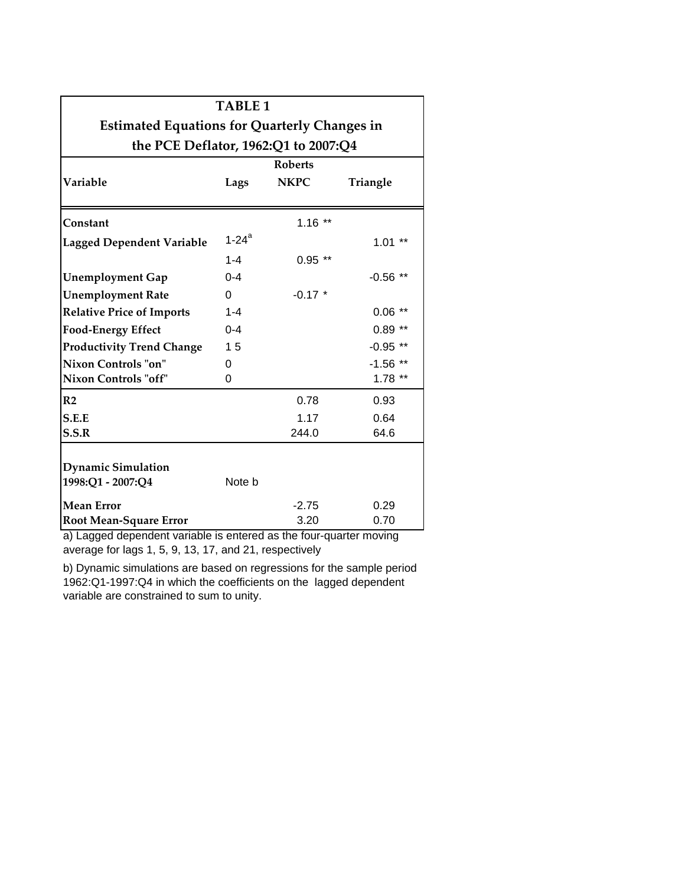**TABLE 1**

**Estimated Equations for Quarterly Changes in the PCE Deflator, 1962:Q1 to 2007:Q4**

| Variable | Lags | Roberts NKPC | Triangle |
|---|---|---|---|
| **Constant** | | 1.16 ** | |
| **Lagged Dependent Variable** | 1-24[a] | | 1.01 ** |
| | 1-4 | 0.95 ** | |
| **Unemployment Gap** | 0-4 | | -0.56 ** |
| **Unemployment Rate** | 0 | -0.17 * | |
| **Relative Price of Imports** | 1-4 | | 0.06 ** |
| **Food-Energy Effect** | 0-4 | | 0.89 ** |
| **Productivity Trend Change** | 1 5 | | -0.95 ** |
| **Nixon Controls "on"** | 0 | | -1.56 ** |
| **Nixon Controls "off"** | 0 | | 1.78 ** |
| **R2** | | 0.78 | 0.93 |
| **S.E.E** | | 1.17 | 0.64 |
| **S.S.R** | | 244.0 | 64.6 |
| **Dynamic Simulation 1998:Q1 - 2007:Q4** | Note b | | |
| **Mean Error** | | -2.75 | 0.29 |
| **Root Mean-Square Error** | | 3.20 | 0.70 |

a) Lagged dependent variable is entered as the four-quarter moving average for lags 1, 5, 9, 13, 17, and 21, respectively

b) Dynamic simulations are based on regressions for the sample period 1962:Q1-1997:Q4 in which the coefficients on the lagged dependent variable are constrained to sum to unity.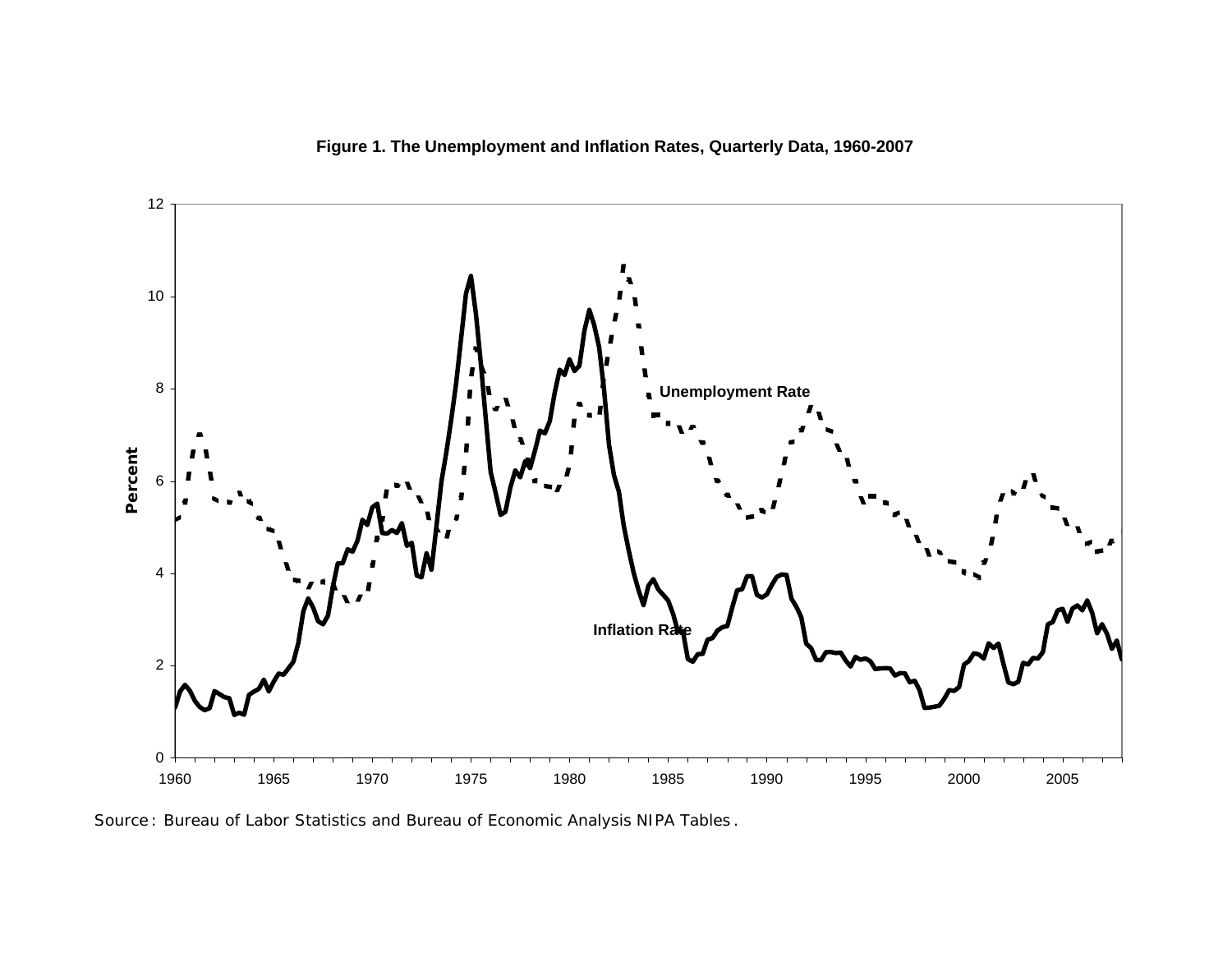**Figure 1. The Unemployment and Inflation Rates, Quarterly Data, 1960-2007**

Source: Bureau of Labor Statistics and Bureau of Economic Analysis NIPA Tables.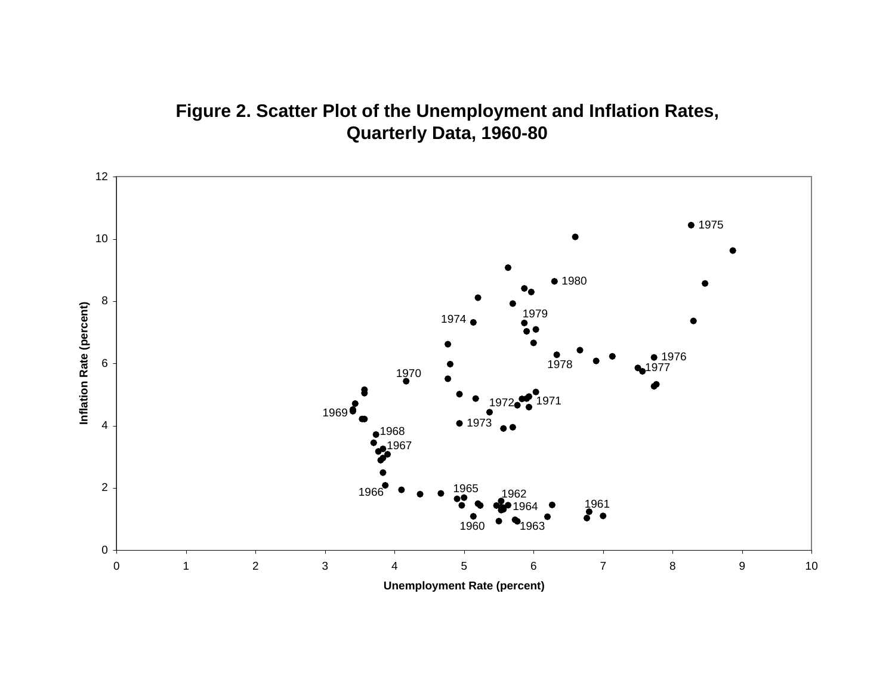**Figure 2. Scatter Plot of the Unemployment and Inflation Rates, Quarterly Data, 1960-80**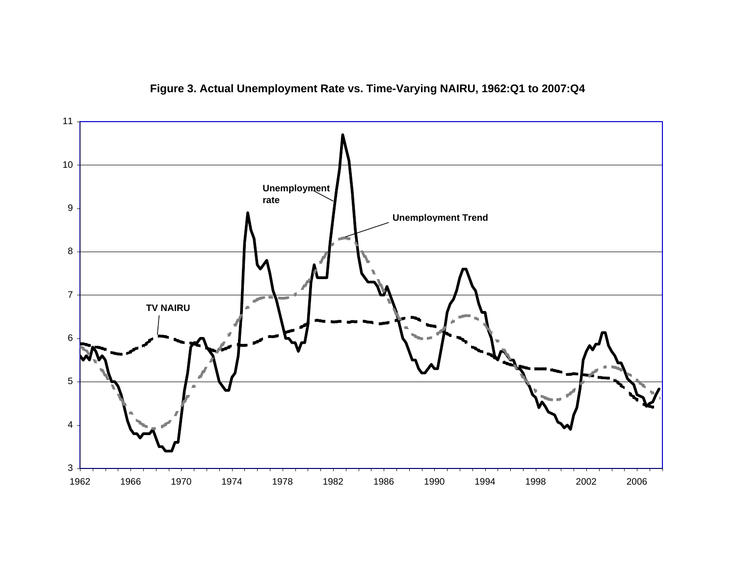**Figure 3. Actual Unemployment Rate vs. Time-Varying NAIRU, 1962:Q1 to 2007:Q4**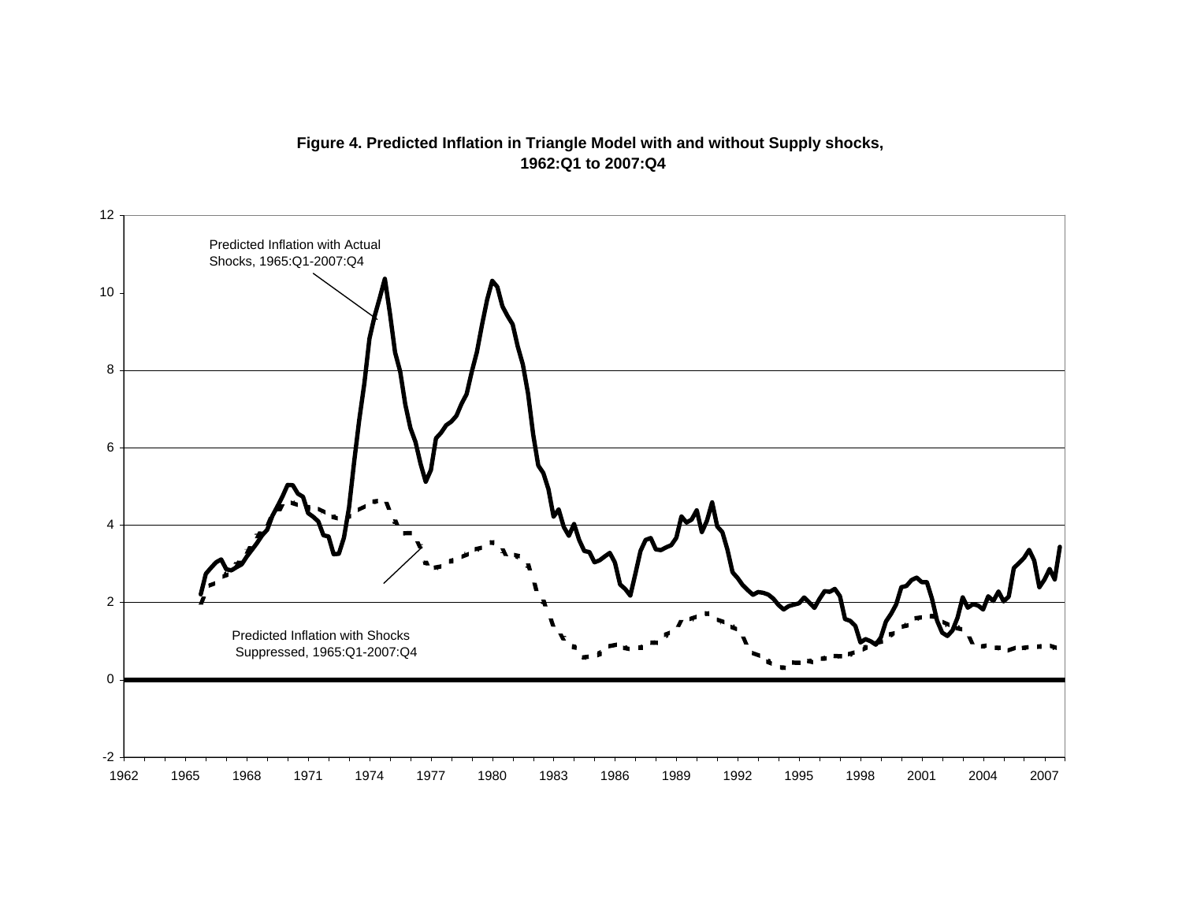**Figure 4. Predicted Inflation in Triangle Model with and without Supply shocks, 1962:Q1 to 2007:Q4**

Predicted Inflation with Actual Shocks, 1965:Q1-2007:Q4

Predicted Inflation with Shocks Suppressed, 1965:Q1-2007:Q4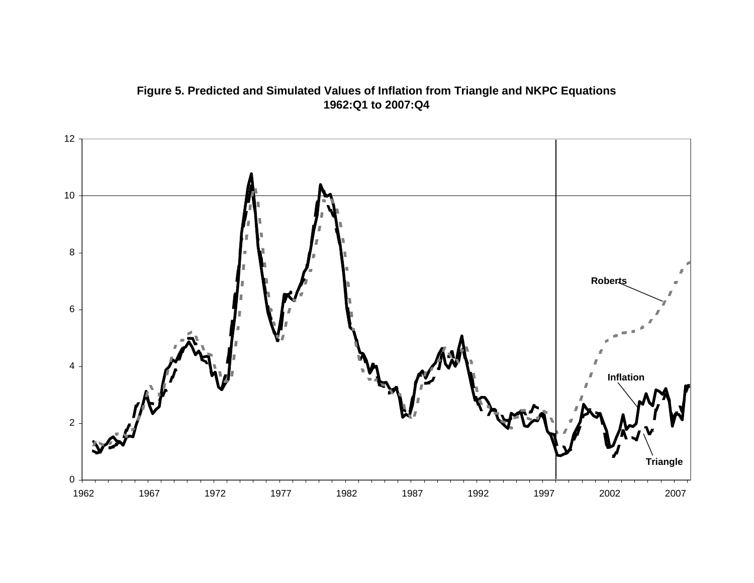**Figure 5. Predicted and Simulated Values of Inflation from Triangle and NKPC Equations 1962:Q1 to 2007:Q4**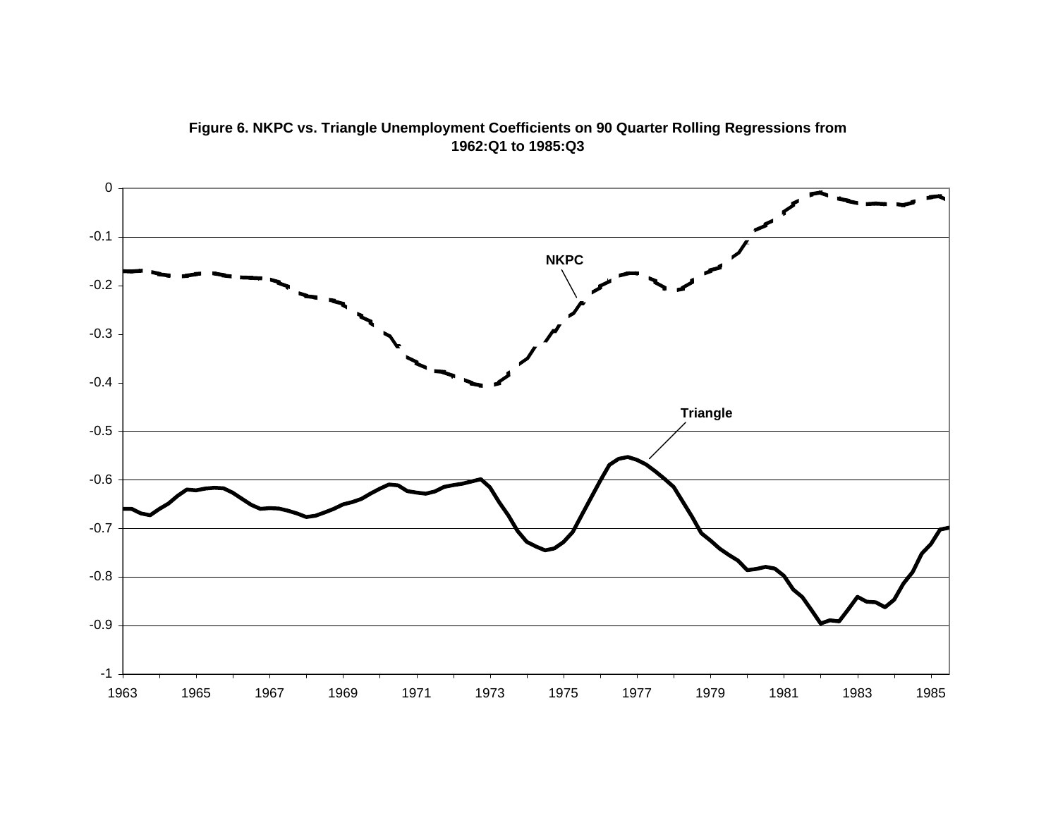**Figure 6. NKPC vs. Triangle Unemployment Coefficients on 90 Quarter Rolling Regressions from 1962:Q1 to 1985:Q3**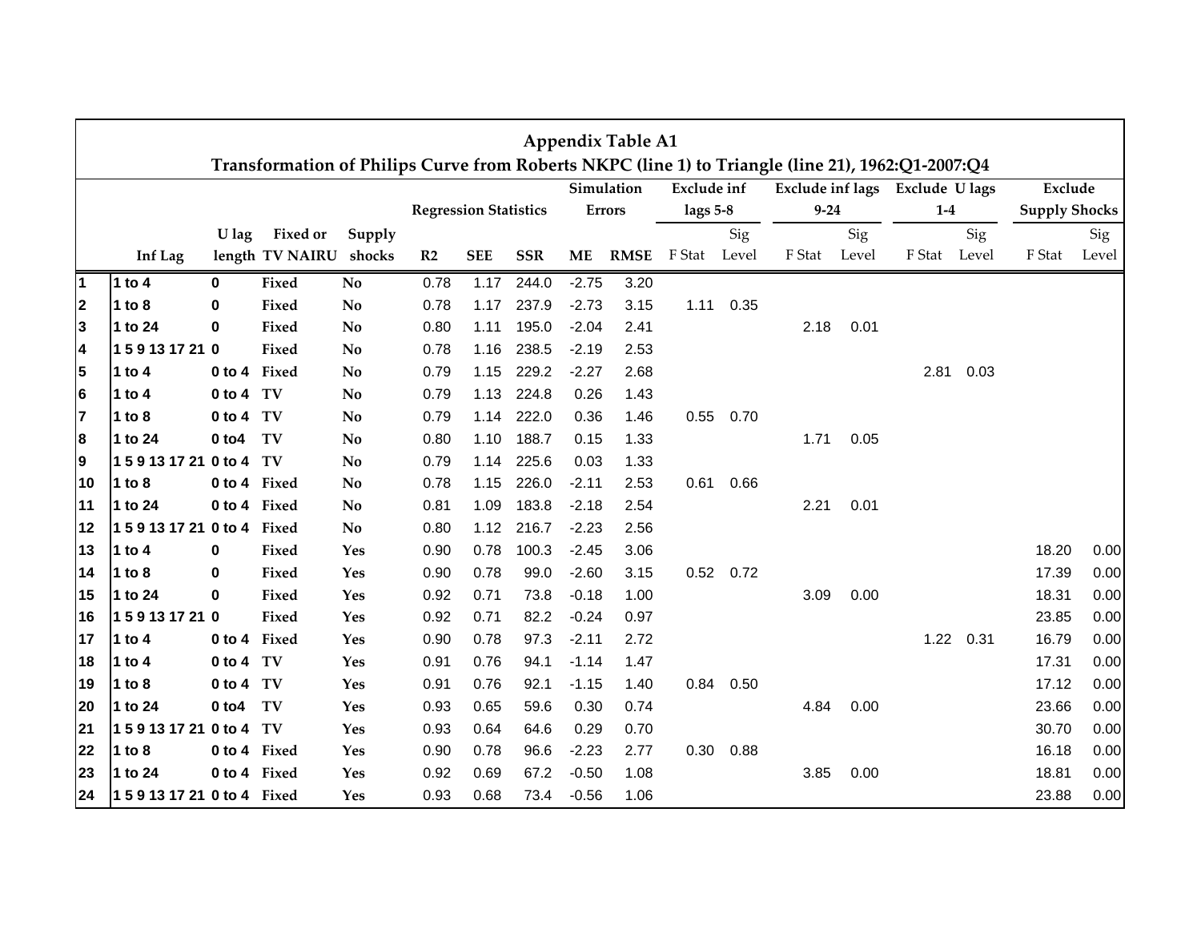## Appendix Table A1

### Transformation of Philips Curve from Roberts NKPC (line 1) to Triangle (line 21), 1962:Q1-2007:Q4

| | | | | | Regression Statistics | | | Simulation Errors | | Exclude inf lags 5-8 | | Exclude inf lags 9-24 | | Exclude U lags 1-4 | | Exclude Supply Shocks | |
|---|---|---|---|---|---|---|---|---|---|---|---|---|---|---|---|---|---|
| | Inf Lag | U lag length | Fixed or TV NAIRU | Supply shocks | R2 | SEE | SSR | ME | RMSE | F Stat | Sig Level | F Stat | Sig Level | F Stat | Sig Level | F Stat | Sig Level |
| 1 | 1 to 4 | 0 | Fixed | No | 0.78 | 1.17 | 244.0 | -2.75 | 3.20 | | | | | | | | |
| 2 | 1 to 8 | 0 | Fixed | No | 0.78 | 1.17 | 237.9 | -2.73 | 3.15 | 1.11 | 0.35 | | | | | | |
| 3 | 1 to 24 | 0 | Fixed | No | 0.80 | 1.11 | 195.0 | -2.04 | 2.41 | | | 2.18 | 0.01 | | | | |
| 4 | 1 5 9 13 17 21 | 0 | Fixed | No | 0.78 | 1.16 | 238.5 | -2.19 | 2.53 | | | | | | | | |
| 5 | 1 to 4 | 0 to 4 | Fixed | No | 0.79 | 1.15 | 229.2 | -2.27 | 2.68 | | | | | 2.81 | 0.03 | | |
| 6 | 1 to 4 | 0 to 4 | TV | No | 0.79 | 1.13 | 224.8 | 0.26 | 1.43 | | | | | | | | |
| 7 | 1 to 8 | 0 to 4 | TV | No | 0.79 | 1.14 | 222.0 | 0.36 | 1.46 | 0.55 | 0.70 | | | | | | |
| 8 | 1 to 24 | 0 to4 | TV | No | 0.80 | 1.10 | 188.7 | 0.15 | 1.33 | | | 1.71 | 0.05 | | | | |
| 9 | 1 5 9 13 17 21 | 0 to 4 | TV | No | 0.79 | 1.14 | 225.6 | 0.03 | 1.33 | | | | | | | | |
| 10 | 1 to 8 | 0 to 4 | Fixed | No | 0.78 | 1.15 | 226.0 | -2.11 | 2.53 | 0.61 | 0.66 | | | | | | |
| 11 | 1 to 24 | 0 to 4 | Fixed | No | 0.81 | 1.09 | 183.8 | -2.18 | 2.54 | | | 2.21 | 0.01 | | | | |
| 12 | 1 5 9 13 17 21 | 0 to 4 | Fixed | No | 0.80 | 1.12 | 216.7 | -2.23 | 2.56 | | | | | | | | |
| 13 | 1 to 4 | 0 | Fixed | Yes | 0.90 | 0.78 | 100.3 | -2.45 | 3.06 | | | | | | | 18.20 | 0.00 |
| 14 | 1 to 8 | 0 | Fixed | Yes | 0.90 | 0.78 | 99.0 | -2.60 | 3.15 | 0.52 | 0.72 | | | | | 17.39 | 0.00 |
| 15 | 1 to 24 | 0 | Fixed | Yes | 0.92 | 0.71 | 73.8 | -0.18 | 1.00 | | | 3.09 | 0.00 | | | 18.31 | 0.00 |
| 16 | 1 5 9 13 17 21 | 0 | Fixed | Yes | 0.92 | 0.71 | 82.2 | -0.24 | 0.97 | | | | | | | 23.85 | 0.00 |
| 17 | 1 to 4 | 0 to 4 | Fixed | Yes | 0.90 | 0.78 | 97.3 | -2.11 | 2.72 | | | | | 1.22 | 0.31 | 16.79 | 0.00 |
| 18 | 1 to 4 | 0 to 4 | TV | Yes | 0.91 | 0.76 | 94.1 | -1.14 | 1.47 | | | | | | | 17.31 | 0.00 |
| 19 | 1 to 8 | 0 to 4 | TV | Yes | 0.91 | 0.76 | 92.1 | -1.15 | 1.40 | 0.84 | 0.50 | | | | | 17.12 | 0.00 |
| 20 | 1 to 24 | 0 to4 | TV | Yes | 0.93 | 0.65 | 59.6 | 0.30 | 0.74 | | | 4.84 | 0.00 | | | 23.66 | 0.00 |
| 21 | 1 5 9 13 17 21 | 0 to 4 | TV | Yes | 0.93 | 0.64 | 64.6 | 0.29 | 0.70 | | | | | | | 30.70 | 0.00 |
| 22 | 1 to 8 | 0 to 4 | Fixed | Yes | 0.90 | 0.78 | 96.6 | -2.23 | 2.77 | 0.30 | 0.88 | | | | | 16.18 | 0.00 |
| 23 | 1 to 24 | 0 to 4 | Fixed | Yes | 0.92 | 0.69 | 67.2 | -0.50 | 1.08 | | | 3.85 | 0.00 | | | 18.81 | 0.00 |
| 24 | 1 5 9 13 17 21 | 0 to 4 | Fixed | Yes | 0.93 | 0.68 | 73.4 | -0.56 | 1.06 | | | | | | | 23.88 | 0.00 |